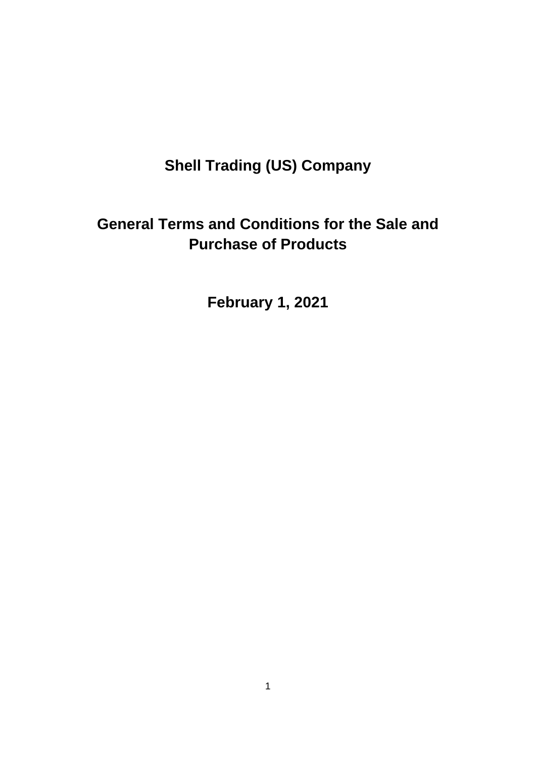# Shell Trading (US) Company

# General Terms and Conditions for the Sale and Purchase of Products

## February 1, 2021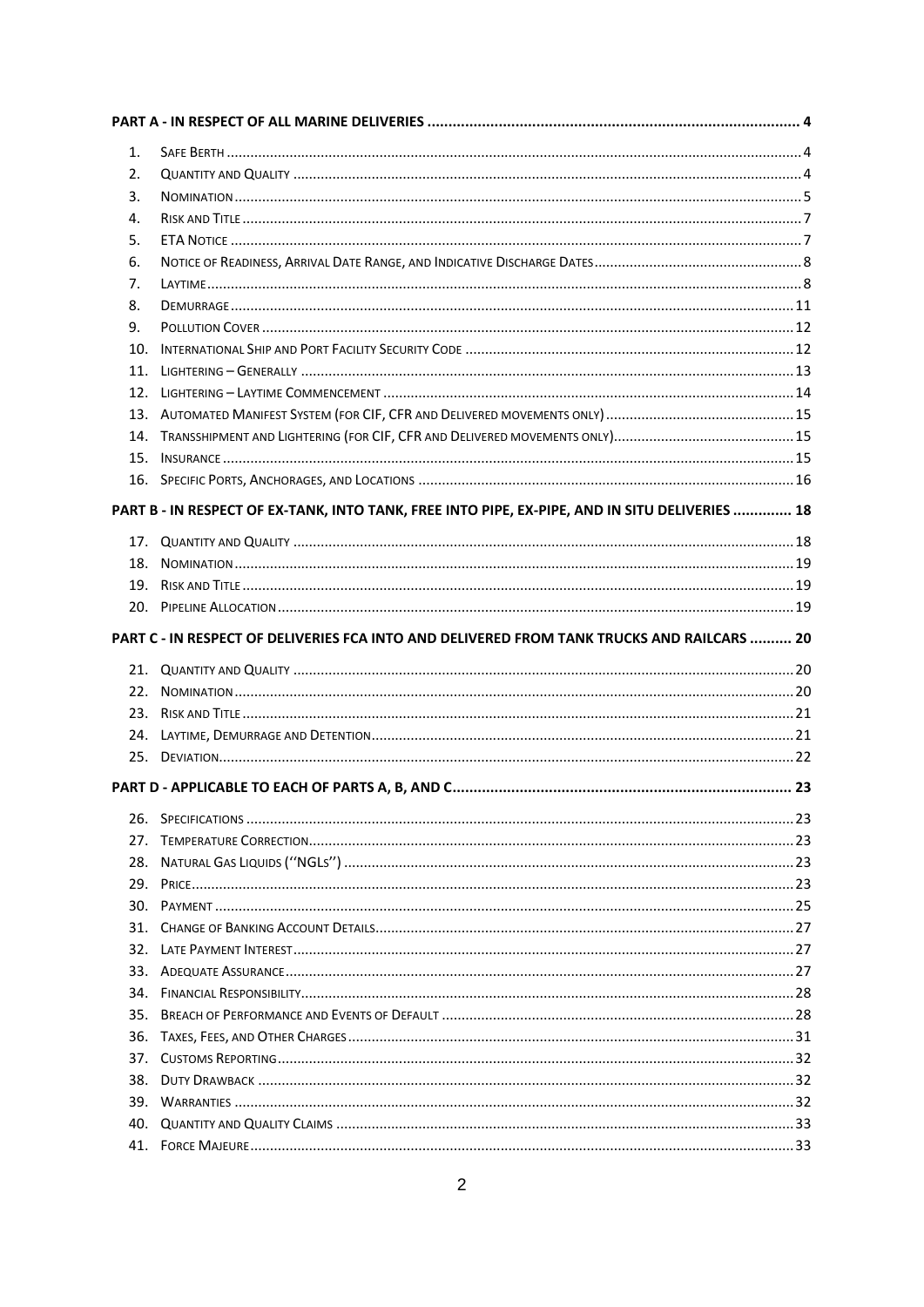| | | |
|---|---|---|
| **PART A - IN RESPECT OF ALL MARINE DELIVERIES** | | **4** |
| 1. | SAFE BERTH | 4 |
| 2. | QUANTITY AND QUALITY | 4 |
| 3. | NOMINATION | 5 |
| 4. | RISK AND TITLE | 7 |
| 5. | ETA NOTICE | 7 |
| 6. | NOTICE OF READINESS, ARRIVAL DATE RANGE, AND INDICATIVE DISCHARGE DATES | 8 |
| 7. | LAYTIME | 8 |
| 8. | DEMURRAGE | 11 |
| 9. | POLLUTION COVER | 12 |
| 10. | INTERNATIONAL SHIP AND PORT FACILITY SECURITY CODE | 12 |
| 11. | LIGHTERING – GENERALLY | 13 |
| 12. | LIGHTERING – LAYTIME COMMENCEMENT | 14 |
| 13. | AUTOMATED MANIFEST SYSTEM (FOR CIF, CFR AND DELIVERED MOVEMENTS ONLY) | 15 |
| 14. | TRANSSHIPMENT AND LIGHTERING (FOR CIF, CFR AND DELIVERED MOVEMENTS ONLY) | 15 |
| 15. | INSURANCE | 15 |
| 16. | SPECIFIC PORTS, ANCHORAGES, AND LOCATIONS | 16 |
| **PART B - IN RESPECT OF EX-TANK, INTO TANK, FREE INTO PIPE, EX-PIPE, AND IN SITU DELIVERIES** | | **18** |
| 17. | QUANTITY AND QUALITY | 18 |
| 18. | NOMINATION | 19 |
| 19. | RISK AND TITLE | 19 |
| 20. | PIPELINE ALLOCATION | 19 |
| **PART C - IN RESPECT OF DELIVERIES FCA INTO AND DELIVERED FROM TANK TRUCKS AND RAILCARS** | | **20** |
| 21. | QUANTITY AND QUALITY | 20 |
| 22. | NOMINATION | 20 |
| 23. | RISK AND TITLE | 21 |
| 24. | LAYTIME, DEMURRAGE AND DETENTION | 21 |
| 25. | DEVIATION | 22 |
| **PART D - APPLICABLE TO EACH OF PARTS A, B, AND C** | | **23** |
| 26. | SPECIFICATIONS | 23 |
| 27. | TEMPERATURE CORRECTION | 23 |
| 28. | NATURAL GAS LIQUIDS (''NGLS'') | 23 |
| 29. | PRICE | 23 |
| 30. | PAYMENT | 25 |
| 31. | CHANGE OF BANKING ACCOUNT DETAILS | 27 |
| 32. | LATE PAYMENT INTEREST | 27 |
| 33. | ADEQUATE ASSURANCE | 27 |
| 34. | FINANCIAL RESPONSIBILITY | 28 |
| 35. | BREACH OF PERFORMANCE AND EVENTS OF DEFAULT | 28 |
| 36. | TAXES, FEES, AND OTHER CHARGES | 31 |
| 37. | CUSTOMS REPORTING | 32 |
| 38. | DUTY DRAWBACK | 32 |
| 39. | WARRANTIES | 32 |
| 40. | QUANTITY AND QUALITY CLAIMS | 33 |
| 41. | FORCE MAJEURE | 33 |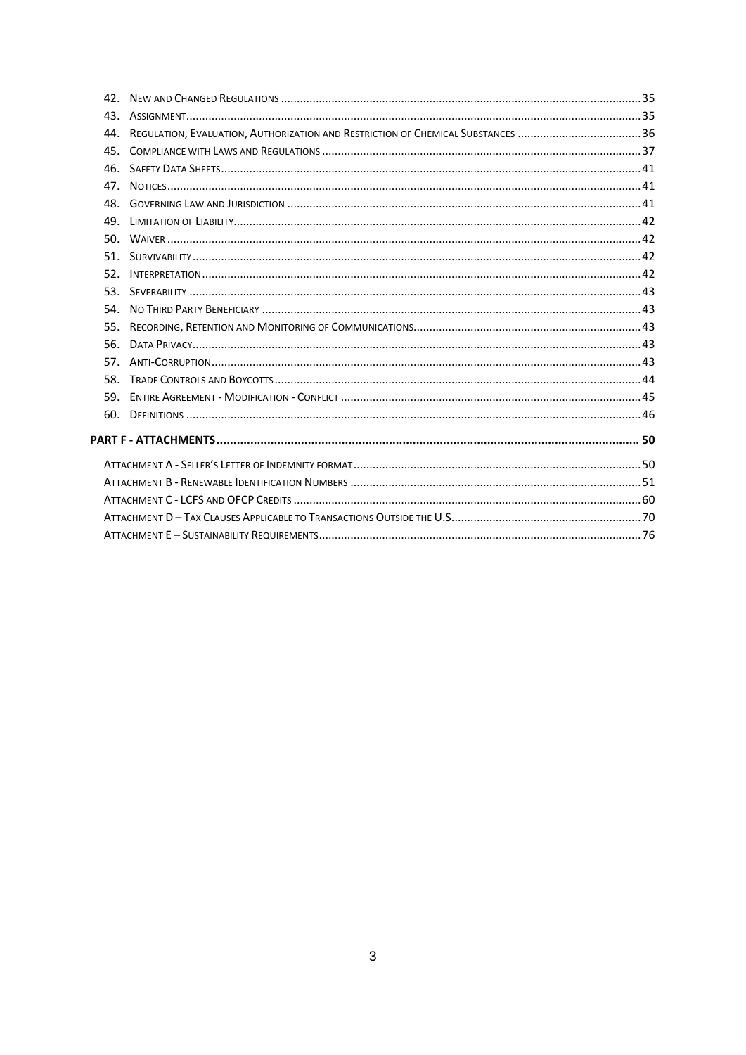42. New and Changed Regulations ........................................ 35
43. Assignment ........................................ 35
44. Regulation, Evaluation, Authorization and Restriction of Chemical Substances ........................................ 36
45. Compliance with Laws and Regulations ........................................ 37
46. Safety Data Sheets ........................................ 41
47. Notices ........................................ 41
48. Governing Law and Jurisdiction ........................................ 41
49. Limitation of Liability ........................................ 42
50. Waiver ........................................ 42
51. Survivability ........................................ 42
52. Interpretation ........................................ 42
53. Severability ........................................ 43
54. No Third Party Beneficiary ........................................ 43
55. Recording, Retention and Monitoring of Communications ........................................ 43
56. Data Privacy ........................................ 43
57. Anti-Corruption ........................................ 43
58. Trade Controls and Boycotts ........................................ 44
59. Entire Agreement - Modification - Conflict ........................................ 45
60. Definitions ........................................ 46

**PART F - ATTACHMENTS ........................................ 50**

Attachment A - Seller's Letter of Indemnity format ........................................ 50
Attachment B - Renewable Identification Numbers ........................................ 51
Attachment C - LCFS and OFCP Credits ........................................ 60
Attachment D – Tax Clauses Applicable to Transactions Outside the U.S. ........................................ 70
Attachment E – Sustainability Requirements ........................................ 76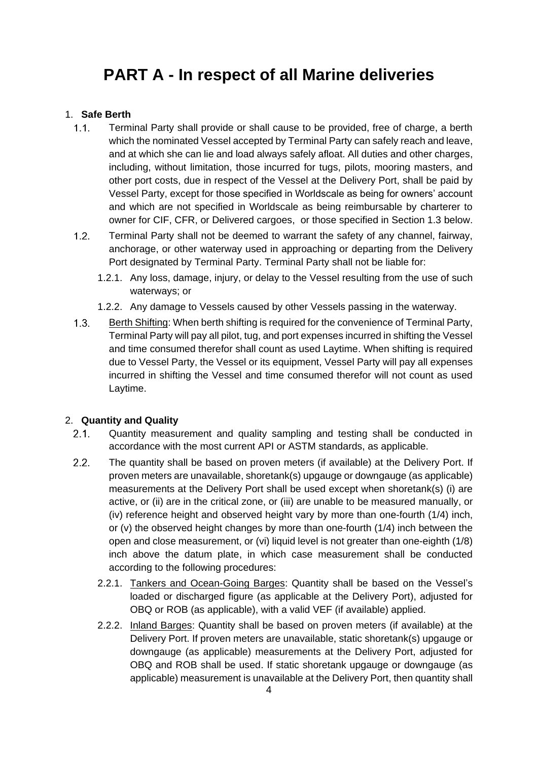# PART A - In respect of all Marine deliveries

1. **Safe Berth**

   1.1. Terminal Party shall provide or shall cause to be provided, free of charge, a berth which the nominated Vessel accepted by Terminal Party can safely reach and leave, and at which she can lie and load always safely afloat. All duties and other charges, including, without limitation, those incurred for tugs, pilots, mooring masters, and other port costs, due in respect of the Vessel at the Delivery Port, shall be paid by Vessel Party, except for those specified in Worldscale as being for owners' account and which are not specified in Worldscale as being reimbursable by charterer to owner for CIF, CFR, or Delivered cargoes, or those specified in Section 1.3 below.

   1.2. Terminal Party shall not be deemed to warrant the safety of any channel, fairway, anchorage, or other waterway used in approaching or departing from the Delivery Port designated by Terminal Party. Terminal Party shall not be liable for:

      1.2.1. Any loss, damage, injury, or delay to the Vessel resulting from the use of such waterways; or

      1.2.2. Any damage to Vessels caused by other Vessels passing in the waterway.

   1.3. Berth Shifting: When berth shifting is required for the convenience of Terminal Party, Terminal Party will pay all pilot, tug, and port expenses incurred in shifting the Vessel and time consumed therefor shall count as used Laytime. When shifting is required due to Vessel Party, the Vessel or its equipment, Vessel Party will pay all expenses incurred in shifting the Vessel and time consumed therefor will not count as used Laytime.

2. **Quantity and Quality**

   2.1. Quantity measurement and quality sampling and testing shall be conducted in accordance with the most current API or ASTM standards, as applicable.

   2.2. The quantity shall be based on proven meters (if available) at the Delivery Port. If proven meters are unavailable, shoretank(s) upgauge or downgauge (as applicable) measurements at the Delivery Port shall be used except when shoretank(s) (i) are active, or (ii) are in the critical zone, or (iii) are unable to be measured manually, or (iv) reference height and observed height vary by more than one-fourth (1/4) inch, or (v) the observed height changes by more than one-fourth (1/4) inch between the open and close measurement, or (vi) liquid level is not greater than one-eighth (1/8) inch above the datum plate, in which case measurement shall be conducted according to the following procedures:

      2.2.1. Tankers and Ocean-Going Barges: Quantity shall be based on the Vessel's loaded or discharged figure (as applicable at the Delivery Port), adjusted for OBQ or ROB (as applicable), with a valid VEF (if available) applied.

      2.2.2. Inland Barges: Quantity shall be based on proven meters (if available) at the Delivery Port. If proven meters are unavailable, static shoretank(s) upgauge or downgauge (as applicable) measurements at the Delivery Port, adjusted for OBQ and ROB shall be used. If static shoretank upgauge or downgauge (as applicable) measurement is unavailable at the Delivery Port, then quantity shall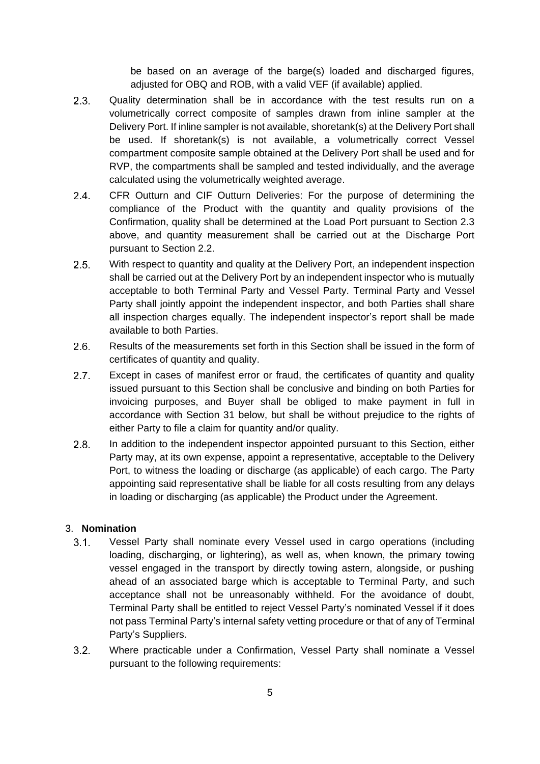be based on an average of the barge(s) loaded and discharged figures, adjusted for OBQ and ROB, with a valid VEF (if available) applied.

2.3. Quality determination shall be in accordance with the test results run on a volumetrically correct composite of samples drawn from inline sampler at the Delivery Port. If inline sampler is not available, shoretank(s) at the Delivery Port shall be used. If shoretank(s) is not available, a volumetrically correct Vessel compartment composite sample obtained at the Delivery Port shall be used and for RVP, the compartments shall be sampled and tested individually, and the average calculated using the volumetrically weighted average.

2.4. CFR Outturn and CIF Outturn Deliveries: For the purpose of determining the compliance of the Product with the quantity and quality provisions of the Confirmation, quality shall be determined at the Load Port pursuant to Section 2.3 above, and quantity measurement shall be carried out at the Discharge Port pursuant to Section 2.2.

2.5. With respect to quantity and quality at the Delivery Port, an independent inspection shall be carried out at the Delivery Port by an independent inspector who is mutually acceptable to both Terminal Party and Vessel Party. Terminal Party and Vessel Party shall jointly appoint the independent inspector, and both Parties shall share all inspection charges equally. The independent inspector's report shall be made available to both Parties.

2.6. Results of the measurements set forth in this Section shall be issued in the form of certificates of quantity and quality.

2.7. Except in cases of manifest error or fraud, the certificates of quantity and quality issued pursuant to this Section shall be conclusive and binding on both Parties for invoicing purposes, and Buyer shall be obliged to make payment in full in accordance with Section 31 below, but shall be without prejudice to the rights of either Party to file a claim for quantity and/or quality.

2.8. In addition to the independent inspector appointed pursuant to this Section, either Party may, at its own expense, appoint a representative, acceptable to the Delivery Port, to witness the loading or discharge (as applicable) of each cargo. The Party appointing said representative shall be liable for all costs resulting from any delays in loading or discharging (as applicable) the Product under the Agreement.

## 3. **Nomination**

3.1. Vessel Party shall nominate every Vessel used in cargo operations (including loading, discharging, or lightering), as well as, when known, the primary towing vessel engaged in the transport by directly towing astern, alongside, or pushing ahead of an associated barge which is acceptable to Terminal Party, and such acceptance shall not be unreasonably withheld. For the avoidance of doubt, Terminal Party shall be entitled to reject Vessel Party's nominated Vessel if it does not pass Terminal Party's internal safety vetting procedure or that of any of Terminal Party's Suppliers.

3.2. Where practicable under a Confirmation, Vessel Party shall nominate a Vessel pursuant to the following requirements: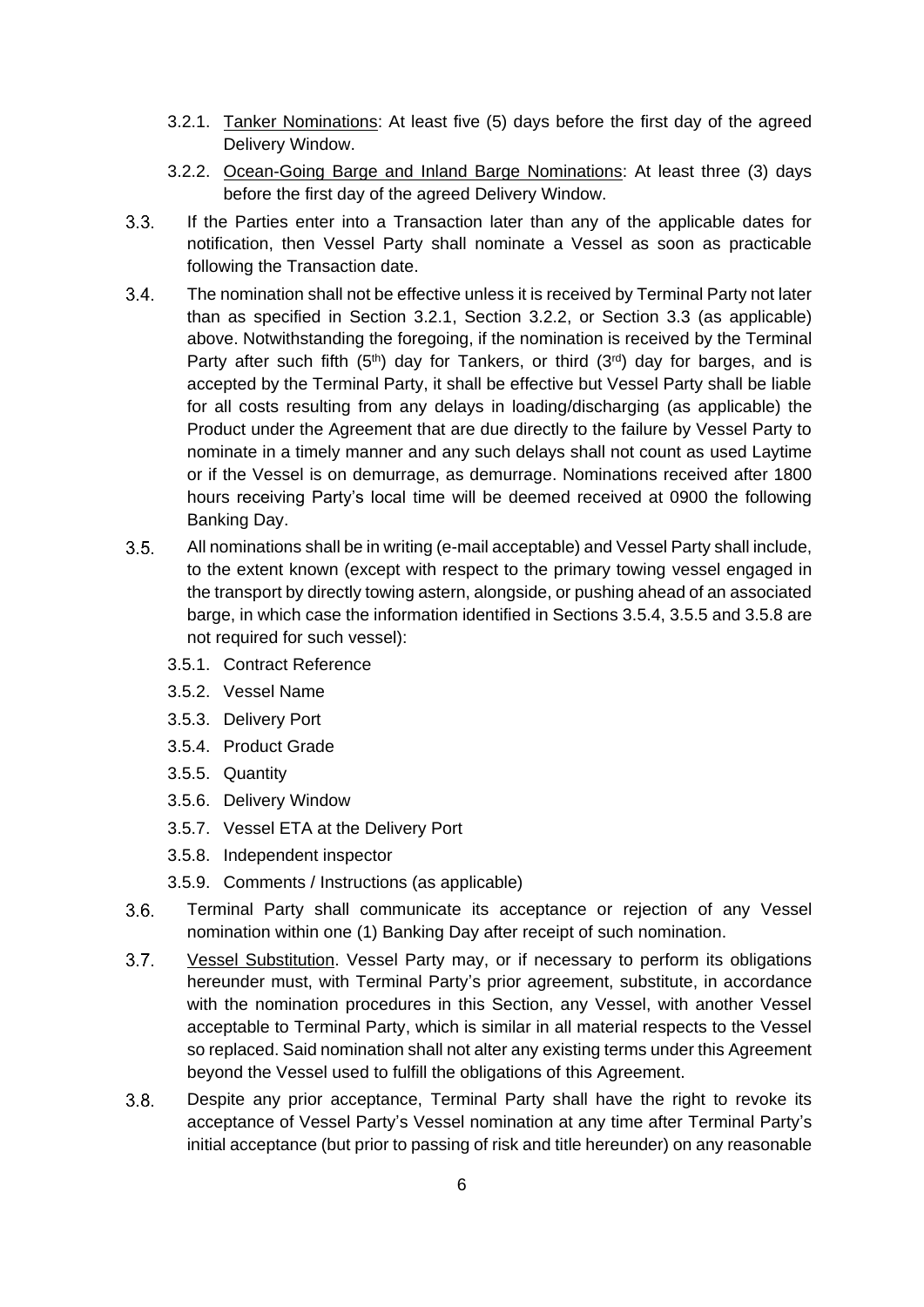3.2.1. Tanker Nominations: At least five (5) days before the first day of the agreed Delivery Window.

3.2.2. Ocean-Going Barge and Inland Barge Nominations: At least three (3) days before the first day of the agreed Delivery Window.

3.3. If the Parties enter into a Transaction later than any of the applicable dates for notification, then Vessel Party shall nominate a Vessel as soon as practicable following the Transaction date.

3.4. The nomination shall not be effective unless it is received by Terminal Party not later than as specified in Section 3.2.1, Section 3.2.2, or Section 3.3 (as applicable) above. Notwithstanding the foregoing, if the nomination is received by the Terminal Party after such fifth (5th) day for Tankers, or third (3rd) day for barges, and is accepted by the Terminal Party, it shall be effective but Vessel Party shall be liable for all costs resulting from any delays in loading/discharging (as applicable) the Product under the Agreement that are due directly to the failure by Vessel Party to nominate in a timely manner and any such delays shall not count as used Laytime or if the Vessel is on demurrage, as demurrage. Nominations received after 1800 hours receiving Party's local time will be deemed received at 0900 the following Banking Day.

3.5. All nominations shall be in writing (e-mail acceptable) and Vessel Party shall include, to the extent known (except with respect to the primary towing vessel engaged in the transport by directly towing astern, alongside, or pushing ahead of an associated barge, in which case the information identified in Sections 3.5.4, 3.5.5 and 3.5.8 are not required for such vessel):

3.5.1. Contract Reference

3.5.2. Vessel Name

3.5.3. Delivery Port

3.5.4. Product Grade

3.5.5. Quantity

3.5.6. Delivery Window

3.5.7. Vessel ETA at the Delivery Port

3.5.8. Independent inspector

3.5.9. Comments / Instructions (as applicable)

3.6. Terminal Party shall communicate its acceptance or rejection of any Vessel nomination within one (1) Banking Day after receipt of such nomination.

3.7. Vessel Substitution. Vessel Party may, or if necessary to perform its obligations hereunder must, with Terminal Party's prior agreement, substitute, in accordance with the nomination procedures in this Section, any Vessel, with another Vessel acceptable to Terminal Party, which is similar in all material respects to the Vessel so replaced. Said nomination shall not alter any existing terms under this Agreement beyond the Vessel used to fulfill the obligations of this Agreement.

3.8. Despite any prior acceptance, Terminal Party shall have the right to revoke its acceptance of Vessel Party's Vessel nomination at any time after Terminal Party's initial acceptance (but prior to passing of risk and title hereunder) on any reasonable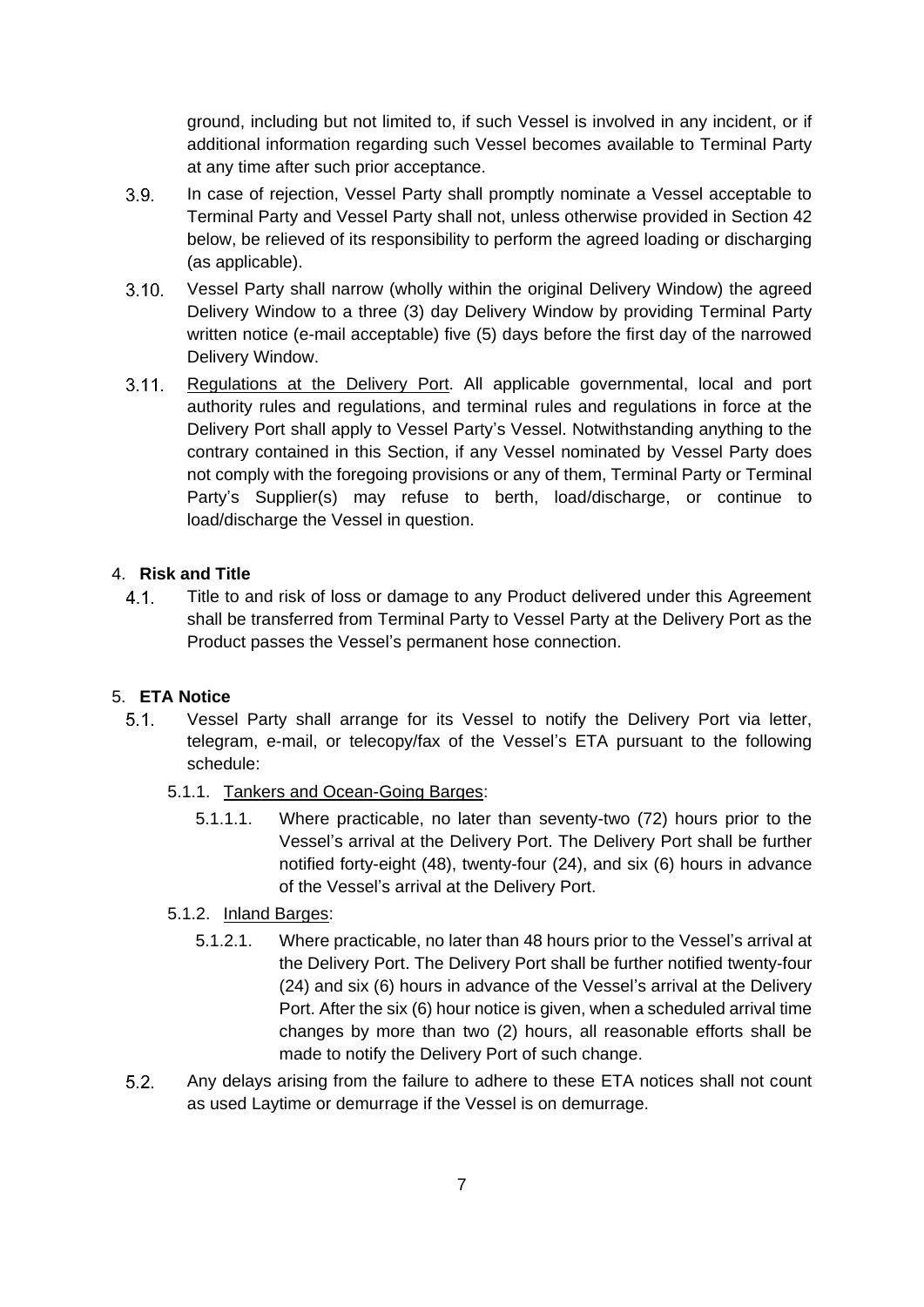ground, including but not limited to, if such Vessel is involved in any incident, or if additional information regarding such Vessel becomes available to Terminal Party at any time after such prior acceptance.

3.9. In case of rejection, Vessel Party shall promptly nominate a Vessel acceptable to Terminal Party and Vessel Party shall not, unless otherwise provided in Section 42 below, be relieved of its responsibility to perform the agreed loading or discharging (as applicable).

3.10. Vessel Party shall narrow (wholly within the original Delivery Window) the agreed Delivery Window to a three (3) day Delivery Window by providing Terminal Party written notice (e-mail acceptable) five (5) days before the first day of the narrowed Delivery Window.

3.11. Regulations at the Delivery Port. All applicable governmental, local and port authority rules and regulations, and terminal rules and regulations in force at the Delivery Port shall apply to Vessel Party's Vessel. Notwithstanding anything to the contrary contained in this Section, if any Vessel nominated by Vessel Party does not comply with the foregoing provisions or any of them, Terminal Party or Terminal Party's Supplier(s) may refuse to berth, load/discharge, or continue to load/discharge the Vessel in question.

## 4. Risk and Title

4.1. Title to and risk of loss or damage to any Product delivered under this Agreement shall be transferred from Terminal Party to Vessel Party at the Delivery Port as the Product passes the Vessel's permanent hose connection.

## 5. ETA Notice

5.1. Vessel Party shall arrange for its Vessel to notify the Delivery Port via letter, telegram, e-mail, or telecopy/fax of the Vessel's ETA pursuant to the following schedule:

5.1.1. Tankers and Ocean-Going Barges:

5.1.1.1. Where practicable, no later than seventy-two (72) hours prior to the Vessel's arrival at the Delivery Port. The Delivery Port shall be further notified forty-eight (48), twenty-four (24), and six (6) hours in advance of the Vessel's arrival at the Delivery Port.

5.1.2. Inland Barges:

5.1.2.1. Where practicable, no later than 48 hours prior to the Vessel's arrival at the Delivery Port. The Delivery Port shall be further notified twenty-four (24) and six (6) hours in advance of the Vessel's arrival at the Delivery Port. After the six (6) hour notice is given, when a scheduled arrival time changes by more than two (2) hours, all reasonable efforts shall be made to notify the Delivery Port of such change.

5.2. Any delays arising from the failure to adhere to these ETA notices shall not count as used Laytime or demurrage if the Vessel is on demurrage.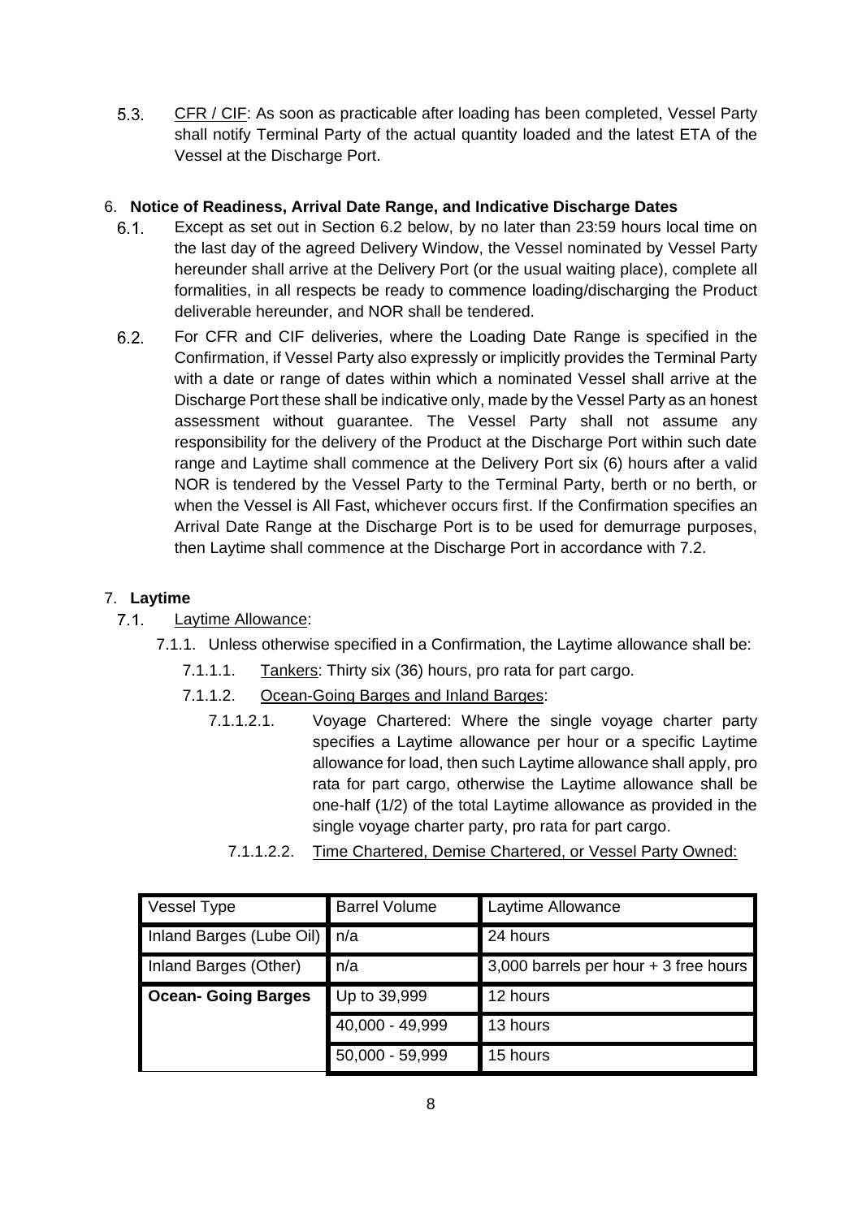5.3. CFR / CIF: As soon as practicable after loading has been completed, Vessel Party shall notify Terminal Party of the actual quantity loaded and the latest ETA of the Vessel at the Discharge Port.

## 6. Notice of Readiness, Arrival Date Range, and Indicative Discharge Dates

6.1. Except as set out in Section 6.2 below, by no later than 23:59 hours local time on the last day of the agreed Delivery Window, the Vessel nominated by Vessel Party hereunder shall arrive at the Delivery Port (or the usual waiting place), complete all formalities, in all respects be ready to commence loading/discharging the Product deliverable hereunder, and NOR shall be tendered.

6.2. For CFR and CIF deliveries, where the Loading Date Range is specified in the Confirmation, if Vessel Party also expressly or implicitly provides the Terminal Party with a date or range of dates within which a nominated Vessel shall arrive at the Discharge Port these shall be indicative only, made by the Vessel Party as an honest assessment without guarantee. The Vessel Party shall not assume any responsibility for the delivery of the Product at the Discharge Port within such date range and Laytime shall commence at the Delivery Port six (6) hours after a valid NOR is tendered by the Vessel Party to the Terminal Party, berth or no berth, or when the Vessel is All Fast, whichever occurs first. If the Confirmation specifies an Arrival Date Range at the Discharge Port is to be used for demurrage purposes, then Laytime shall commence at the Discharge Port in accordance with 7.2.

## 7. Laytime

7.1. Laytime Allowance:

7.1.1. Unless otherwise specified in a Confirmation, the Laytime allowance shall be:

7.1.1.1. Tankers: Thirty six (36) hours, pro rata for part cargo.

7.1.1.2. Ocean-Going Barges and Inland Barges:

7.1.1.2.1. Voyage Chartered: Where the single voyage charter party specifies a Laytime allowance per hour or a specific Laytime allowance for load, then such Laytime allowance shall apply, pro rata for part cargo, otherwise the Laytime allowance shall be one-half (1/2) of the total Laytime allowance as provided in the single voyage charter party, pro rata for part cargo.

7.1.1.2.2. Time Chartered, Demise Chartered, or Vessel Party Owned:

| Vessel Type | Barrel Volume | Laytime Allowance |
|---|---|---|
| Inland Barges (Lube Oil) | n/a | 24 hours |
| Inland Barges (Other) | n/a | 3,000 barrels per hour + 3 free hours |
| **Ocean- Going Barges** | Up to 39,999 | 12 hours |
| | 40,000 - 49,999 | 13 hours |
| | 50,000 - 59,999 | 15 hours |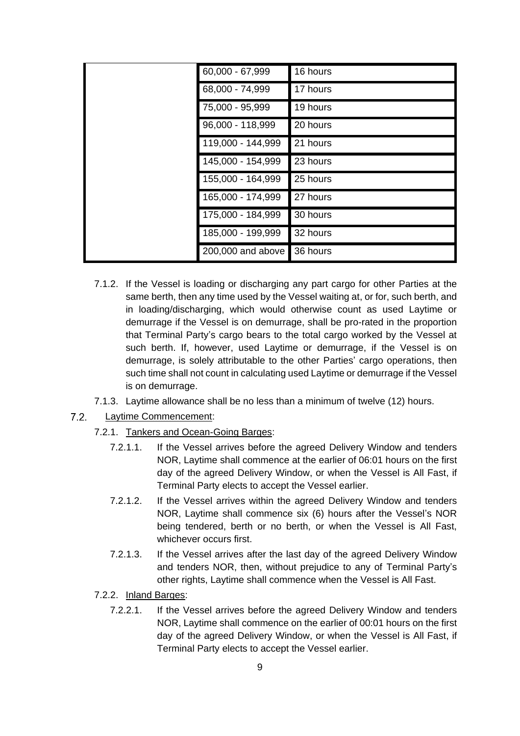| | | |
|---|---|---|
| | 60,000 - 67,999 | 16 hours |
| | 68,000 - 74,999 | 17 hours |
| | 75,000 - 95,999 | 19 hours |
| | 96,000 - 118,999 | 20 hours |
| | 119,000 - 144,999 | 21 hours |
| | 145,000 - 154,999 | 23 hours |
| | 155,000 - 164,999 | 25 hours |
| | 165,000 - 174,999 | 27 hours |
| | 175,000 - 184,999 | 30 hours |
| | 185,000 - 199,999 | 32 hours |
| | 200,000 and above | 36 hours |

7.1.2. If the Vessel is loading or discharging any part cargo for other Parties at the same berth, then any time used by the Vessel waiting at, or for, such berth, and in loading/discharging, which would otherwise count as used Laytime or demurrage if the Vessel is on demurrage, shall be pro-rated in the proportion that Terminal Party's cargo bears to the total cargo worked by the Vessel at such berth. If, however, used Laytime or demurrage, if the Vessel is on demurrage, is solely attributable to the other Parties' cargo operations, then such time shall not count in calculating used Laytime or demurrage if the Vessel is on demurrage.

7.1.3. Laytime allowance shall be no less than a minimum of twelve (12) hours.

7.2. Laytime Commencement:

7.2.1. Tankers and Ocean-Going Barges:

7.2.1.1. If the Vessel arrives before the agreed Delivery Window and tenders NOR, Laytime shall commence at the earlier of 06:01 hours on the first day of the agreed Delivery Window, or when the Vessel is All Fast, if Terminal Party elects to accept the Vessel earlier.

7.2.1.2. If the Vessel arrives within the agreed Delivery Window and tenders NOR, Laytime shall commence six (6) hours after the Vessel's NOR being tendered, berth or no berth, or when the Vessel is All Fast, whichever occurs first.

7.2.1.3. If the Vessel arrives after the last day of the agreed Delivery Window and tenders NOR, then, without prejudice to any of Terminal Party's other rights, Laytime shall commence when the Vessel is All Fast.

7.2.2. Inland Barges:

7.2.2.1. If the Vessel arrives before the agreed Delivery Window and tenders NOR, Laytime shall commence on the earlier of 00:01 hours on the first day of the agreed Delivery Window, or when the Vessel is All Fast, if Terminal Party elects to accept the Vessel earlier.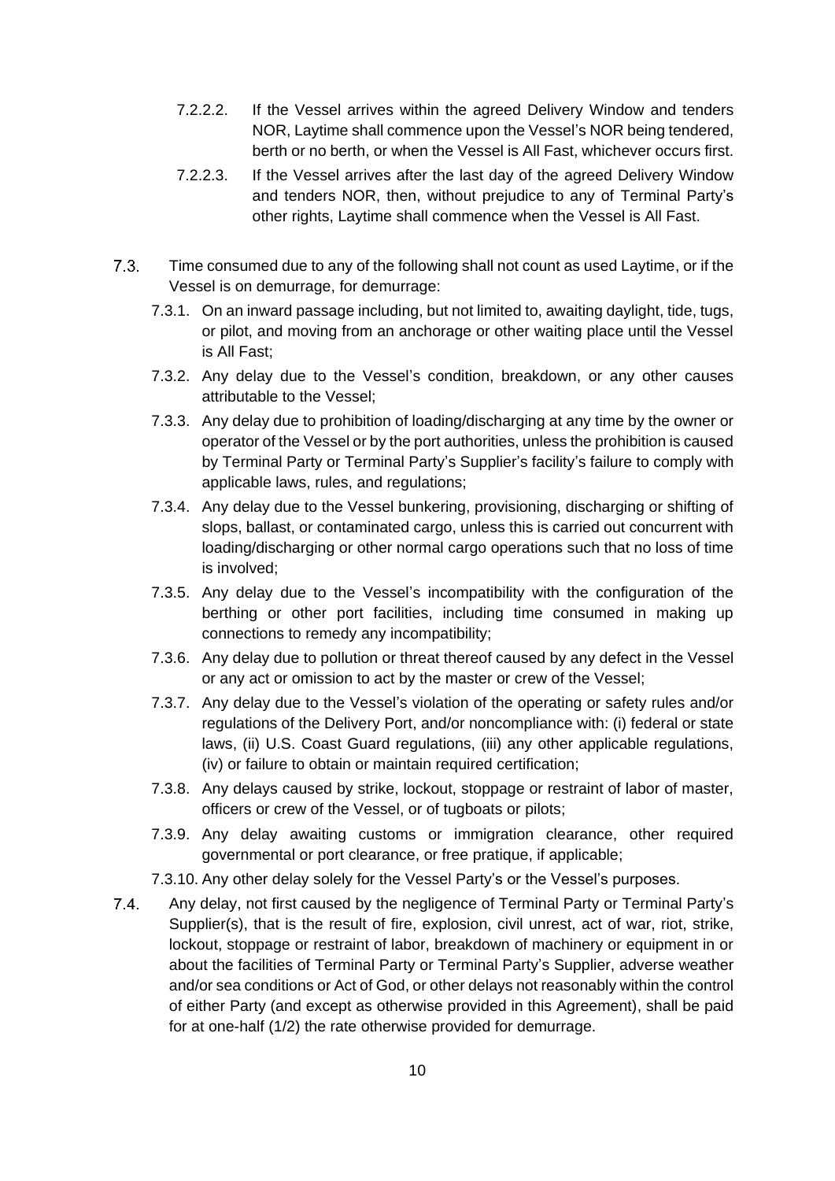7.2.2.2. If the Vessel arrives within the agreed Delivery Window and tenders NOR, Laytime shall commence upon the Vessel's NOR being tendered, berth or no berth, or when the Vessel is All Fast, whichever occurs first.

7.2.2.3. If the Vessel arrives after the last day of the agreed Delivery Window and tenders NOR, then, without prejudice to any of Terminal Party's other rights, Laytime shall commence when the Vessel is All Fast.

7.3. Time consumed due to any of the following shall not count as used Laytime, or if the Vessel is on demurrage, for demurrage:

7.3.1. On an inward passage including, but not limited to, awaiting daylight, tide, tugs, or pilot, and moving from an anchorage or other waiting place until the Vessel is All Fast;

7.3.2. Any delay due to the Vessel's condition, breakdown, or any other causes attributable to the Vessel;

7.3.3. Any delay due to prohibition of loading/discharging at any time by the owner or operator of the Vessel or by the port authorities, unless the prohibition is caused by Terminal Party or Terminal Party's Supplier's facility's failure to comply with applicable laws, rules, and regulations;

7.3.4. Any delay due to the Vessel bunkering, provisioning, discharging or shifting of slops, ballast, or contaminated cargo, unless this is carried out concurrent with loading/discharging or other normal cargo operations such that no loss of time is involved;

7.3.5. Any delay due to the Vessel's incompatibility with the configuration of the berthing or other port facilities, including time consumed in making up connections to remedy any incompatibility;

7.3.6. Any delay due to pollution or threat thereof caused by any defect in the Vessel or any act or omission to act by the master or crew of the Vessel;

7.3.7. Any delay due to the Vessel's violation of the operating or safety rules and/or regulations of the Delivery Port, and/or noncompliance with: (i) federal or state laws, (ii) U.S. Coast Guard regulations, (iii) any other applicable regulations, (iv) or failure to obtain or maintain required certification;

7.3.8. Any delays caused by strike, lockout, stoppage or restraint of labor of master, officers or crew of the Vessel, or of tugboats or pilots;

7.3.9. Any delay awaiting customs or immigration clearance, other required governmental or port clearance, or free pratique, if applicable;

7.3.10. Any other delay solely for the Vessel Party's or the Vessel's purposes.

7.4. Any delay, not first caused by the negligence of Terminal Party or Terminal Party's Supplier(s), that is the result of fire, explosion, civil unrest, act of war, riot, strike, lockout, stoppage or restraint of labor, breakdown of machinery or equipment in or about the facilities of Terminal Party or Terminal Party's Supplier, adverse weather and/or sea conditions or Act of God, or other delays not reasonably within the control of either Party (and except as otherwise provided in this Agreement), shall be paid for at one-half (1/2) the rate otherwise provided for demurrage.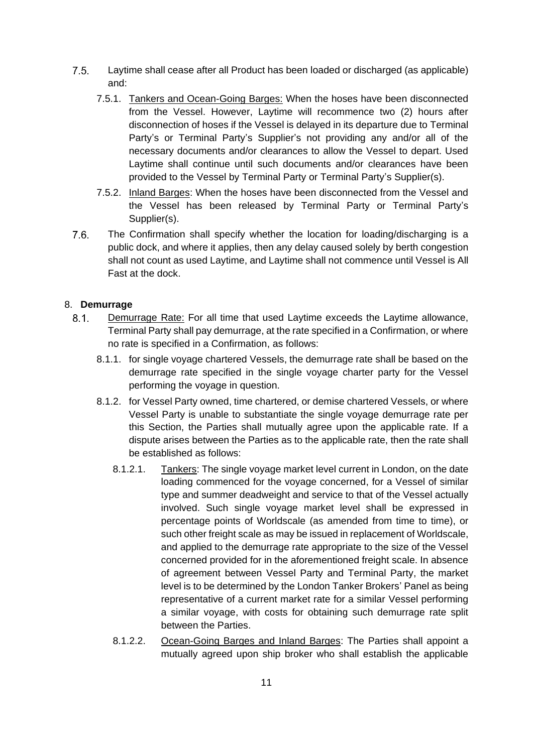7.5. Laytime shall cease after all Product has been loaded or discharged (as applicable) and:

7.5.1. Tankers and Ocean-Going Barges: When the hoses have been disconnected from the Vessel. However, Laytime will recommence two (2) hours after disconnection of hoses if the Vessel is delayed in its departure due to Terminal Party's or Terminal Party's Supplier's not providing any and/or all of the necessary documents and/or clearances to allow the Vessel to depart. Used Laytime shall continue until such documents and/or clearances have been provided to the Vessel by Terminal Party or Terminal Party's Supplier(s).

7.5.2. Inland Barges: When the hoses have been disconnected from the Vessel and the Vessel has been released by Terminal Party or Terminal Party's Supplier(s).

7.6. The Confirmation shall specify whether the location for loading/discharging is a public dock, and where it applies, then any delay caused solely by berth congestion shall not count as used Laytime, and Laytime shall not commence until Vessel is All Fast at the dock.

## 8. Demurrage

8.1. Demurrage Rate: For all time that used Laytime exceeds the Laytime allowance, Terminal Party shall pay demurrage, at the rate specified in a Confirmation, or where no rate is specified in a Confirmation, as follows:

8.1.1. for single voyage chartered Vessels, the demurrage rate shall be based on the demurrage rate specified in the single voyage charter party for the Vessel performing the voyage in question.

8.1.2. for Vessel Party owned, time chartered, or demise chartered Vessels, or where Vessel Party is unable to substantiate the single voyage demurrage rate per this Section, the Parties shall mutually agree upon the applicable rate. If a dispute arises between the Parties as to the applicable rate, then the rate shall be established as follows:

8.1.2.1. Tankers: The single voyage market level current in London, on the date loading commenced for the voyage concerned, for a Vessel of similar type and summer deadweight and service to that of the Vessel actually involved. Such single voyage market level shall be expressed in percentage points of Worldscale (as amended from time to time), or such other freight scale as may be issued in replacement of Worldscale, and applied to the demurrage rate appropriate to the size of the Vessel concerned provided for in the aforementioned freight scale. In absence of agreement between Vessel Party and Terminal Party, the market level is to be determined by the London Tanker Brokers' Panel as being representative of a current market rate for a similar Vessel performing a similar voyage, with costs for obtaining such demurrage rate split between the Parties.

8.1.2.2. Ocean-Going Barges and Inland Barges: The Parties shall appoint a mutually agreed upon ship broker who shall establish the applicable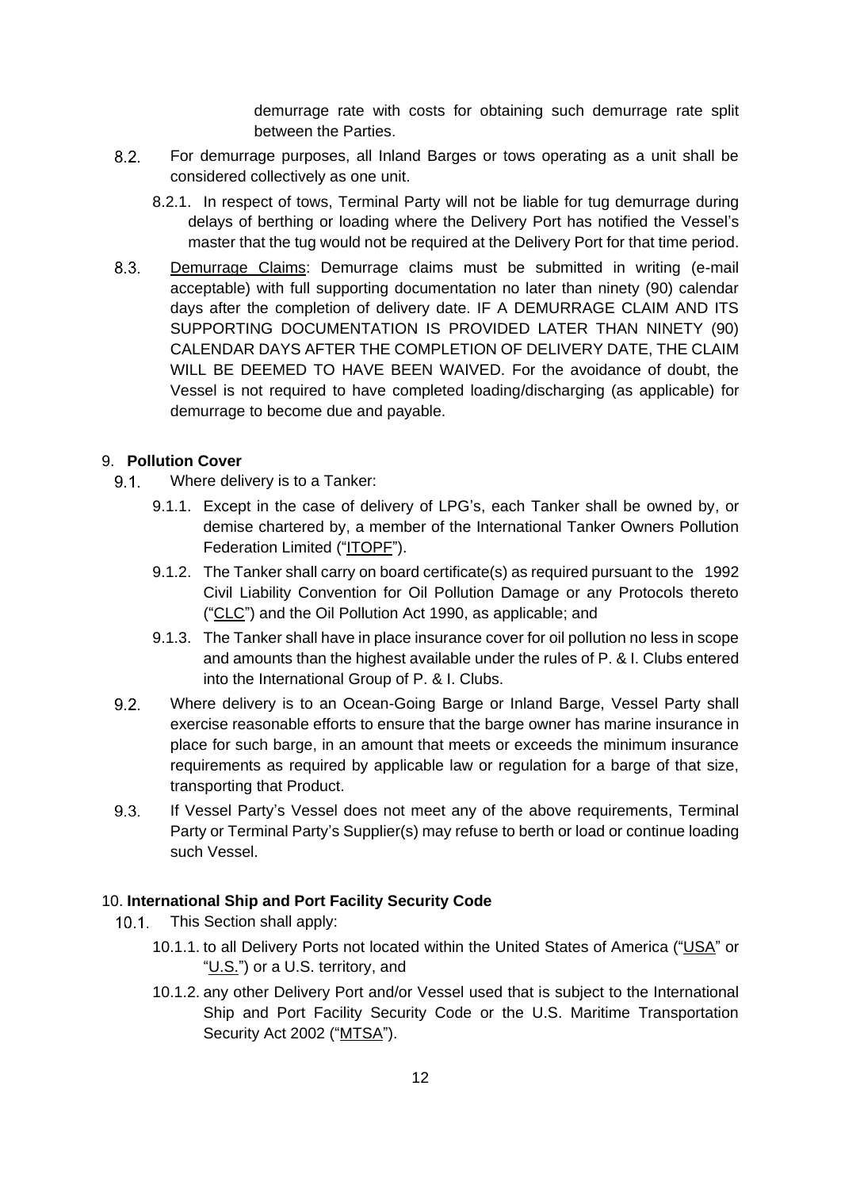demurrage rate with costs for obtaining such demurrage rate split between the Parties.

8.2. For demurrage purposes, all Inland Barges or tows operating as a unit shall be considered collectively as one unit.

8.2.1. In respect of tows, Terminal Party will not be liable for tug demurrage during delays of berthing or loading where the Delivery Port has notified the Vessel's master that the tug would not be required at the Delivery Port for that time period.

8.3. Demurrage Claims: Demurrage claims must be submitted in writing (e-mail acceptable) with full supporting documentation no later than ninety (90) calendar days after the completion of delivery date. IF A DEMURRAGE CLAIM AND ITS SUPPORTING DOCUMENTATION IS PROVIDED LATER THAN NINETY (90) CALENDAR DAYS AFTER THE COMPLETION OF DELIVERY DATE, THE CLAIM WILL BE DEEMED TO HAVE BEEN WAIVED. For the avoidance of doubt, the Vessel is not required to have completed loading/discharging (as applicable) for demurrage to become due and payable.

## 9. Pollution Cover

9.1. Where delivery is to a Tanker:

9.1.1. Except in the case of delivery of LPG's, each Tanker shall be owned by, or demise chartered by, a member of the International Tanker Owners Pollution Federation Limited ("ITOPF").

9.1.2. The Tanker shall carry on board certificate(s) as required pursuant to the 1992 Civil Liability Convention for Oil Pollution Damage or any Protocols thereto ("CLC") and the Oil Pollution Act 1990, as applicable; and

9.1.3. The Tanker shall have in place insurance cover for oil pollution no less in scope and amounts than the highest available under the rules of P. & I. Clubs entered into the International Group of P. & I. Clubs.

9.2. Where delivery is to an Ocean-Going Barge or Inland Barge, Vessel Party shall exercise reasonable efforts to ensure that the barge owner has marine insurance in place for such barge, in an amount that meets or exceeds the minimum insurance requirements as required by applicable law or regulation for a barge of that size, transporting that Product.

9.3. If Vessel Party's Vessel does not meet any of the above requirements, Terminal Party or Terminal Party's Supplier(s) may refuse to berth or load or continue loading such Vessel.

## 10. International Ship and Port Facility Security Code

10.1. This Section shall apply:

10.1.1. to all Delivery Ports not located within the United States of America ("USA" or "U.S.") or a U.S. territory, and

10.1.2. any other Delivery Port and/or Vessel used that is subject to the International Ship and Port Facility Security Code or the U.S. Maritime Transportation Security Act 2002 ("MTSA").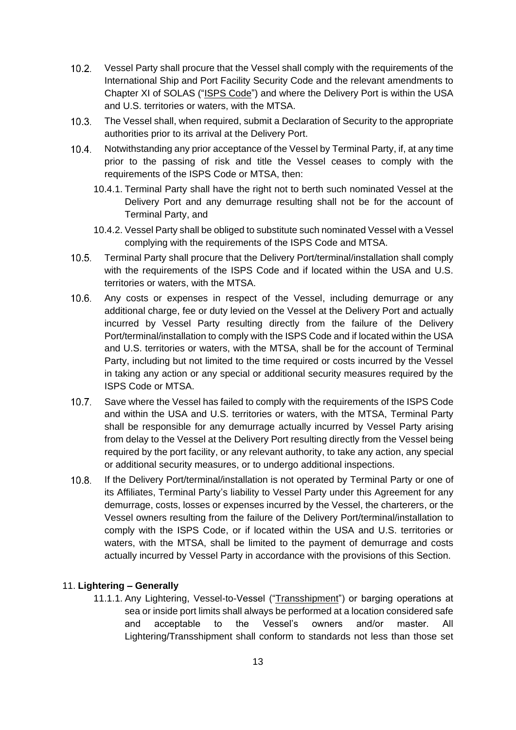10.2. Vessel Party shall procure that the Vessel shall comply with the requirements of the International Ship and Port Facility Security Code and the relevant amendments to Chapter XI of SOLAS ("ISPS Code") and where the Delivery Port is within the USA and U.S. territories or waters, with the MTSA.

10.3. The Vessel shall, when required, submit a Declaration of Security to the appropriate authorities prior to its arrival at the Delivery Port.

10.4. Notwithstanding any prior acceptance of the Vessel by Terminal Party, if, at any time prior to the passing of risk and title the Vessel ceases to comply with the requirements of the ISPS Code or MTSA, then:

10.4.1. Terminal Party shall have the right not to berth such nominated Vessel at the Delivery Port and any demurrage resulting shall not be for the account of Terminal Party, and

10.4.2. Vessel Party shall be obliged to substitute such nominated Vessel with a Vessel complying with the requirements of the ISPS Code and MTSA.

10.5. Terminal Party shall procure that the Delivery Port/terminal/installation shall comply with the requirements of the ISPS Code and if located within the USA and U.S. territories or waters, with the MTSA.

10.6. Any costs or expenses in respect of the Vessel, including demurrage or any additional charge, fee or duty levied on the Vessel at the Delivery Port and actually incurred by Vessel Party resulting directly from the failure of the Delivery Port/terminal/installation to comply with the ISPS Code and if located within the USA and U.S. territories or waters, with the MTSA, shall be for the account of Terminal Party, including but not limited to the time required or costs incurred by the Vessel in taking any action or any special or additional security measures required by the ISPS Code or MTSA.

10.7. Save where the Vessel has failed to comply with the requirements of the ISPS Code and within the USA and U.S. territories or waters, with the MTSA, Terminal Party shall be responsible for any demurrage actually incurred by Vessel Party arising from delay to the Vessel at the Delivery Port resulting directly from the Vessel being required by the port facility, or any relevant authority, to take any action, any special or additional security measures, or to undergo additional inspections.

10.8. If the Delivery Port/terminal/installation is not operated by Terminal Party or one of its Affiliates, Terminal Party's liability to Vessel Party under this Agreement for any demurrage, costs, losses or expenses incurred by the Vessel, the charterers, or the Vessel owners resulting from the failure of the Delivery Port/terminal/installation to comply with the ISPS Code, or if located within the USA and U.S. territories or waters, with the MTSA, shall be limited to the payment of demurrage and costs actually incurred by Vessel Party in accordance with the provisions of this Section.

## 11. Lightering – Generally

11.1.1. Any Lightering, Vessel-to-Vessel ("Transshipment") or barging operations at sea or inside port limits shall always be performed at a location considered safe and acceptable to the Vessel's owners and/or master. All Lightering/Transshipment shall conform to standards not less than those set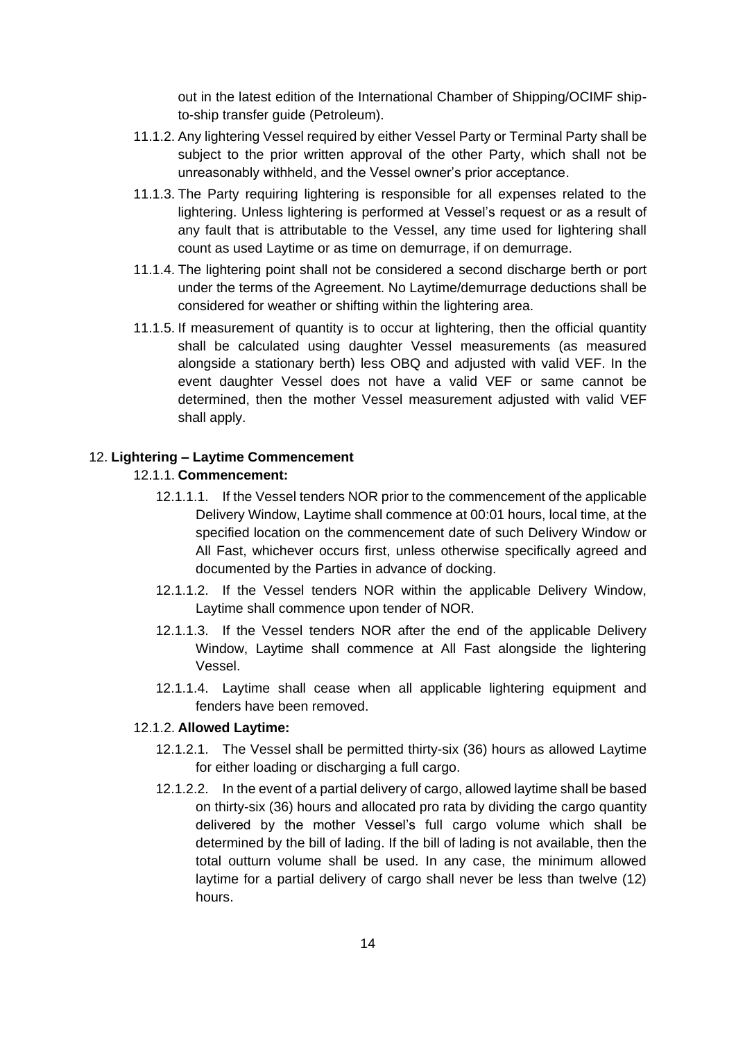out in the latest edition of the International Chamber of Shipping/OCIMF ship-to-ship transfer guide (Petroleum).

11.1.2. Any lightering Vessel required by either Vessel Party or Terminal Party shall be subject to the prior written approval of the other Party, which shall not be unreasonably withheld, and the Vessel owner's prior acceptance.

11.1.3. The Party requiring lightering is responsible for all expenses related to the lightering. Unless lightering is performed at Vessel's request or as a result of any fault that is attributable to the Vessel, any time used for lightering shall count as used Laytime or as time on demurrage, if on demurrage.

11.1.4. The lightering point shall not be considered a second discharge berth or port under the terms of the Agreement. No Laytime/demurrage deductions shall be considered for weather or shifting within the lightering area.

11.1.5. If measurement of quantity is to occur at lightering, then the official quantity shall be calculated using daughter Vessel measurements (as measured alongside a stationary berth) less OBQ and adjusted with valid VEF. In the event daughter Vessel does not have a valid VEF or same cannot be determined, then the mother Vessel measurement adjusted with valid VEF shall apply.

## 12. **Lightering – Laytime Commencement**

12.1.1. **Commencement:**

12.1.1.1. If the Vessel tenders NOR prior to the commencement of the applicable Delivery Window, Laytime shall commence at 00:01 hours, local time, at the specified location on the commencement date of such Delivery Window or All Fast, whichever occurs first, unless otherwise specifically agreed and documented by the Parties in advance of docking.

12.1.1.2. If the Vessel tenders NOR within the applicable Delivery Window, Laytime shall commence upon tender of NOR.

12.1.1.3. If the Vessel tenders NOR after the end of the applicable Delivery Window, Laytime shall commence at All Fast alongside the lightering Vessel.

12.1.1.4. Laytime shall cease when all applicable lightering equipment and fenders have been removed.

12.1.2. **Allowed Laytime:**

12.1.2.1. The Vessel shall be permitted thirty-six (36) hours as allowed Laytime for either loading or discharging a full cargo.

12.1.2.2. In the event of a partial delivery of cargo, allowed laytime shall be based on thirty-six (36) hours and allocated pro rata by dividing the cargo quantity delivered by the mother Vessel's full cargo volume which shall be determined by the bill of lading. If the bill of lading is not available, then the total outturn volume shall be used. In any case, the minimum allowed laytime for a partial delivery of cargo shall never be less than twelve (12) hours.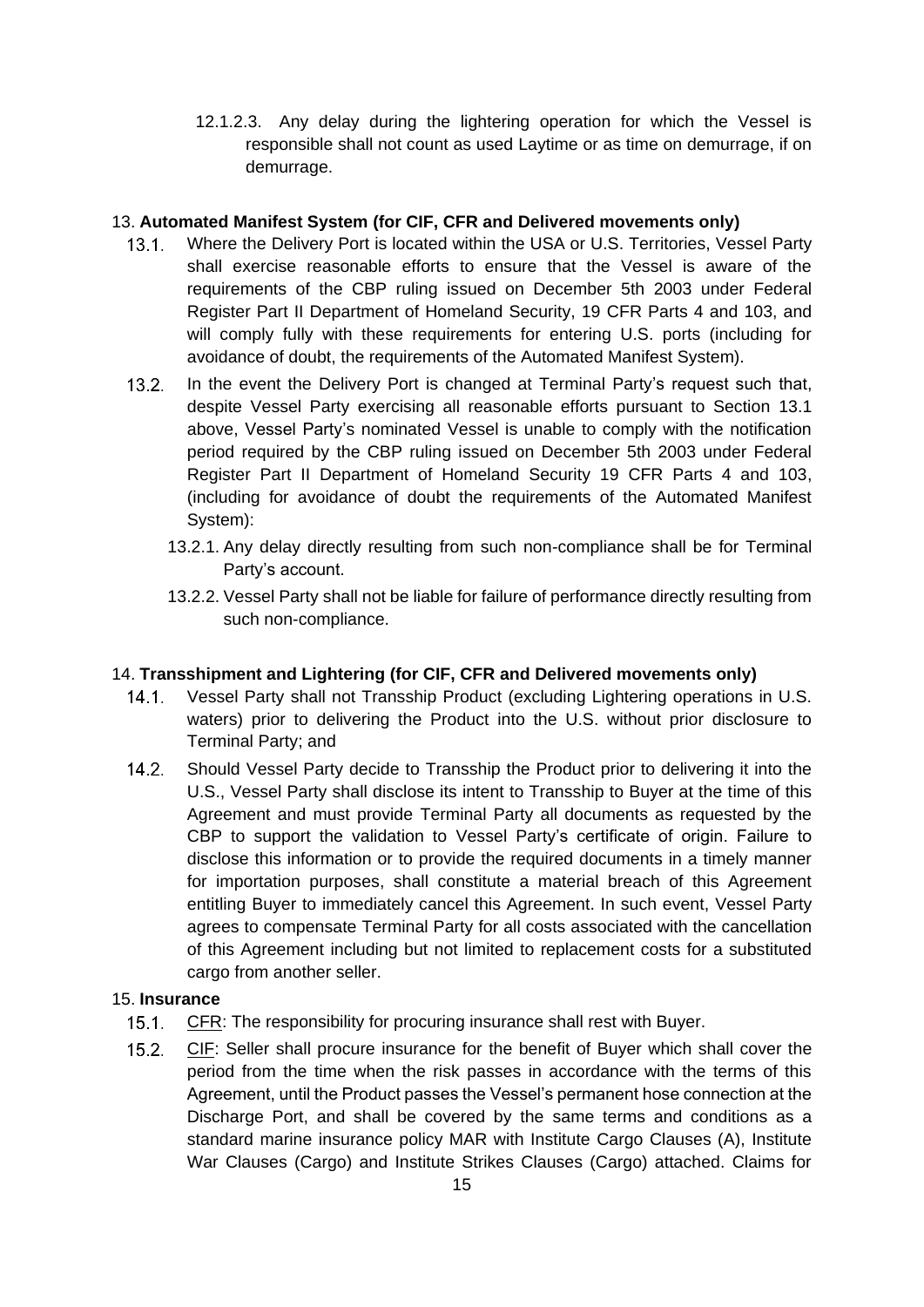12.1.2.3. Any delay during the lightering operation for which the Vessel is responsible shall not count as used Laytime or as time on demurrage, if on demurrage.

13. **Automated Manifest System (for CIF, CFR and Delivered movements only)**

13.1. Where the Delivery Port is located within the USA or U.S. Territories, Vessel Party shall exercise reasonable efforts to ensure that the Vessel is aware of the requirements of the CBP ruling issued on December 5th 2003 under Federal Register Part II Department of Homeland Security, 19 CFR Parts 4 and 103, and will comply fully with these requirements for entering U.S. ports (including for avoidance of doubt, the requirements of the Automated Manifest System).

13.2. In the event the Delivery Port is changed at Terminal Party's request such that, despite Vessel Party exercising all reasonable efforts pursuant to Section 13.1 above, Vessel Party's nominated Vessel is unable to comply with the notification period required by the CBP ruling issued on December 5th 2003 under Federal Register Part II Department of Homeland Security 19 CFR Parts 4 and 103, (including for avoidance of doubt the requirements of the Automated Manifest System):

13.2.1. Any delay directly resulting from such non-compliance shall be for Terminal Party's account.

13.2.2. Vessel Party shall not be liable for failure of performance directly resulting from such non-compliance.

14. **Transshipment and Lightering (for CIF, CFR and Delivered movements only)**

14.1. Vessel Party shall not Transship Product (excluding Lightering operations in U.S. waters) prior to delivering the Product into the U.S. without prior disclosure to Terminal Party; and

14.2. Should Vessel Party decide to Transship the Product prior to delivering it into the U.S., Vessel Party shall disclose its intent to Transship to Buyer at the time of this Agreement and must provide Terminal Party all documents as requested by the CBP to support the validation to Vessel Party's certificate of origin. Failure to disclose this information or to provide the required documents in a timely manner for importation purposes, shall constitute a material breach of this Agreement entitling Buyer to immediately cancel this Agreement. In such event, Vessel Party agrees to compensate Terminal Party for all costs associated with the cancellation of this Agreement including but not limited to replacement costs for a substituted cargo from another seller.

15. **Insurance**

15.1. CFR: The responsibility for procuring insurance shall rest with Buyer.

15.2. CIF: Seller shall procure insurance for the benefit of Buyer which shall cover the period from the time when the risk passes in accordance with the terms of this Agreement, until the Product passes the Vessel's permanent hose connection at the Discharge Port, and shall be covered by the same terms and conditions as a standard marine insurance policy MAR with Institute Cargo Clauses (A), Institute War Clauses (Cargo) and Institute Strikes Clauses (Cargo) attached. Claims for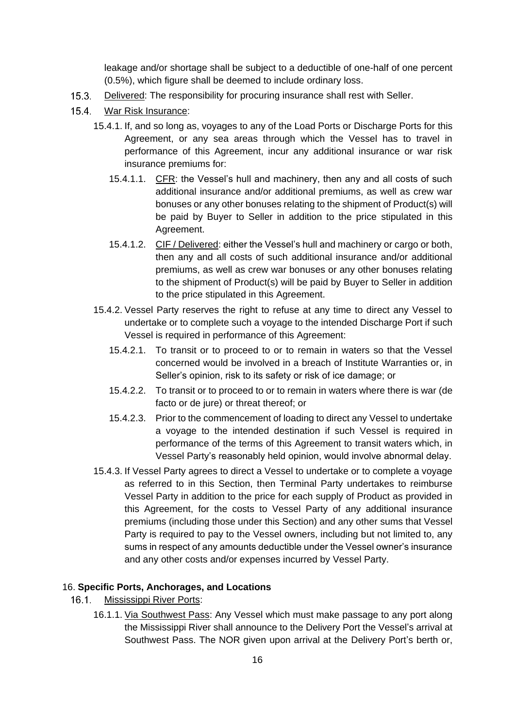leakage and/or shortage shall be subject to a deductible of one-half of one percent (0.5%), which figure shall be deemed to include ordinary loss.

15.3. Delivered: The responsibility for procuring insurance shall rest with Seller.

15.4. War Risk Insurance:

15.4.1. If, and so long as, voyages to any of the Load Ports or Discharge Ports for this Agreement, or any sea areas through which the Vessel has to travel in performance of this Agreement, incur any additional insurance or war risk insurance premiums for:

15.4.1.1. CFR: the Vessel's hull and machinery, then any and all costs of such additional insurance and/or additional premiums, as well as crew war bonuses or any other bonuses relating to the shipment of Product(s) will be paid by Buyer to Seller in addition to the price stipulated in this Agreement.

15.4.1.2. CIF / Delivered: either the Vessel's hull and machinery or cargo or both, then any and all costs of such additional insurance and/or additional premiums, as well as crew war bonuses or any other bonuses relating to the shipment of Product(s) will be paid by Buyer to Seller in addition to the price stipulated in this Agreement.

15.4.2. Vessel Party reserves the right to refuse at any time to direct any Vessel to undertake or to complete such a voyage to the intended Discharge Port if such Vessel is required in performance of this Agreement:

15.4.2.1. To transit or to proceed to or to remain in waters so that the Vessel concerned would be involved in a breach of Institute Warranties or, in Seller's opinion, risk to its safety or risk of ice damage; or

15.4.2.2. To transit or to proceed to or to remain in waters where there is war (de facto or de jure) or threat thereof; or

15.4.2.3. Prior to the commencement of loading to direct any Vessel to undertake a voyage to the intended destination if such Vessel is required in performance of the terms of this Agreement to transit waters which, in Vessel Party's reasonably held opinion, would involve abnormal delay.

15.4.3. If Vessel Party agrees to direct a Vessel to undertake or to complete a voyage as referred to in this Section, then Terminal Party undertakes to reimburse Vessel Party in addition to the price for each supply of Product as provided in this Agreement, for the costs to Vessel Party of any additional insurance premiums (including those under this Section) and any other sums that Vessel Party is required to pay to the Vessel owners, including but not limited to, any sums in respect of any amounts deductible under the Vessel owner's insurance and any other costs and/or expenses incurred by Vessel Party.

16. **Specific Ports, Anchorages, and Locations**

16.1. Mississippi River Ports:

16.1.1. Via Southwest Pass: Any Vessel which must make passage to any port along the Mississippi River shall announce to the Delivery Port the Vessel's arrival at Southwest Pass. The NOR given upon arrival at the Delivery Port's berth or,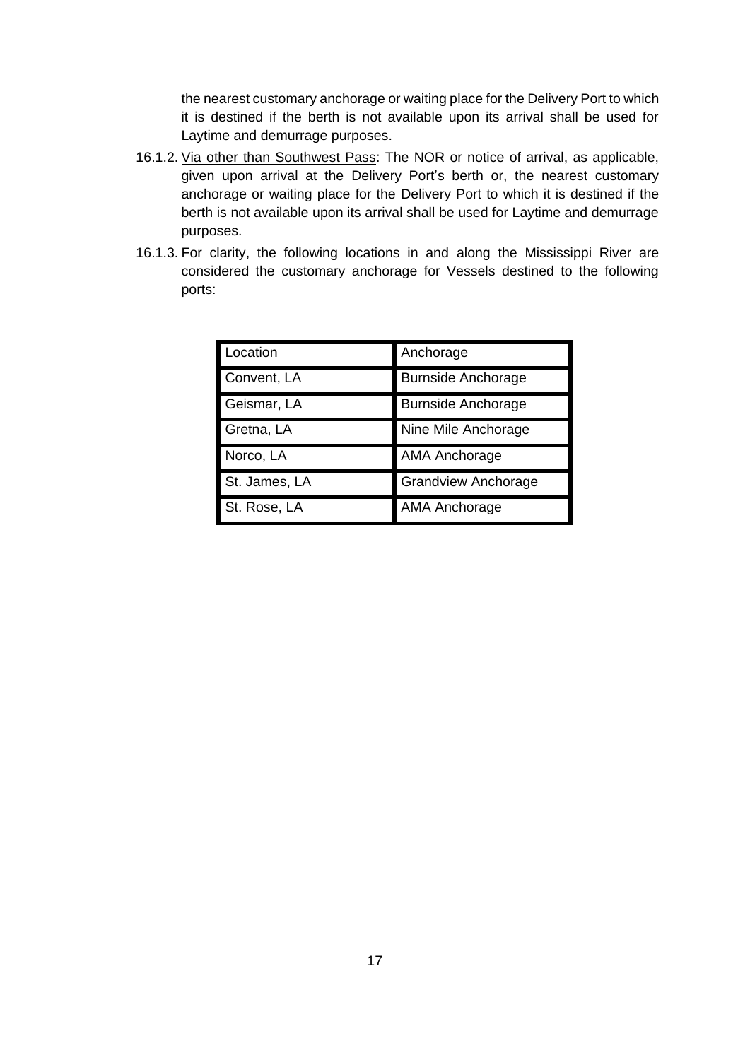the nearest customary anchorage or waiting place for the Delivery Port to which it is destined if the berth is not available upon its arrival shall be used for Laytime and demurrage purposes.

16.1.2. Via other than Southwest Pass: The NOR or notice of arrival, as applicable, given upon arrival at the Delivery Port's berth or, the nearest customary anchorage or waiting place for the Delivery Port to which it is destined if the berth is not available upon its arrival shall be used for Laytime and demurrage purposes.

16.1.3. For clarity, the following locations in and along the Mississippi River are considered the customary anchorage for Vessels destined to the following ports:

| Location | Anchorage |
|---|---|
| Convent, LA | Burnside Anchorage |
| Geismar, LA | Burnside Anchorage |
| Gretna, LA | Nine Mile Anchorage |
| Norco, LA | AMA Anchorage |
| St. James, LA | Grandview Anchorage |
| St. Rose, LA | AMA Anchorage |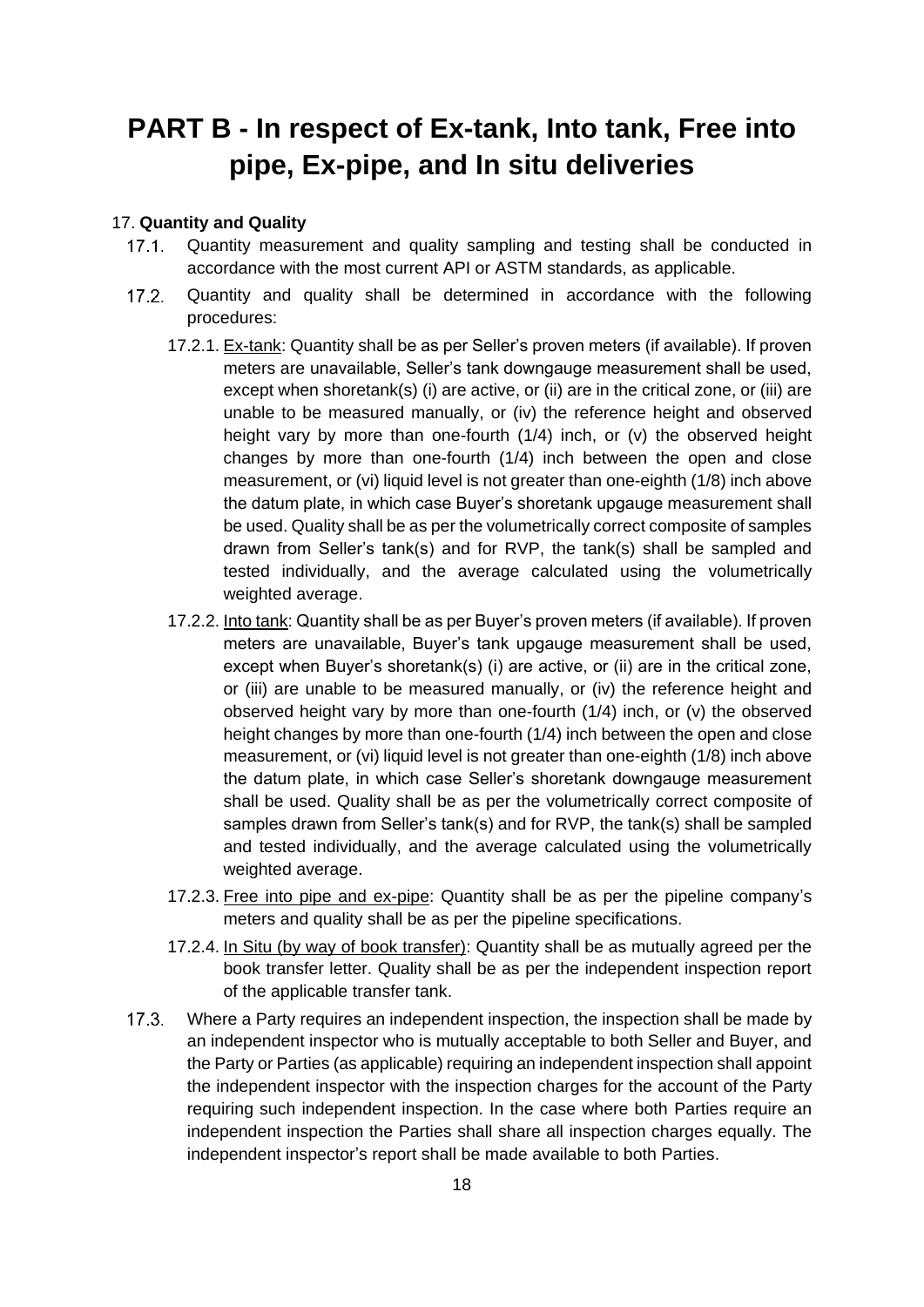# PART B - In respect of Ex-tank, Into tank, Free into pipe, Ex-pipe, and In situ deliveries

17. **Quantity and Quality**

17.1. Quantity measurement and quality sampling and testing shall be conducted in accordance with the most current API or ASTM standards, as applicable.

17.2. Quantity and quality shall be determined in accordance with the following procedures:

17.2.1. Ex-tank: Quantity shall be as per Seller's proven meters (if available). If proven meters are unavailable, Seller's tank downgauge measurement shall be used, except when shoretank(s) (i) are active, or (ii) are in the critical zone, or (iii) are unable to be measured manually, or (iv) the reference height and observed height vary by more than one-fourth (1/4) inch, or (v) the observed height changes by more than one-fourth (1/4) inch between the open and close measurement, or (vi) liquid level is not greater than one-eighth (1/8) inch above the datum plate, in which case Buyer's shoretank upgauge measurement shall be used. Quality shall be as per the volumetrically correct composite of samples drawn from Seller's tank(s) and for RVP, the tank(s) shall be sampled and tested individually, and the average calculated using the volumetrically weighted average.

17.2.2. Into tank: Quantity shall be as per Buyer's proven meters (if available). If proven meters are unavailable, Buyer's tank upgauge measurement shall be used, except when Buyer's shoretank(s) (i) are active, or (ii) are in the critical zone, or (iii) are unable to be measured manually, or (iv) the reference height and observed height vary by more than one-fourth (1/4) inch, or (v) the observed height changes by more than one-fourth (1/4) inch between the open and close measurement, or (vi) liquid level is not greater than one-eighth (1/8) inch above the datum plate, in which case Seller's shoretank downgauge measurement shall be used. Quality shall be as per the volumetrically correct composite of samples drawn from Seller's tank(s) and for RVP, the tank(s) shall be sampled and tested individually, and the average calculated using the volumetrically weighted average.

17.2.3. Free into pipe and ex-pipe: Quantity shall be as per the pipeline company's meters and quality shall be as per the pipeline specifications.

17.2.4. In Situ (by way of book transfer): Quantity shall be as mutually agreed per the book transfer letter. Quality shall be as per the independent inspection report of the applicable transfer tank.

17.3. Where a Party requires an independent inspection, the inspection shall be made by an independent inspector who is mutually acceptable to both Seller and Buyer, and the Party or Parties (as applicable) requiring an independent inspection shall appoint the independent inspector with the inspection charges for the account of the Party requiring such independent inspection. In the case where both Parties require an independent inspection the Parties shall share all inspection charges equally. The independent inspector's report shall be made available to both Parties.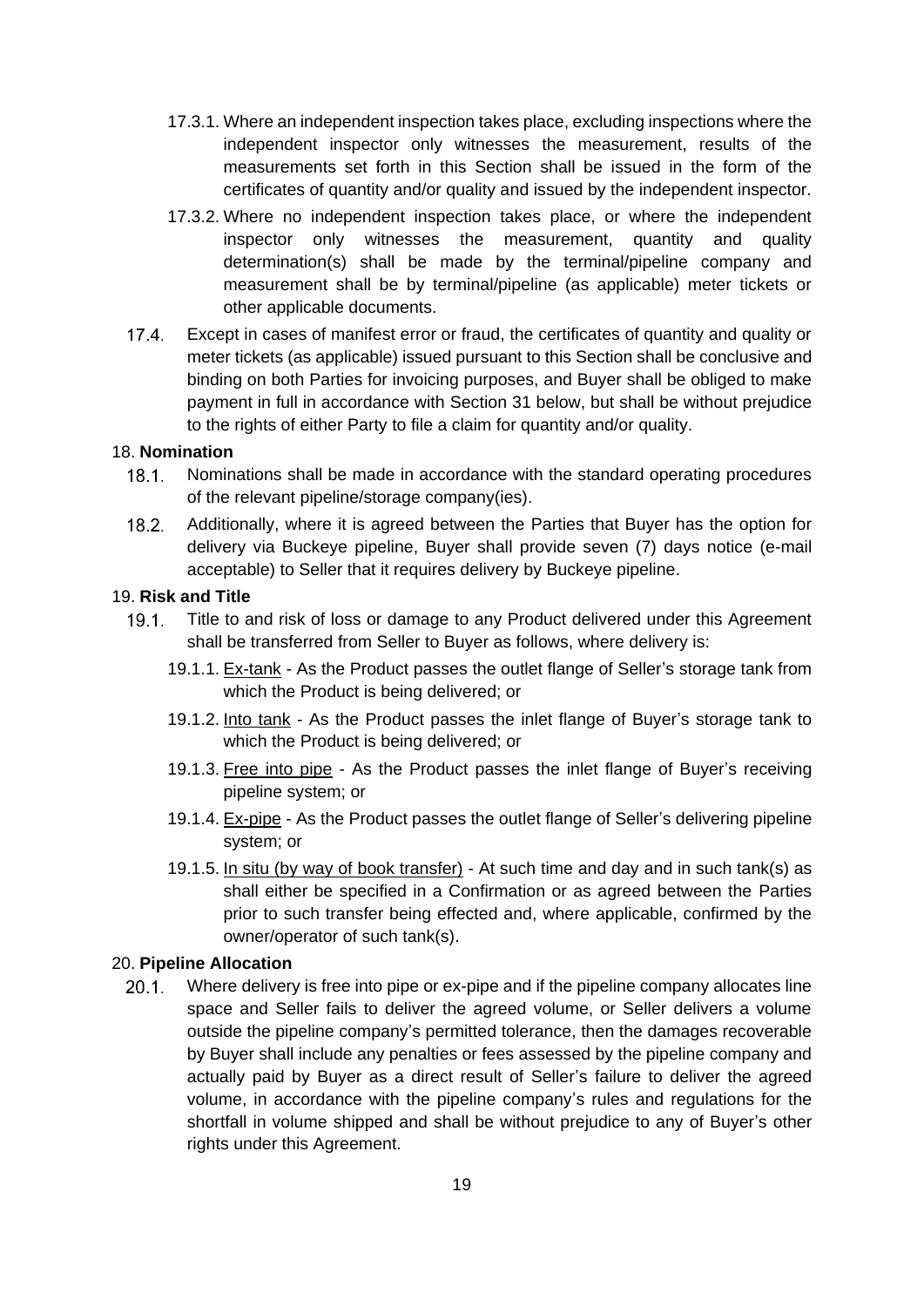17.3.1. Where an independent inspection takes place, excluding inspections where the independent inspector only witnesses the measurement, results of the measurements set forth in this Section shall be issued in the form of the certificates of quantity and/or quality and issued by the independent inspector.

17.3.2. Where no independent inspection takes place, or where the independent inspector only witnesses the measurement, quantity and quality determination(s) shall be made by the terminal/pipeline company and measurement shall be by terminal/pipeline (as applicable) meter tickets or other applicable documents.

17.4. Except in cases of manifest error or fraud, the certificates of quantity and quality or meter tickets (as applicable) issued pursuant to this Section shall be conclusive and binding on both Parties for invoicing purposes, and Buyer shall be obliged to make payment in full in accordance with Section 31 below, but shall be without prejudice to the rights of either Party to file a claim for quantity and/or quality.

18. **Nomination**

18.1. Nominations shall be made in accordance with the standard operating procedures of the relevant pipeline/storage company(ies).

18.2. Additionally, where it is agreed between the Parties that Buyer has the option for delivery via Buckeye pipeline, Buyer shall provide seven (7) days notice (e-mail acceptable) to Seller that it requires delivery by Buckeye pipeline.

19. **Risk and Title**

19.1. Title to and risk of loss or damage to any Product delivered under this Agreement shall be transferred from Seller to Buyer as follows, where delivery is:

19.1.1. <u>Ex-tank</u> - As the Product passes the outlet flange of Seller's storage tank from which the Product is being delivered; or

19.1.2. <u>Into tank</u> - As the Product passes the inlet flange of Buyer's storage tank to which the Product is being delivered; or

19.1.3. <u>Free into pipe</u> - As the Product passes the inlet flange of Buyer's receiving pipeline system; or

19.1.4. <u>Ex-pipe</u> - As the Product passes the outlet flange of Seller's delivering pipeline system; or

19.1.5. <u>In situ (by way of book transfer)</u> - At such time and day and in such tank(s) as shall either be specified in a Confirmation or as agreed between the Parties prior to such transfer being effected and, where applicable, confirmed by the owner/operator of such tank(s).

20. **Pipeline Allocation**

20.1. Where delivery is free into pipe or ex-pipe and if the pipeline company allocates line space and Seller fails to deliver the agreed volume, or Seller delivers a volume outside the pipeline company's permitted tolerance, then the damages recoverable by Buyer shall include any penalties or fees assessed by the pipeline company and actually paid by Buyer as a direct result of Seller's failure to deliver the agreed volume, in accordance with the pipeline company's rules and regulations for the shortfall in volume shipped and shall be without prejudice to any of Buyer's other rights under this Agreement.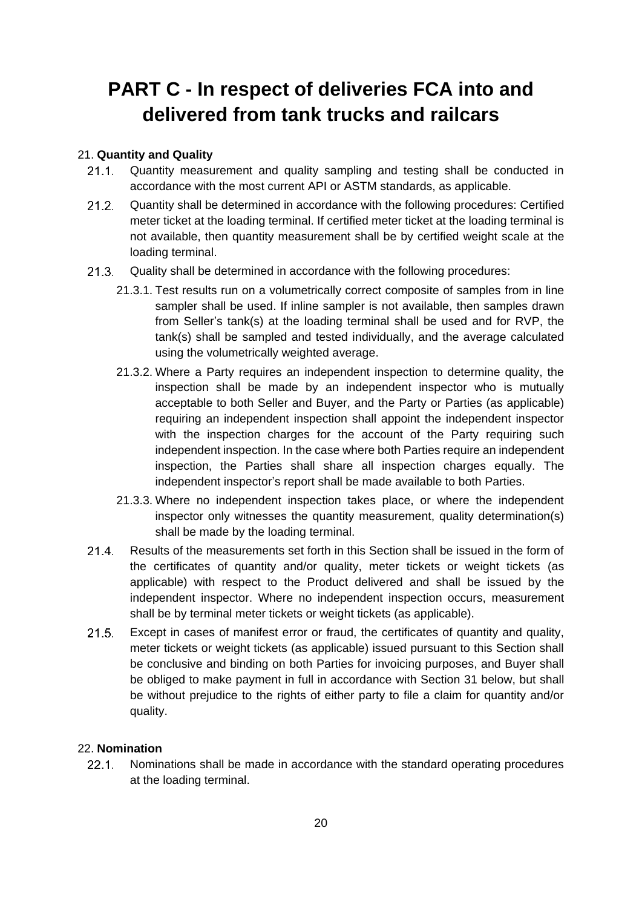# PART C - In respect of deliveries FCA into and delivered from tank trucks and railcars

21. **Quantity and Quality**

21.1. Quantity measurement and quality sampling and testing shall be conducted in accordance with the most current API or ASTM standards, as applicable.

21.2. Quantity shall be determined in accordance with the following procedures: Certified meter ticket at the loading terminal. If certified meter ticket at the loading terminal is not available, then quantity measurement shall be by certified weight scale at the loading terminal.

21.3. Quality shall be determined in accordance with the following procedures:

21.3.1. Test results run on a volumetrically correct composite of samples from in line sampler shall be used. If inline sampler is not available, then samples drawn from Seller's tank(s) at the loading terminal shall be used and for RVP, the tank(s) shall be sampled and tested individually, and the average calculated using the volumetrically weighted average.

21.3.2. Where a Party requires an independent inspection to determine quality, the inspection shall be made by an independent inspector who is mutually acceptable to both Seller and Buyer, and the Party or Parties (as applicable) requiring an independent inspection shall appoint the independent inspector with the inspection charges for the account of the Party requiring such independent inspection. In the case where both Parties require an independent inspection, the Parties shall share all inspection charges equally. The independent inspector's report shall be made available to both Parties.

21.3.3. Where no independent inspection takes place, or where the independent inspector only witnesses the quantity measurement, quality determination(s) shall be made by the loading terminal.

21.4. Results of the measurements set forth in this Section shall be issued in the form of the certificates of quantity and/or quality, meter tickets or weight tickets (as applicable) with respect to the Product delivered and shall be issued by the independent inspector. Where no independent inspection occurs, measurement shall be by terminal meter tickets or weight tickets (as applicable).

21.5. Except in cases of manifest error or fraud, the certificates of quantity and quality, meter tickets or weight tickets (as applicable) issued pursuant to this Section shall be conclusive and binding on both Parties for invoicing purposes, and Buyer shall be obliged to make payment in full in accordance with Section 31 below, but shall be without prejudice to the rights of either party to file a claim for quantity and/or quality.

22. **Nomination**

22.1. Nominations shall be made in accordance with the standard operating procedures at the loading terminal.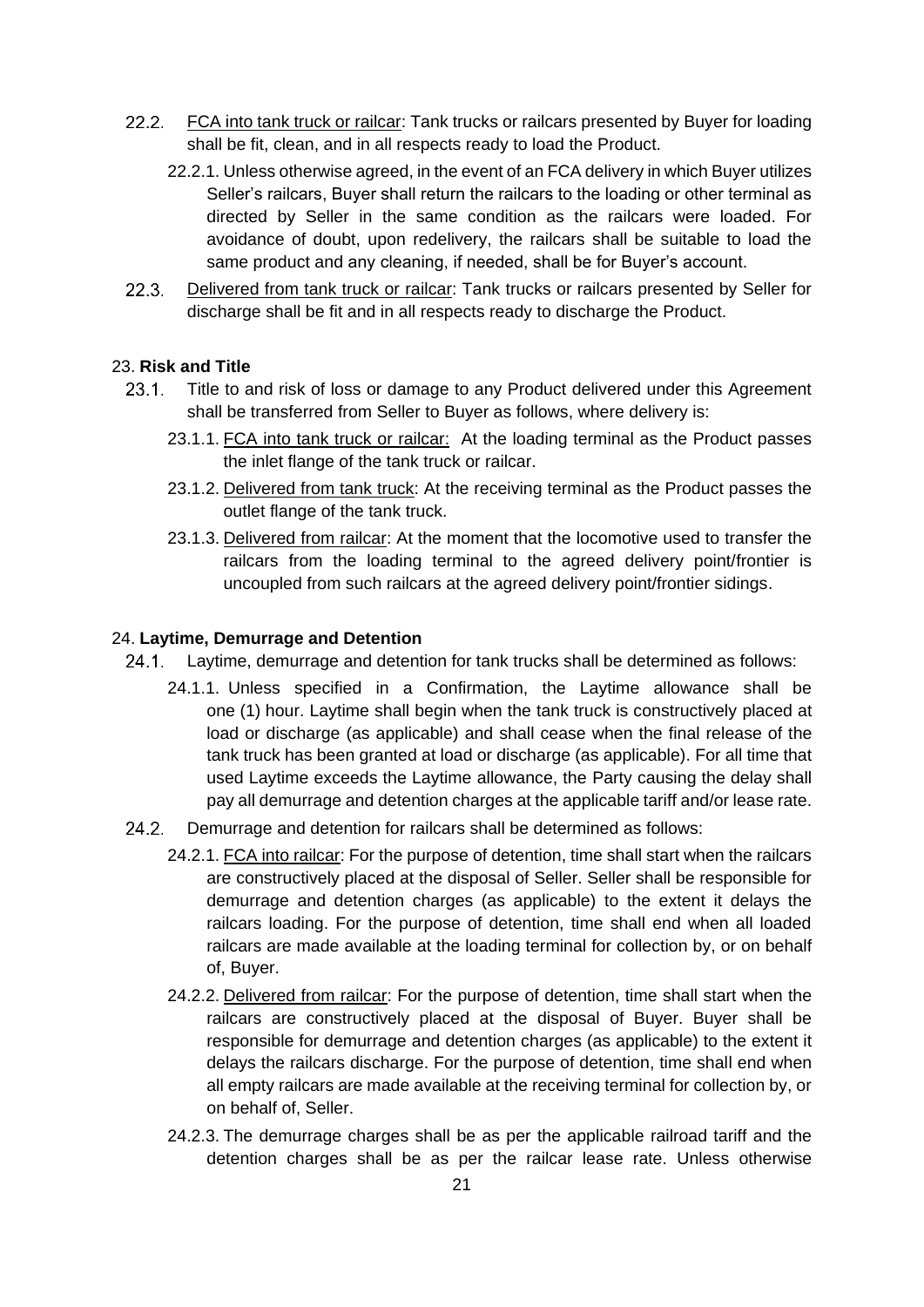22.2. <u>FCA into tank truck or railcar</u>: Tank trucks or railcars presented by Buyer for loading shall be fit, clean, and in all respects ready to load the Product.

22.2.1. Unless otherwise agreed, in the event of an FCA delivery in which Buyer utilizes Seller's railcars, Buyer shall return the railcars to the loading or other terminal as directed by Seller in the same condition as the railcars were loaded. For avoidance of doubt, upon redelivery, the railcars shall be suitable to load the same product and any cleaning, if needed, shall be for Buyer's account.

22.3. <u>Delivered from tank truck or railcar</u>: Tank trucks or railcars presented by Seller for discharge shall be fit and in all respects ready to discharge the Product.

## 23. **Risk and Title**

23.1. Title to and risk of loss or damage to any Product delivered under this Agreement shall be transferred from Seller to Buyer as follows, where delivery is:

23.1.1. <u>FCA into tank truck or railcar:</u> At the loading terminal as the Product passes the inlet flange of the tank truck or railcar.

23.1.2. <u>Delivered from tank truck</u>: At the receiving terminal as the Product passes the outlet flange of the tank truck.

23.1.3. <u>Delivered from railcar</u>: At the moment that the locomotive used to transfer the railcars from the loading terminal to the agreed delivery point/frontier is uncoupled from such railcars at the agreed delivery point/frontier sidings.

## 24. **Laytime, Demurrage and Detention**

24.1. Laytime, demurrage and detention for tank trucks shall be determined as follows:

24.1.1. Unless specified in a Confirmation, the Laytime allowance shall be one (1) hour. Laytime shall begin when the tank truck is constructively placed at load or discharge (as applicable) and shall cease when the final release of the tank truck has been granted at load or discharge (as applicable). For all time that used Laytime exceeds the Laytime allowance, the Party causing the delay shall pay all demurrage and detention charges at the applicable tariff and/or lease rate.

24.2. Demurrage and detention for railcars shall be determined as follows:

24.2.1. <u>FCA into railcar</u>: For the purpose of detention, time shall start when the railcars are constructively placed at the disposal of Seller. Seller shall be responsible for demurrage and detention charges (as applicable) to the extent it delays the railcars loading. For the purpose of detention, time shall end when all loaded railcars are made available at the loading terminal for collection by, or on behalf of, Buyer.

24.2.2. <u>Delivered from railcar</u>: For the purpose of detention, time shall start when the railcars are constructively placed at the disposal of Buyer. Buyer shall be responsible for demurrage and detention charges (as applicable) to the extent it delays the railcars discharge. For the purpose of detention, time shall end when all empty railcars are made available at the receiving terminal for collection by, or on behalf of, Seller.

24.2.3. The demurrage charges shall be as per the applicable railroad tariff and the detention charges shall be as per the railcar lease rate. Unless otherwise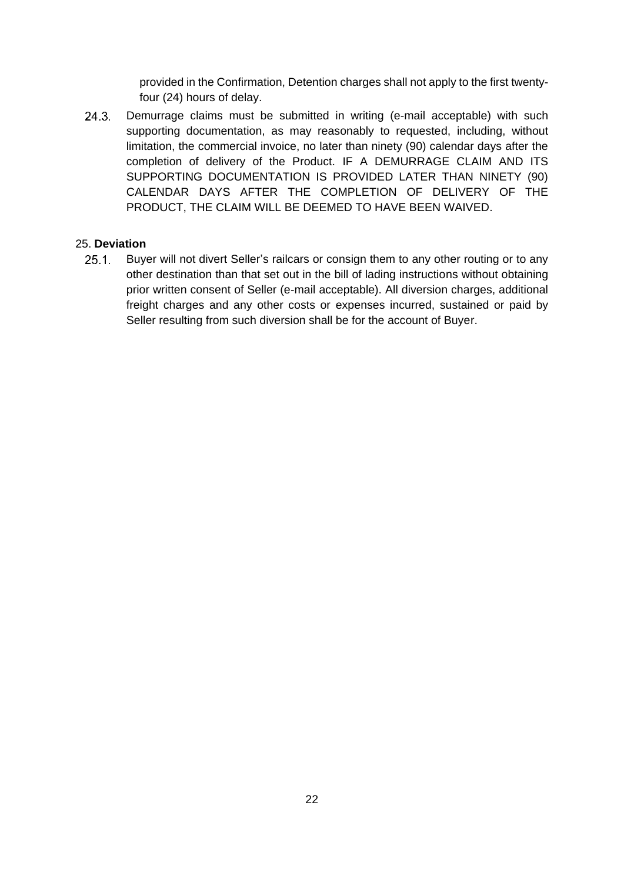provided in the Confirmation, Detention charges shall not apply to the first twenty-four (24) hours of delay.

24.3. Demurrage claims must be submitted in writing (e-mail acceptable) with such supporting documentation, as may reasonably to requested, including, without limitation, the commercial invoice, no later than ninety (90) calendar days after the completion of delivery of the Product. IF A DEMURRAGE CLAIM AND ITS SUPPORTING DOCUMENTATION IS PROVIDED LATER THAN NINETY (90) CALENDAR DAYS AFTER THE COMPLETION OF DELIVERY OF THE PRODUCT, THE CLAIM WILL BE DEEMED TO HAVE BEEN WAIVED.

25. **Deviation**

25.1. Buyer will not divert Seller's railcars or consign them to any other routing or to any other destination than that set out in the bill of lading instructions without obtaining prior written consent of Seller (e-mail acceptable). All diversion charges, additional freight charges and any other costs or expenses incurred, sustained or paid by Seller resulting from such diversion shall be for the account of Buyer.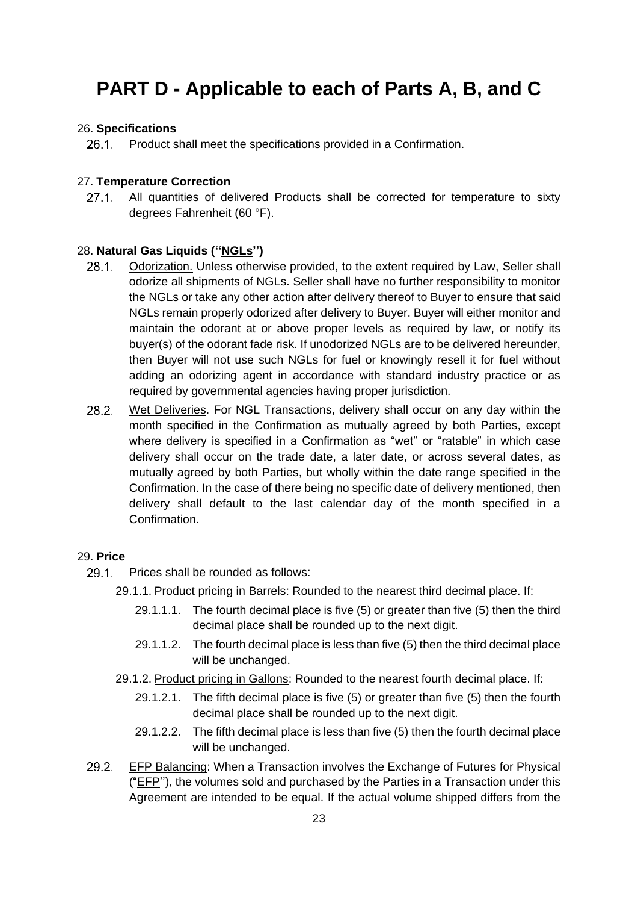# PART D - Applicable to each of Parts A, B, and C

26. **Specifications**

26.1. Product shall meet the specifications provided in a Confirmation.

27. **Temperature Correction**

27.1. All quantities of delivered Products shall be corrected for temperature to sixty degrees Fahrenheit (60 °F).

28. **Natural Gas Liquids (''NGLs'')**

28.1. Odorization. Unless otherwise provided, to the extent required by Law, Seller shall odorize all shipments of NGLs. Seller shall have no further responsibility to monitor the NGLs or take any other action after delivery thereof to Buyer to ensure that said NGLs remain properly odorized after delivery to Buyer. Buyer will either monitor and maintain the odorant at or above proper levels as required by law, or notify its buyer(s) of the odorant fade risk. If unodorized NGLs are to be delivered hereunder, then Buyer will not use such NGLs for fuel or knowingly resell it for fuel without adding an odorizing agent in accordance with standard industry practice or as required by governmental agencies having proper jurisdiction.

28.2. Wet Deliveries. For NGL Transactions, delivery shall occur on any day within the month specified in the Confirmation as mutually agreed by both Parties, except where delivery is specified in a Confirmation as "wet" or "ratable" in which case delivery shall occur on the trade date, a later date, or across several dates, as mutually agreed by both Parties, but wholly within the date range specified in the Confirmation. In the case of there being no specific date of delivery mentioned, then delivery shall default to the last calendar day of the month specified in a Confirmation.

29. **Price**

29.1. Prices shall be rounded as follows:

29.1.1. Product pricing in Barrels: Rounded to the nearest third decimal place. If:

29.1.1.1. The fourth decimal place is five (5) or greater than five (5) then the third decimal place shall be rounded up to the next digit.

29.1.1.2. The fourth decimal place is less than five (5) then the third decimal place will be unchanged.

29.1.2. Product pricing in Gallons: Rounded to the nearest fourth decimal place. If:

29.1.2.1. The fifth decimal place is five (5) or greater than five (5) then the fourth decimal place shall be rounded up to the next digit.

29.1.2.2. The fifth decimal place is less than five (5) then the fourth decimal place will be unchanged.

29.2. EFP Balancing: When a Transaction involves the Exchange of Futures for Physical ("EFP''), the volumes sold and purchased by the Parties in a Transaction under this Agreement are intended to be equal. If the actual volume shipped differs from the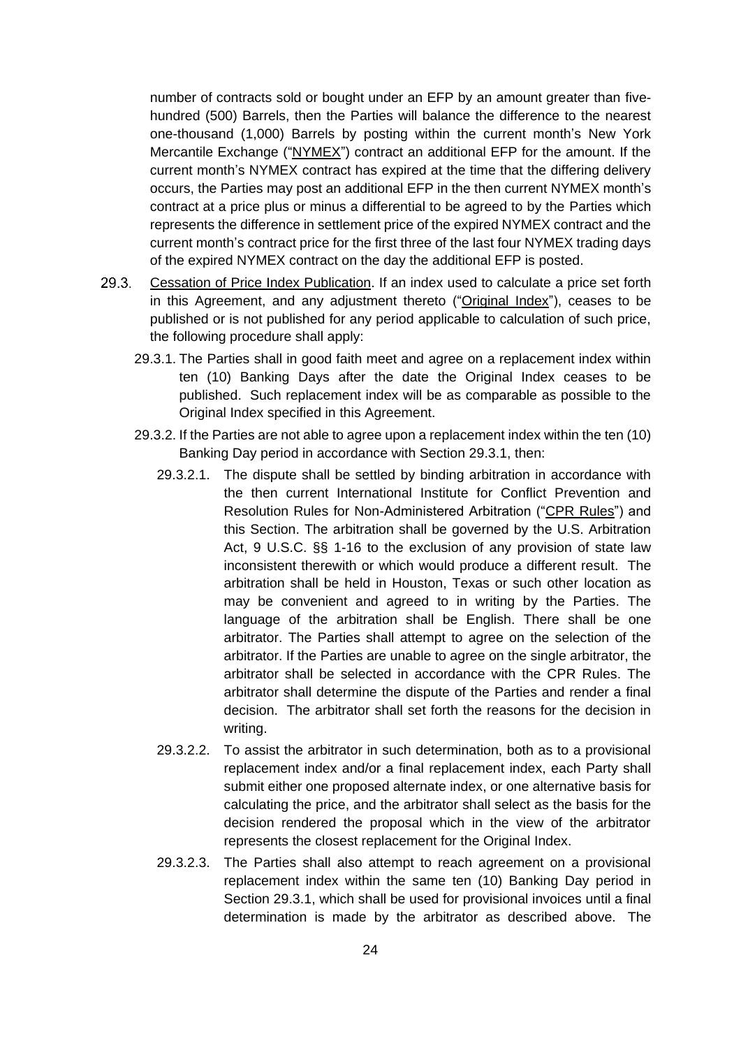number of contracts sold or bought under an EFP by an amount greater than five-hundred (500) Barrels, then the Parties will balance the difference to the nearest one-thousand (1,000) Barrels by posting within the current month's New York Mercantile Exchange ("NYMEX") contract an additional EFP for the amount. If the current month's NYMEX contract has expired at the time that the differing delivery occurs, the Parties may post an additional EFP in the then current NYMEX month's contract at a price plus or minus a differential to be agreed to by the Parties which represents the difference in settlement price of the expired NYMEX contract and the current month's contract price for the first three of the last four NYMEX trading days of the expired NYMEX contract on the day the additional EFP is posted.

29.3. Cessation of Price Index Publication. If an index used to calculate a price set forth in this Agreement, and any adjustment thereto ("Original Index"), ceases to be published or is not published for any period applicable to calculation of such price, the following procedure shall apply:

29.3.1. The Parties shall in good faith meet and agree on a replacement index within ten (10) Banking Days after the date the Original Index ceases to be published. Such replacement index will be as comparable as possible to the Original Index specified in this Agreement.

29.3.2. If the Parties are not able to agree upon a replacement index within the ten (10) Banking Day period in accordance with Section 29.3.1, then:

29.3.2.1. The dispute shall be settled by binding arbitration in accordance with the then current International Institute for Conflict Prevention and Resolution Rules for Non-Administered Arbitration ("CPR Rules") and this Section. The arbitration shall be governed by the U.S. Arbitration Act, 9 U.S.C. §§ 1-16 to the exclusion of any provision of state law inconsistent therewith or which would produce a different result. The arbitration shall be held in Houston, Texas or such other location as may be convenient and agreed to in writing by the Parties. The language of the arbitration shall be English. There shall be one arbitrator. The Parties shall attempt to agree on the selection of the arbitrator. If the Parties are unable to agree on the single arbitrator, the arbitrator shall be selected in accordance with the CPR Rules. The arbitrator shall determine the dispute of the Parties and render a final decision. The arbitrator shall set forth the reasons for the decision in writing.

29.3.2.2. To assist the arbitrator in such determination, both as to a provisional replacement index and/or a final replacement index, each Party shall submit either one proposed alternate index, or one alternative basis for calculating the price, and the arbitrator shall select as the basis for the decision rendered the proposal which in the view of the arbitrator represents the closest replacement for the Original Index.

29.3.2.3. The Parties shall also attempt to reach agreement on a provisional replacement index within the same ten (10) Banking Day period in Section 29.3.1, which shall be used for provisional invoices until a final determination is made by the arbitrator as described above. The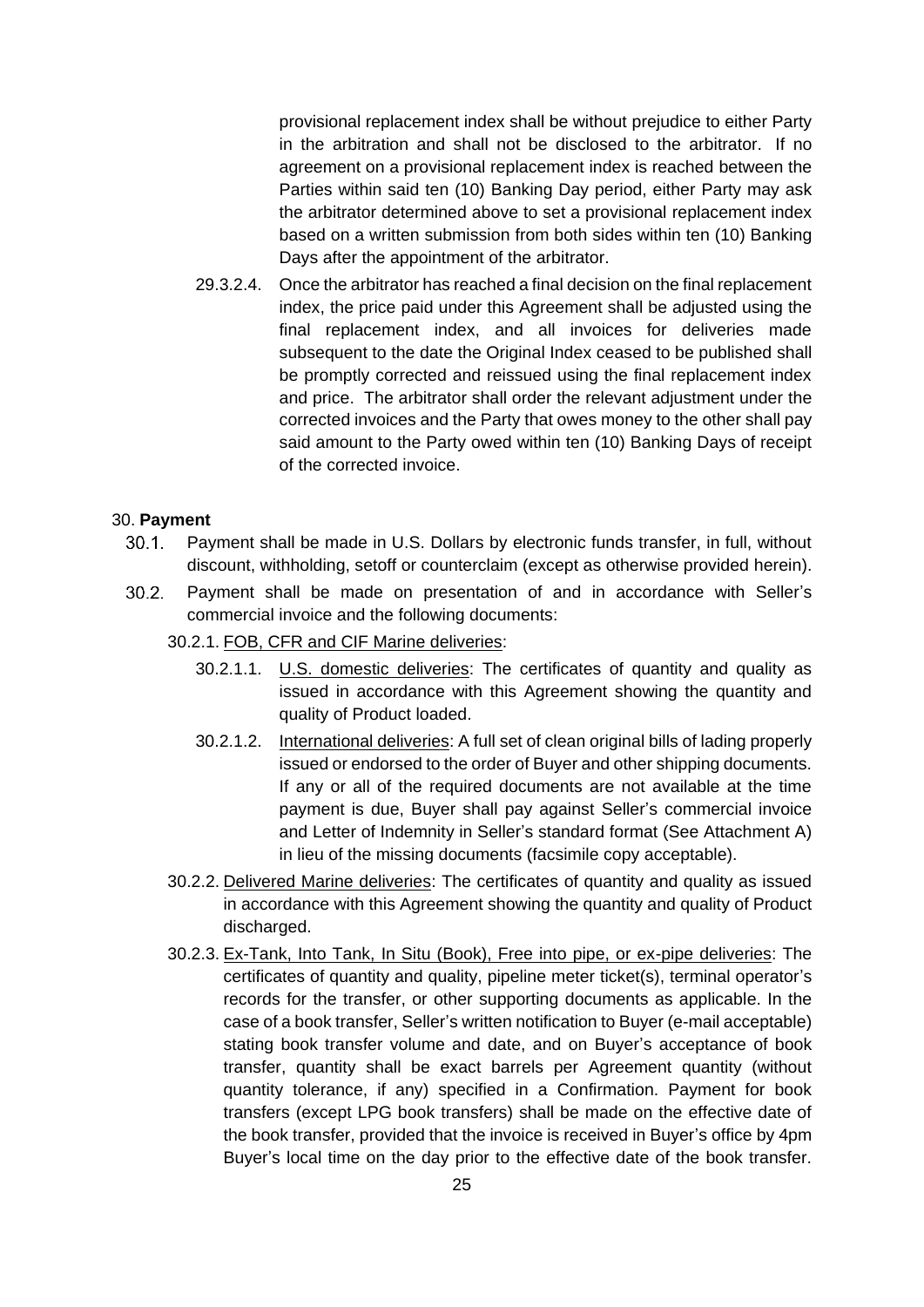provisional replacement index shall be without prejudice to either Party in the arbitration and shall not be disclosed to the arbitrator. If no agreement on a provisional replacement index is reached between the Parties within said ten (10) Banking Day period, either Party may ask the arbitrator determined above to set a provisional replacement index based on a written submission from both sides within ten (10) Banking Days after the appointment of the arbitrator.

29.3.2.4. Once the arbitrator has reached a final decision on the final replacement index, the price paid under this Agreement shall be adjusted using the final replacement index, and all invoices for deliveries made subsequent to the date the Original Index ceased to be published shall be promptly corrected and reissued using the final replacement index and price. The arbitrator shall order the relevant adjustment under the corrected invoices and the Party that owes money to the other shall pay said amount to the Party owed within ten (10) Banking Days of receipt of the corrected invoice.

30. **Payment**

30.1. Payment shall be made in U.S. Dollars by electronic funds transfer, in full, without discount, withholding, setoff or counterclaim (except as otherwise provided herein).

30.2. Payment shall be made on presentation of and in accordance with Seller's commercial invoice and the following documents:

30.2.1. <u>FOB, CFR and CIF Marine deliveries</u>:

30.2.1.1. <u>U.S. domestic deliveries</u>: The certificates of quantity and quality as issued in accordance with this Agreement showing the quantity and quality of Product loaded.

30.2.1.2. <u>International deliveries</u>: A full set of clean original bills of lading properly issued or endorsed to the order of Buyer and other shipping documents. If any or all of the required documents are not available at the time payment is due, Buyer shall pay against Seller's commercial invoice and Letter of Indemnity in Seller's standard format (See Attachment A) in lieu of the missing documents (facsimile copy acceptable).

30.2.2. <u>Delivered Marine deliveries</u>: The certificates of quantity and quality as issued in accordance with this Agreement showing the quantity and quality of Product discharged.

30.2.3. <u>Ex-Tank, Into Tank, In Situ (Book), Free into pipe, or ex-pipe deliveries</u>: The certificates of quantity and quality, pipeline meter ticket(s), terminal operator's records for the transfer, or other supporting documents as applicable. In the case of a book transfer, Seller's written notification to Buyer (e-mail acceptable) stating book transfer volume and date, and on Buyer's acceptance of book transfer, quantity shall be exact barrels per Agreement quantity (without quantity tolerance, if any) specified in a Confirmation. Payment for book transfers (except LPG book transfers) shall be made on the effective date of the book transfer, provided that the invoice is received in Buyer's office by 4pm Buyer's local time on the day prior to the effective date of the book transfer.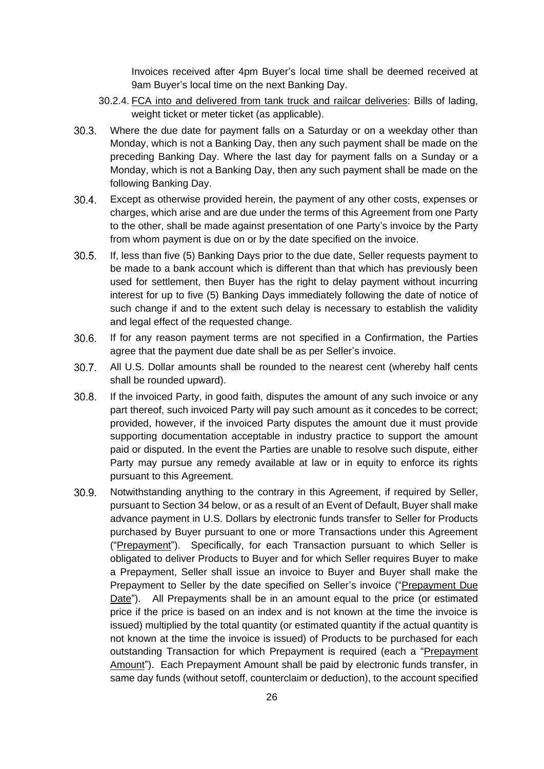Invoices received after 4pm Buyer's local time shall be deemed received at 9am Buyer's local time on the next Banking Day.

30.2.4. <u>FCA into and delivered from tank truck and railcar deliveries</u>: Bills of lading, weight ticket or meter ticket (as applicable).

30.3. Where the due date for payment falls on a Saturday or on a weekday other than Monday, which is not a Banking Day, then any such payment shall be made on the preceding Banking Day. Where the last day for payment falls on a Sunday or a Monday, which is not a Banking Day, then any such payment shall be made on the following Banking Day.

30.4. Except as otherwise provided herein, the payment of any other costs, expenses or charges, which arise and are due under the terms of this Agreement from one Party to the other, shall be made against presentation of one Party's invoice by the Party from whom payment is due on or by the date specified on the invoice.

30.5. If, less than five (5) Banking Days prior to the due date, Seller requests payment to be made to a bank account which is different than that which has previously been used for settlement, then Buyer has the right to delay payment without incurring interest for up to five (5) Banking Days immediately following the date of notice of such change if and to the extent such delay is necessary to establish the validity and legal effect of the requested change.

30.6. If for any reason payment terms are not specified in a Confirmation, the Parties agree that the payment due date shall be as per Seller's invoice.

30.7. All U.S. Dollar amounts shall be rounded to the nearest cent (whereby half cents shall be rounded upward).

30.8. If the invoiced Party, in good faith, disputes the amount of any such invoice or any part thereof, such invoiced Party will pay such amount as it concedes to be correct; provided, however, if the invoiced Party disputes the amount due it must provide supporting documentation acceptable in industry practice to support the amount paid or disputed. In the event the Parties are unable to resolve such dispute, either Party may pursue any remedy available at law or in equity to enforce its rights pursuant to this Agreement.

30.9. Notwithstanding anything to the contrary in this Agreement, if required by Seller, pursuant to Section 34 below, or as a result of an Event of Default, Buyer shall make advance payment in U.S. Dollars by electronic funds transfer to Seller for Products purchased by Buyer pursuant to one or more Transactions under this Agreement ("<u>Prepayment</u>"). Specifically, for each Transaction pursuant to which Seller is obligated to deliver Products to Buyer and for which Seller requires Buyer to make a Prepayment, Seller shall issue an invoice to Buyer and Buyer shall make the Prepayment to Seller by the date specified on Seller's invoice ("<u>Prepayment Due Date</u>"). All Prepayments shall be in an amount equal to the price (or estimated price if the price is based on an index and is not known at the time the invoice is issued) multiplied by the total quantity (or estimated quantity if the actual quantity is not known at the time the invoice is issued) of Products to be purchased for each outstanding Transaction for which Prepayment is required (each a "<u>Prepayment Amount</u>"). Each Prepayment Amount shall be paid by electronic funds transfer, in same day funds (without setoff, counterclaim or deduction), to the account specified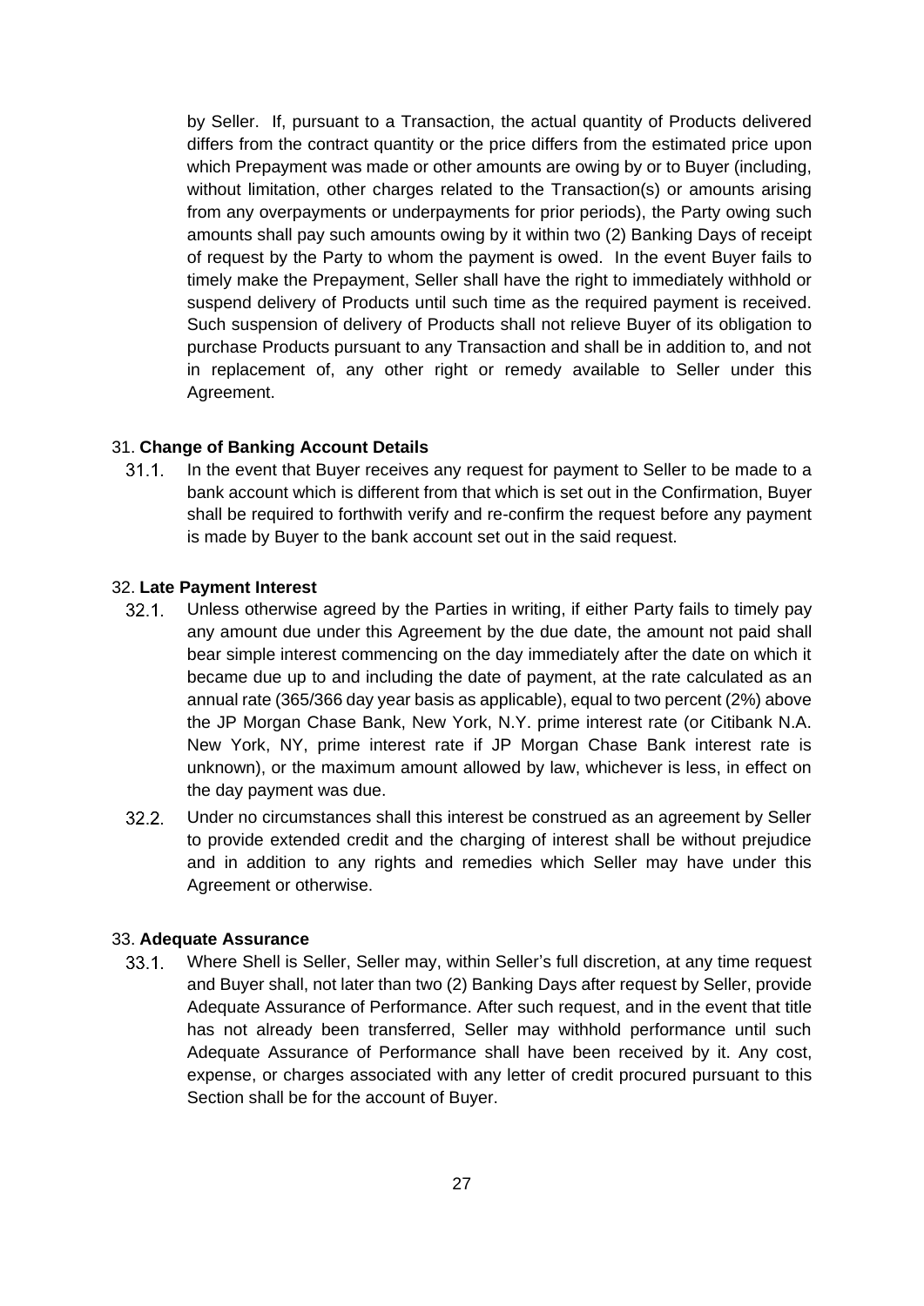by Seller. If, pursuant to a Transaction, the actual quantity of Products delivered differs from the contract quantity or the price differs from the estimated price upon which Prepayment was made or other amounts are owing by or to Buyer (including, without limitation, other charges related to the Transaction(s) or amounts arising from any overpayments or underpayments for prior periods), the Party owing such amounts shall pay such amounts owing by it within two (2) Banking Days of receipt of request by the Party to whom the payment is owed. In the event Buyer fails to timely make the Prepayment, Seller shall have the right to immediately withhold or suspend delivery of Products until such time as the required payment is received. Such suspension of delivery of Products shall not relieve Buyer of its obligation to purchase Products pursuant to any Transaction and shall be in addition to, and not in replacement of, any other right or remedy available to Seller under this Agreement.

31. **Change of Banking Account Details**

31.1. In the event that Buyer receives any request for payment to Seller to be made to a bank account which is different from that which is set out in the Confirmation, Buyer shall be required to forthwith verify and re-confirm the request before any payment is made by Buyer to the bank account set out in the said request.

32. **Late Payment Interest**

32.1. Unless otherwise agreed by the Parties in writing, if either Party fails to timely pay any amount due under this Agreement by the due date, the amount not paid shall bear simple interest commencing on the day immediately after the date on which it became due up to and including the date of payment, at the rate calculated as an annual rate (365/366 day year basis as applicable), equal to two percent (2%) above the JP Morgan Chase Bank, New York, N.Y. prime interest rate (or Citibank N.A. New York, NY, prime interest rate if JP Morgan Chase Bank interest rate is unknown), or the maximum amount allowed by law, whichever is less, in effect on the day payment was due.

32.2. Under no circumstances shall this interest be construed as an agreement by Seller to provide extended credit and the charging of interest shall be without prejudice and in addition to any rights and remedies which Seller may have under this Agreement or otherwise.

33. **Adequate Assurance**

33.1. Where Shell is Seller, Seller may, within Seller's full discretion, at any time request and Buyer shall, not later than two (2) Banking Days after request by Seller, provide Adequate Assurance of Performance. After such request, and in the event that title has not already been transferred, Seller may withhold performance until such Adequate Assurance of Performance shall have been received by it. Any cost, expense, or charges associated with any letter of credit procured pursuant to this Section shall be for the account of Buyer.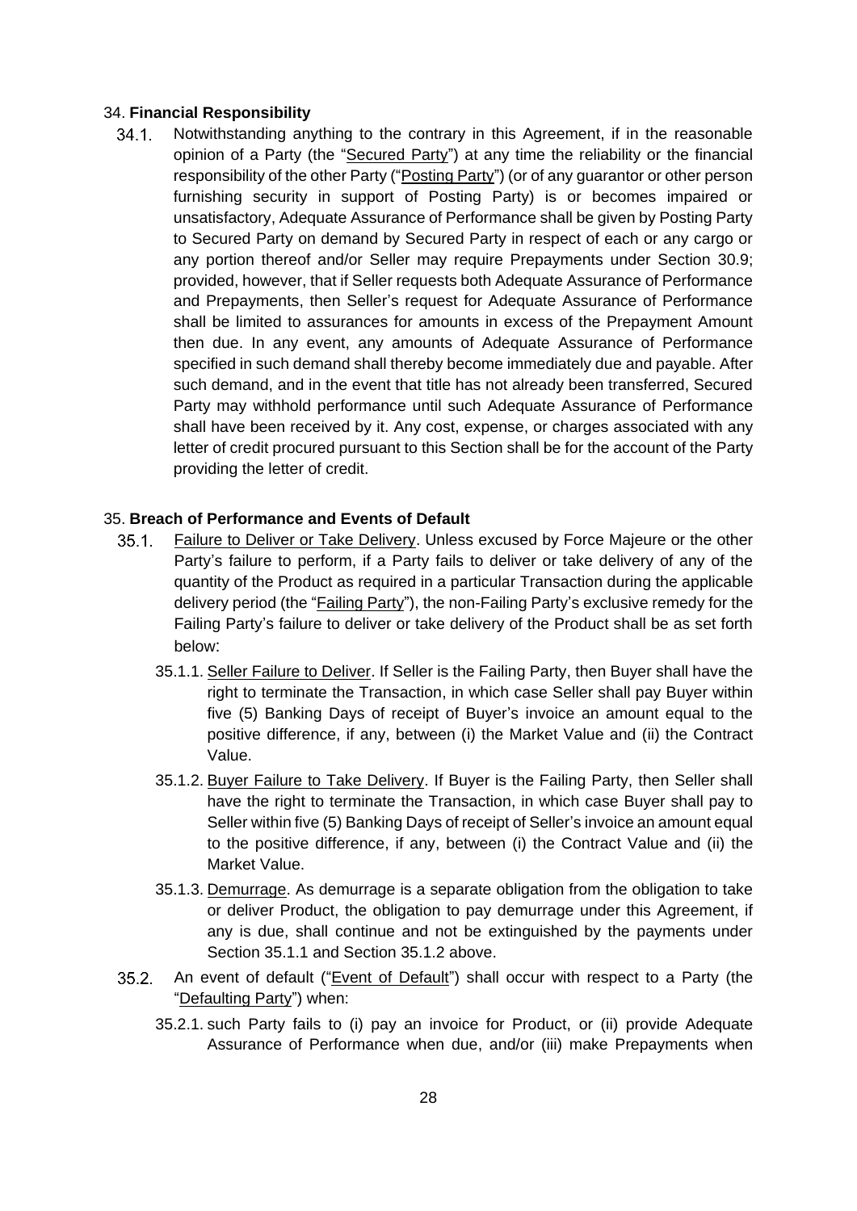### 34. **Financial Responsibility**

34.1. Notwithstanding anything to the contrary in this Agreement, if in the reasonable opinion of a Party (the "Secured Party") at any time the reliability or the financial responsibility of the other Party ("Posting Party") (or of any guarantor or other person furnishing security in support of Posting Party) is or becomes impaired or unsatisfactory, Adequate Assurance of Performance shall be given by Posting Party to Secured Party on demand by Secured Party in respect of each or any cargo or any portion thereof and/or Seller may require Prepayments under Section 30.9; provided, however, that if Seller requests both Adequate Assurance of Performance and Prepayments, then Seller's request for Adequate Assurance of Performance shall be limited to assurances for amounts in excess of the Prepayment Amount then due. In any event, any amounts of Adequate Assurance of Performance specified in such demand shall thereby become immediately due and payable. After such demand, and in the event that title has not already been transferred, Secured Party may withhold performance until such Adequate Assurance of Performance shall have been received by it. Any cost, expense, or charges associated with any letter of credit procured pursuant to this Section shall be for the account of the Party providing the letter of credit.

### 35. **Breach of Performance and Events of Default**

35.1. Failure to Deliver or Take Delivery. Unless excused by Force Majeure or the other Party's failure to perform, if a Party fails to deliver or take delivery of any of the quantity of the Product as required in a particular Transaction during the applicable delivery period (the "Failing Party"), the non-Failing Party's exclusive remedy for the Failing Party's failure to deliver or take delivery of the Product shall be as set forth below:

35.1.1. Seller Failure to Deliver. If Seller is the Failing Party, then Buyer shall have the right to terminate the Transaction, in which case Seller shall pay Buyer within five (5) Banking Days of receipt of Buyer's invoice an amount equal to the positive difference, if any, between (i) the Market Value and (ii) the Contract Value.

35.1.2. Buyer Failure to Take Delivery. If Buyer is the Failing Party, then Seller shall have the right to terminate the Transaction, in which case Buyer shall pay to Seller within five (5) Banking Days of receipt of Seller's invoice an amount equal to the positive difference, if any, between (i) the Contract Value and (ii) the Market Value.

35.1.3. Demurrage. As demurrage is a separate obligation from the obligation to take or deliver Product, the obligation to pay demurrage under this Agreement, if any is due, shall continue and not be extinguished by the payments under Section 35.1.1 and Section 35.1.2 above.

35.2. An event of default ("Event of Default") shall occur with respect to a Party (the "Defaulting Party") when:

35.2.1. such Party fails to (i) pay an invoice for Product, or (ii) provide Adequate Assurance of Performance when due, and/or (iii) make Prepayments when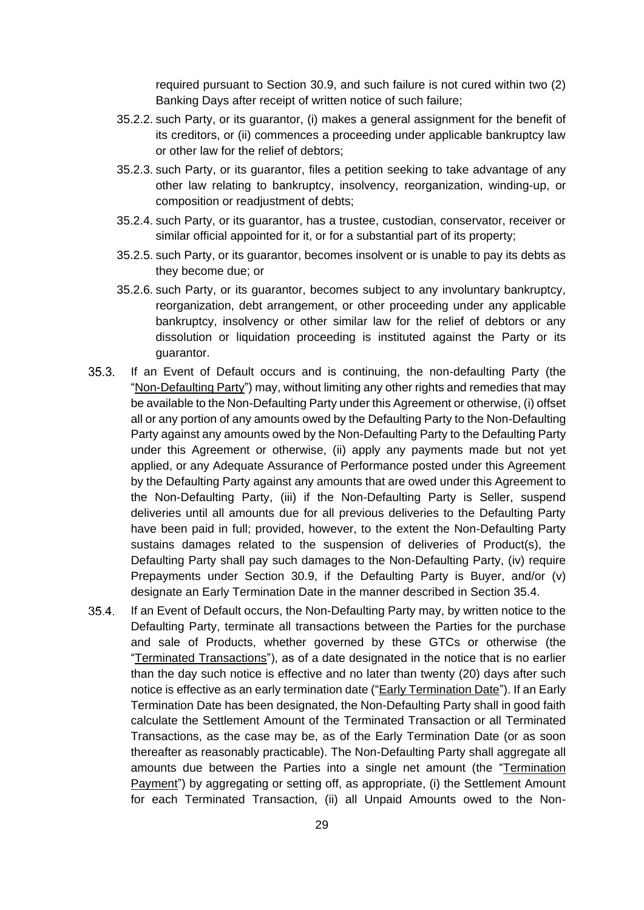required pursuant to Section 30.9, and such failure is not cured within two (2) Banking Days after receipt of written notice of such failure;

35.2.2. such Party, or its guarantor, (i) makes a general assignment for the benefit of its creditors, or (ii) commences a proceeding under applicable bankruptcy law or other law for the relief of debtors;

35.2.3. such Party, or its guarantor, files a petition seeking to take advantage of any other law relating to bankruptcy, insolvency, reorganization, winding-up, or composition or readjustment of debts;

35.2.4. such Party, or its guarantor, has a trustee, custodian, conservator, receiver or similar official appointed for it, or for a substantial part of its property;

35.2.5. such Party, or its guarantor, becomes insolvent or is unable to pay its debts as they become due; or

35.2.6. such Party, or its guarantor, becomes subject to any involuntary bankruptcy, reorganization, debt arrangement, or other proceeding under any applicable bankruptcy, insolvency or other similar law for the relief of debtors or any dissolution or liquidation proceeding is instituted against the Party or its guarantor.

35.3. If an Event of Default occurs and is continuing, the non-defaulting Party (the "Non-Defaulting Party") may, without limiting any other rights and remedies that may be available to the Non-Defaulting Party under this Agreement or otherwise, (i) offset all or any portion of any amounts owed by the Defaulting Party to the Non-Defaulting Party against any amounts owed by the Non-Defaulting Party to the Defaulting Party under this Agreement or otherwise, (ii) apply any payments made but not yet applied, or any Adequate Assurance of Performance posted under this Agreement by the Defaulting Party against any amounts that are owed under this Agreement to the Non-Defaulting Party, (iii) if the Non-Defaulting Party is Seller, suspend deliveries until all amounts due for all previous deliveries to the Defaulting Party have been paid in full; provided, however, to the extent the Non-Defaulting Party sustains damages related to the suspension of deliveries of Product(s), the Defaulting Party shall pay such damages to the Non-Defaulting Party, (iv) require Prepayments under Section 30.9, if the Defaulting Party is Buyer, and/or (v) designate an Early Termination Date in the manner described in Section 35.4.

35.4. If an Event of Default occurs, the Non-Defaulting Party may, by written notice to the Defaulting Party, terminate all transactions between the Parties for the purchase and sale of Products, whether governed by these GTCs or otherwise (the "Terminated Transactions"), as of a date designated in the notice that is no earlier than the day such notice is effective and no later than twenty (20) days after such notice is effective as an early termination date ("Early Termination Date"). If an Early Termination Date has been designated, the Non-Defaulting Party shall in good faith calculate the Settlement Amount of the Terminated Transaction or all Terminated Transactions, as the case may be, as of the Early Termination Date (or as soon thereafter as reasonably practicable). The Non-Defaulting Party shall aggregate all amounts due between the Parties into a single net amount (the "Termination Payment") by aggregating or setting off, as appropriate, (i) the Settlement Amount for each Terminated Transaction, (ii) all Unpaid Amounts owed to the Non-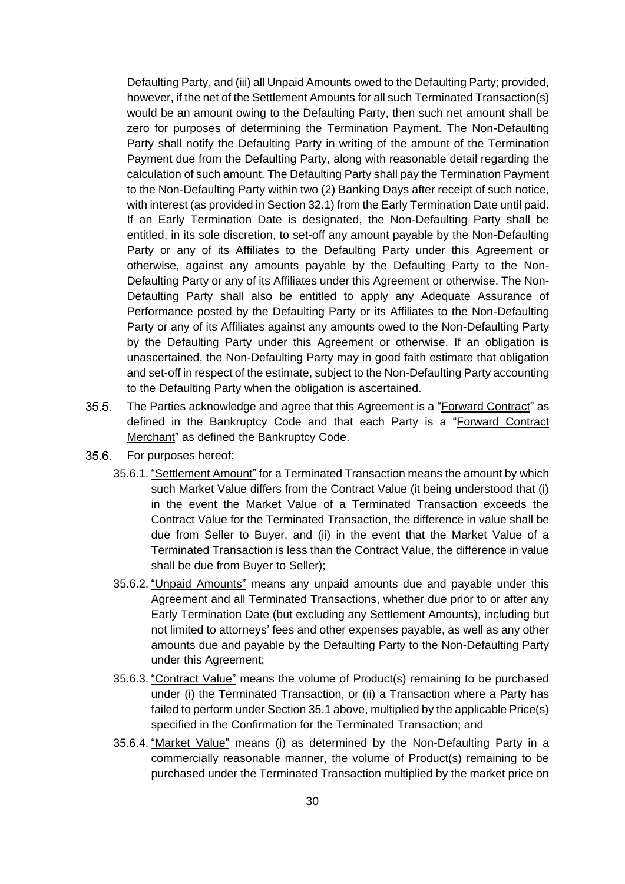Defaulting Party, and (iii) all Unpaid Amounts owed to the Defaulting Party; provided, however, if the net of the Settlement Amounts for all such Terminated Transaction(s) would be an amount owing to the Defaulting Party, then such net amount shall be zero for purposes of determining the Termination Payment. The Non-Defaulting Party shall notify the Defaulting Party in writing of the amount of the Termination Payment due from the Defaulting Party, along with reasonable detail regarding the calculation of such amount. The Defaulting Party shall pay the Termination Payment to the Non-Defaulting Party within two (2) Banking Days after receipt of such notice, with interest (as provided in Section 32.1) from the Early Termination Date until paid. If an Early Termination Date is designated, the Non-Defaulting Party shall be entitled, in its sole discretion, to set-off any amount payable by the Non-Defaulting Party or any of its Affiliates to the Defaulting Party under this Agreement or otherwise, against any amounts payable by the Defaulting Party to the Non-Defaulting Party or any of its Affiliates under this Agreement or otherwise. The Non-Defaulting Party shall also be entitled to apply any Adequate Assurance of Performance posted by the Defaulting Party or its Affiliates to the Non-Defaulting Party or any of its Affiliates against any amounts owed to the Non-Defaulting Party by the Defaulting Party under this Agreement or otherwise. If an obligation is unascertained, the Non-Defaulting Party may in good faith estimate that obligation and set-off in respect of the estimate, subject to the Non-Defaulting Party accounting to the Defaulting Party when the obligation is ascertained.

35.5. The Parties acknowledge and agree that this Agreement is a "Forward Contract" as defined in the Bankruptcy Code and that each Party is a "Forward Contract Merchant" as defined the Bankruptcy Code.

35.6. For purposes hereof:

35.6.1. "Settlement Amount" for a Terminated Transaction means the amount by which such Market Value differs from the Contract Value (it being understood that (i) in the event the Market Value of a Terminated Transaction exceeds the Contract Value for the Terminated Transaction, the difference in value shall be due from Seller to Buyer, and (ii) in the event that the Market Value of a Terminated Transaction is less than the Contract Value, the difference in value shall be due from Buyer to Seller);

35.6.2. "Unpaid Amounts" means any unpaid amounts due and payable under this Agreement and all Terminated Transactions, whether due prior to or after any Early Termination Date (but excluding any Settlement Amounts), including but not limited to attorneys' fees and other expenses payable, as well as any other amounts due and payable by the Defaulting Party to the Non-Defaulting Party under this Agreement;

35.6.3. "Contract Value" means the volume of Product(s) remaining to be purchased under (i) the Terminated Transaction, or (ii) a Transaction where a Party has failed to perform under Section 35.1 above, multiplied by the applicable Price(s) specified in the Confirmation for the Terminated Transaction; and

35.6.4. "Market Value" means (i) as determined by the Non-Defaulting Party in a commercially reasonable manner, the volume of Product(s) remaining to be purchased under the Terminated Transaction multiplied by the market price on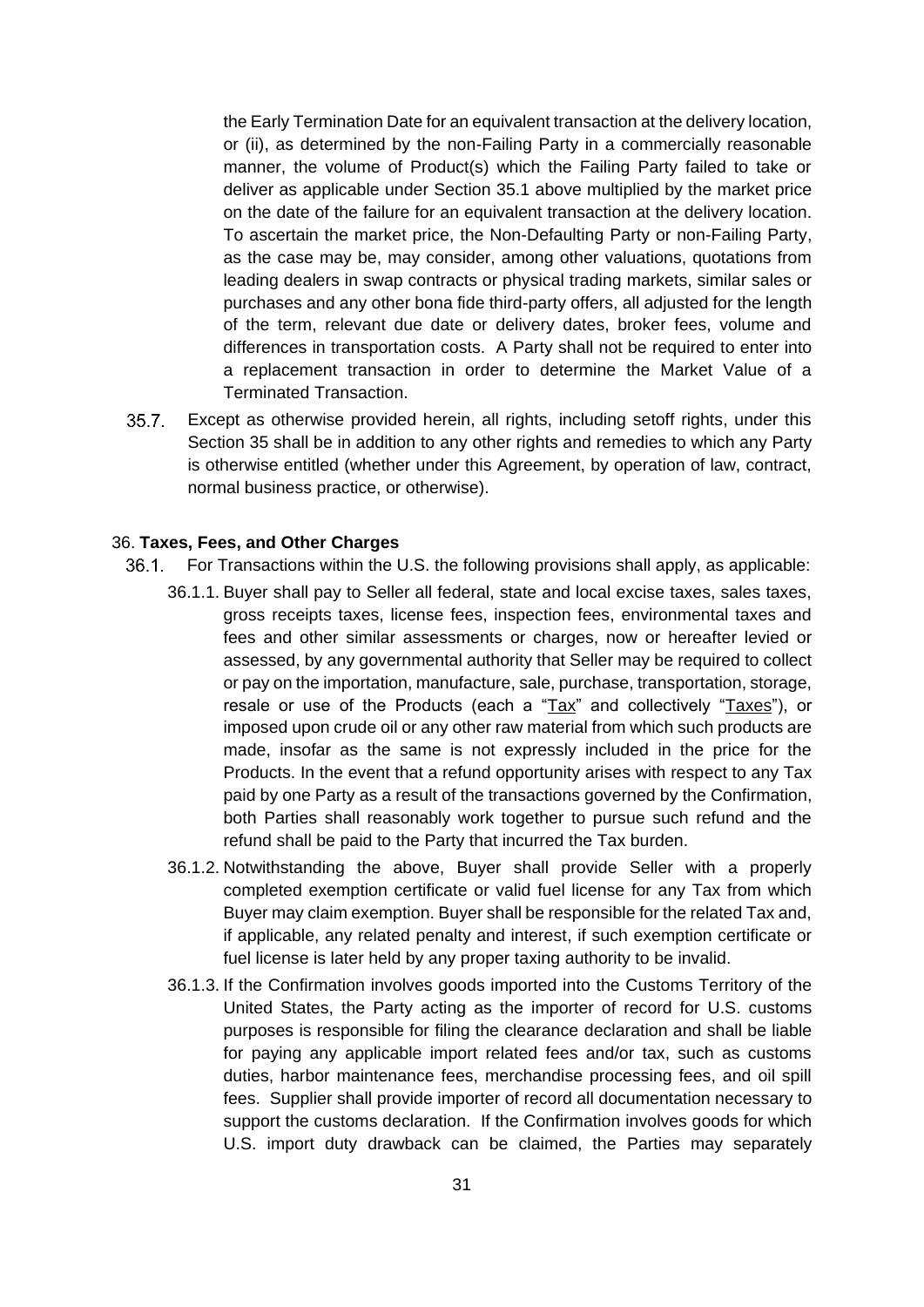the Early Termination Date for an equivalent transaction at the delivery location, or (ii), as determined by the non-Failing Party in a commercially reasonable manner, the volume of Product(s) which the Failing Party failed to take or deliver as applicable under Section 35.1 above multiplied by the market price on the date of the failure for an equivalent transaction at the delivery location. To ascertain the market price, the Non-Defaulting Party or non-Failing Party, as the case may be, may consider, among other valuations, quotations from leading dealers in swap contracts or physical trading markets, similar sales or purchases and any other bona fide third-party offers, all adjusted for the length of the term, relevant due date or delivery dates, broker fees, volume and differences in transportation costs. A Party shall not be required to enter into a replacement transaction in order to determine the Market Value of a Terminated Transaction.

35.7. Except as otherwise provided herein, all rights, including setoff rights, under this Section 35 shall be in addition to any other rights and remedies to which any Party is otherwise entitled (whether under this Agreement, by operation of law, contract, normal business practice, or otherwise).

36. **Taxes, Fees, and Other Charges**

36.1. For Transactions within the U.S. the following provisions shall apply, as applicable:

36.1.1. Buyer shall pay to Seller all federal, state and local excise taxes, sales taxes, gross receipts taxes, license fees, inspection fees, environmental taxes and fees and other similar assessments or charges, now or hereafter levied or assessed, by any governmental authority that Seller may be required to collect or pay on the importation, manufacture, sale, purchase, transportation, storage, resale or use of the Products (each a "Tax" and collectively "Taxes"), or imposed upon crude oil or any other raw material from which such products are made, insofar as the same is not expressly included in the price for the Products. In the event that a refund opportunity arises with respect to any Tax paid by one Party as a result of the transactions governed by the Confirmation, both Parties shall reasonably work together to pursue such refund and the refund shall be paid to the Party that incurred the Tax burden.

36.1.2. Notwithstanding the above, Buyer shall provide Seller with a properly completed exemption certificate or valid fuel license for any Tax from which Buyer may claim exemption. Buyer shall be responsible for the related Tax and, if applicable, any related penalty and interest, if such exemption certificate or fuel license is later held by any proper taxing authority to be invalid.

36.1.3. If the Confirmation involves goods imported into the Customs Territory of the United States, the Party acting as the importer of record for U.S. customs purposes is responsible for filing the clearance declaration and shall be liable for paying any applicable import related fees and/or tax, such as customs duties, harbor maintenance fees, merchandise processing fees, and oil spill fees. Supplier shall provide importer of record all documentation necessary to support the customs declaration. If the Confirmation involves goods for which U.S. import duty drawback can be claimed, the Parties may separately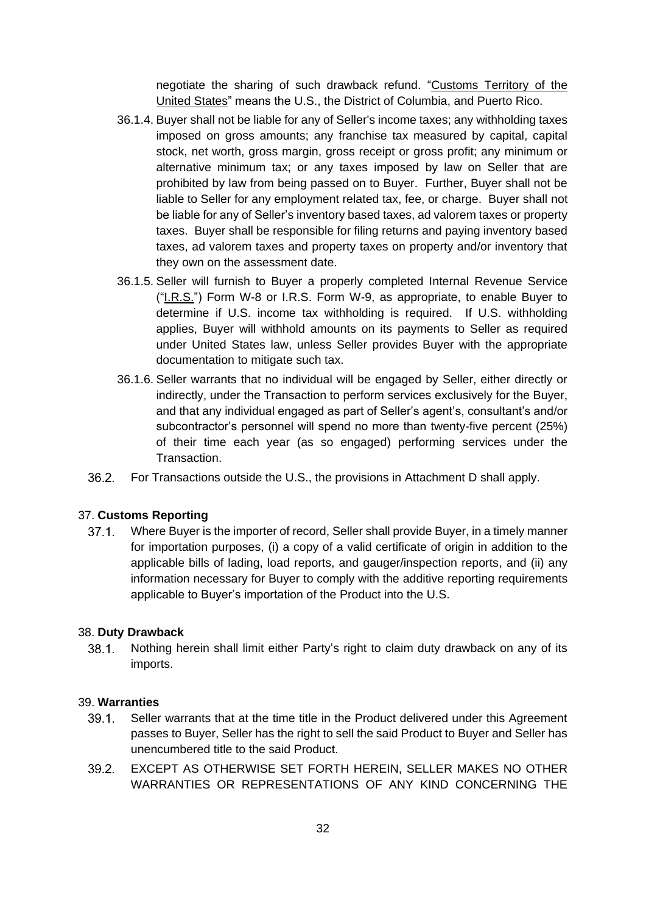negotiate the sharing of such drawback refund. "Customs Territory of the United States" means the U.S., the District of Columbia, and Puerto Rico.

36.1.4. Buyer shall not be liable for any of Seller's income taxes; any withholding taxes imposed on gross amounts; any franchise tax measured by capital, capital stock, net worth, gross margin, gross receipt or gross profit; any minimum or alternative minimum tax; or any taxes imposed by law on Seller that are prohibited by law from being passed on to Buyer. Further, Buyer shall not be liable to Seller for any employment related tax, fee, or charge. Buyer shall not be liable for any of Seller's inventory based taxes, ad valorem taxes or property taxes. Buyer shall be responsible for filing returns and paying inventory based taxes, ad valorem taxes and property taxes on property and/or inventory that they own on the assessment date.

36.1.5. Seller will furnish to Buyer a properly completed Internal Revenue Service ("I.R.S.") Form W-8 or I.R.S. Form W-9, as appropriate, to enable Buyer to determine if U.S. income tax withholding is required. If U.S. withholding applies, Buyer will withhold amounts on its payments to Seller as required under United States law, unless Seller provides Buyer with the appropriate documentation to mitigate such tax.

36.1.6. Seller warrants that no individual will be engaged by Seller, either directly or indirectly, under the Transaction to perform services exclusively for the Buyer, and that any individual engaged as part of Seller's agent's, consultant's and/or subcontractor's personnel will spend no more than twenty-five percent (25%) of their time each year (as so engaged) performing services under the Transaction.

36.2. For Transactions outside the U.S., the provisions in Attachment D shall apply.

37. **Customs Reporting**

37.1. Where Buyer is the importer of record, Seller shall provide Buyer, in a timely manner for importation purposes, (i) a copy of a valid certificate of origin in addition to the applicable bills of lading, load reports, and gauger/inspection reports, and (ii) any information necessary for Buyer to comply with the additive reporting requirements applicable to Buyer's importation of the Product into the U.S.

38. **Duty Drawback**

38.1. Nothing herein shall limit either Party's right to claim duty drawback on any of its imports.

39. **Warranties**

39.1. Seller warrants that at the time title in the Product delivered under this Agreement passes to Buyer, Seller has the right to sell the said Product to Buyer and Seller has unencumbered title to the said Product.

39.2. EXCEPT AS OTHERWISE SET FORTH HEREIN, SELLER MAKES NO OTHER WARRANTIES OR REPRESENTATIONS OF ANY KIND CONCERNING THE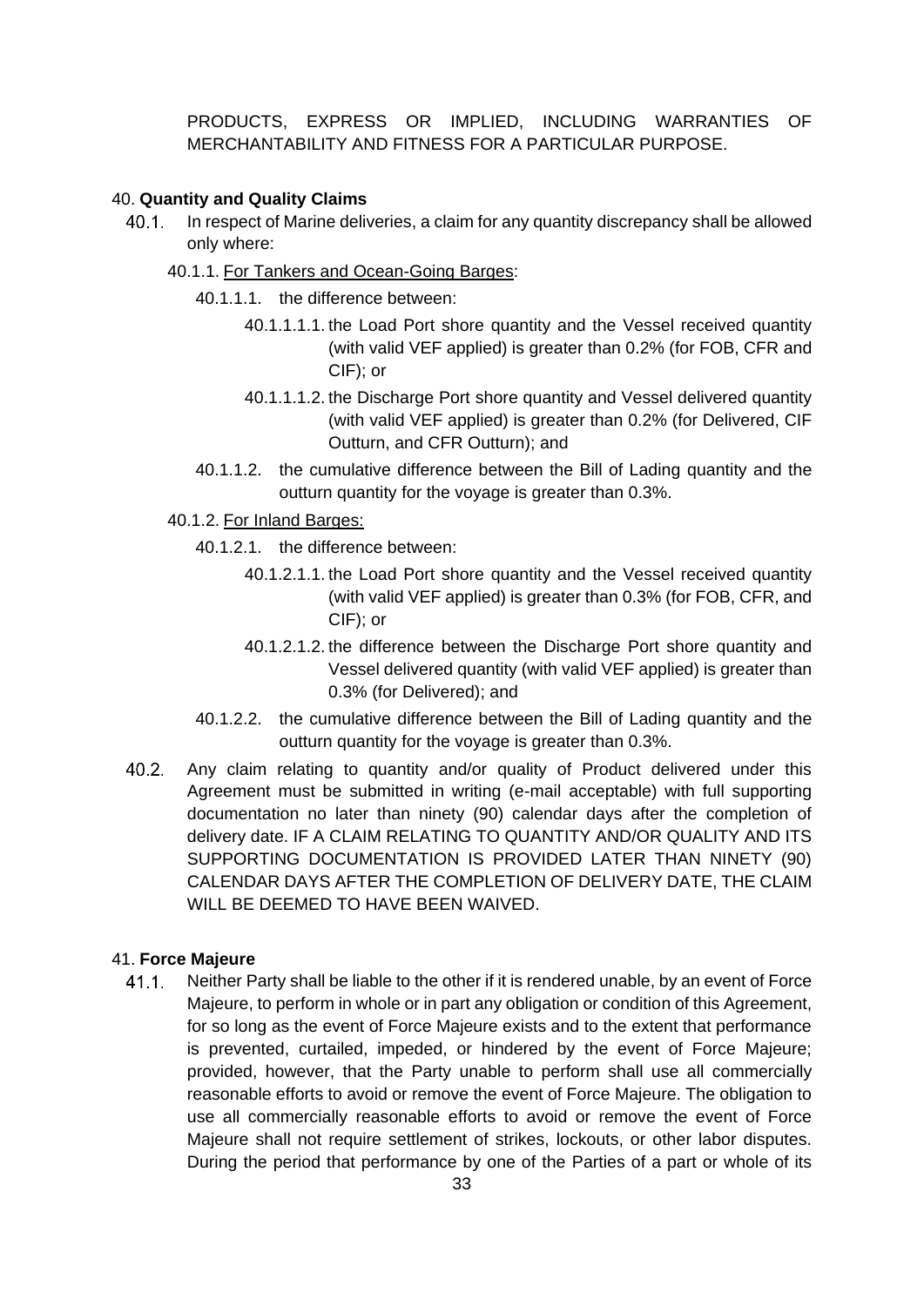PRODUCTS, EXPRESS OR IMPLIED, INCLUDING WARRANTIES OF MERCHANTABILITY AND FITNESS FOR A PARTICULAR PURPOSE.

40. **Quantity and Quality Claims**

40.1. In respect of Marine deliveries, a claim for any quantity discrepancy shall be allowed only where:

40.1.1. <u>For Tankers and Ocean-Going Barges</u>:

40.1.1.1. the difference between:

40.1.1.1.1. the Load Port shore quantity and the Vessel received quantity (with valid VEF applied) is greater than 0.2% (for FOB, CFR and CIF); or

40.1.1.1.2. the Discharge Port shore quantity and Vessel delivered quantity (with valid VEF applied) is greater than 0.2% (for Delivered, CIF Outturn, and CFR Outturn); and

40.1.1.2. the cumulative difference between the Bill of Lading quantity and the outturn quantity for the voyage is greater than 0.3%.

40.1.2. <u>For Inland Barges:</u>

40.1.2.1. the difference between:

40.1.2.1.1. the Load Port shore quantity and the Vessel received quantity (with valid VEF applied) is greater than 0.3% (for FOB, CFR, and CIF); or

40.1.2.1.2. the difference between the Discharge Port shore quantity and Vessel delivered quantity (with valid VEF applied) is greater than 0.3% (for Delivered); and

40.1.2.2. the cumulative difference between the Bill of Lading quantity and the outturn quantity for the voyage is greater than 0.3%.

40.2. Any claim relating to quantity and/or quality of Product delivered under this Agreement must be submitted in writing (e-mail acceptable) with full supporting documentation no later than ninety (90) calendar days after the completion of delivery date. IF A CLAIM RELATING TO QUANTITY AND/OR QUALITY AND ITS SUPPORTING DOCUMENTATION IS PROVIDED LATER THAN NINETY (90) CALENDAR DAYS AFTER THE COMPLETION OF DELIVERY DATE, THE CLAIM WILL BE DEEMED TO HAVE BEEN WAIVED.

41. **Force Majeure**

41.1. Neither Party shall be liable to the other if it is rendered unable, by an event of Force Majeure, to perform in whole or in part any obligation or condition of this Agreement, for so long as the event of Force Majeure exists and to the extent that performance is prevented, curtailed, impeded, or hindered by the event of Force Majeure; provided, however, that the Party unable to perform shall use all commercially reasonable efforts to avoid or remove the event of Force Majeure. The obligation to use all commercially reasonable efforts to avoid or remove the event of Force Majeure shall not require settlement of strikes, lockouts, or other labor disputes. During the period that performance by one of the Parties of a part or whole of its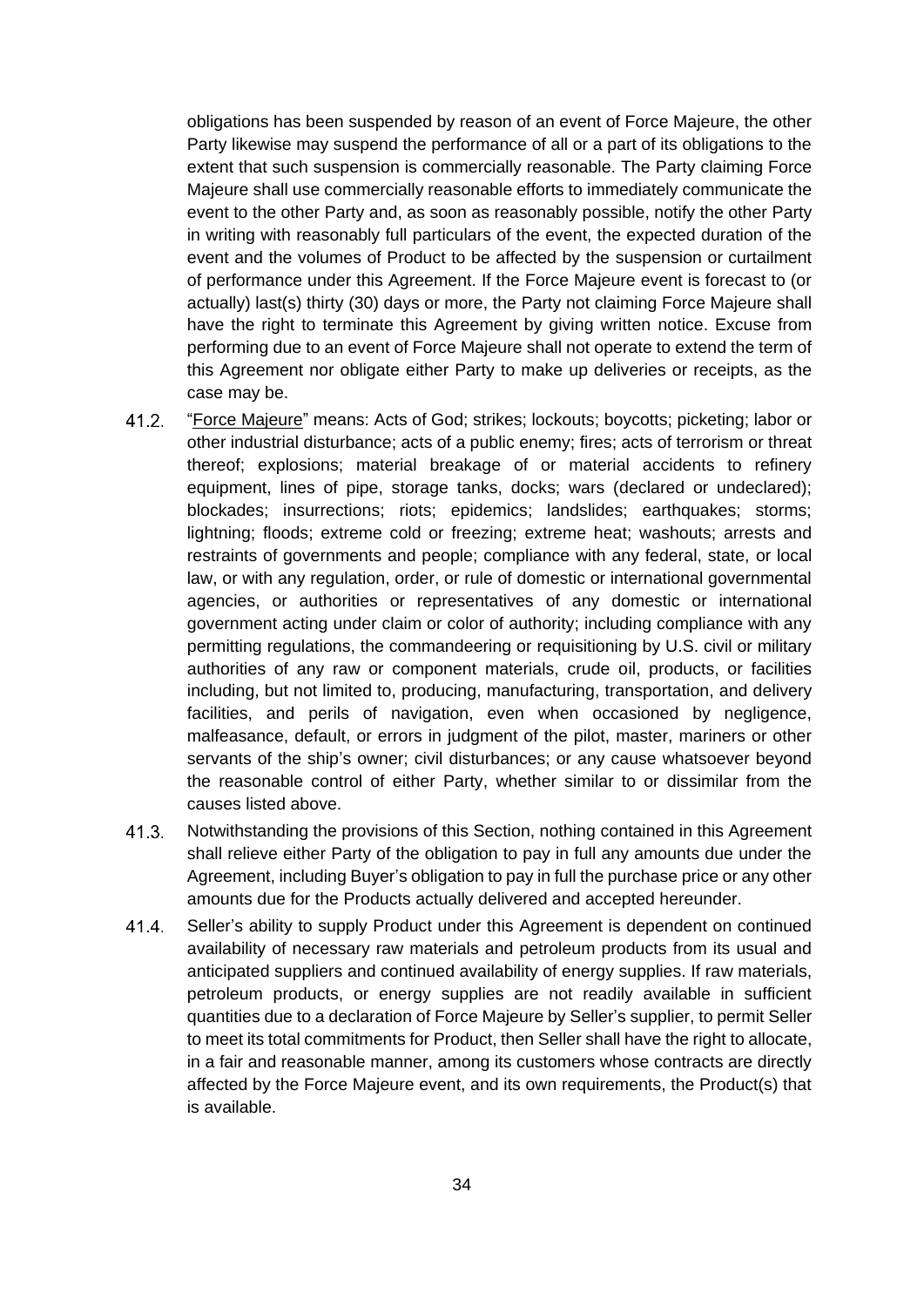obligations has been suspended by reason of an event of Force Majeure, the other Party likewise may suspend the performance of all or a part of its obligations to the extent that such suspension is commercially reasonable. The Party claiming Force Majeure shall use commercially reasonable efforts to immediately communicate the event to the other Party and, as soon as reasonably possible, notify the other Party in writing with reasonably full particulars of the event, the expected duration of the event and the volumes of Product to be affected by the suspension or curtailment of performance under this Agreement. If the Force Majeure event is forecast to (or actually) last(s) thirty (30) days or more, the Party not claiming Force Majeure shall have the right to terminate this Agreement by giving written notice. Excuse from performing due to an event of Force Majeure shall not operate to extend the term of this Agreement nor obligate either Party to make up deliveries or receipts, as the case may be.

41.2. "Force Majeure" means: Acts of God; strikes; lockouts; boycotts; picketing; labor or other industrial disturbance; acts of a public enemy; fires; acts of terrorism or threat thereof; explosions; material breakage of or material accidents to refinery equipment, lines of pipe, storage tanks, docks; wars (declared or undeclared); blockades; insurrections; riots; epidemics; landslides; earthquakes; storms; lightning; floods; extreme cold or freezing; extreme heat; washouts; arrests and restraints of governments and people; compliance with any federal, state, or local law, or with any regulation, order, or rule of domestic or international governmental agencies, or authorities or representatives of any domestic or international government acting under claim or color of authority; including compliance with any permitting regulations, the commandeering or requisitioning by U.S. civil or military authorities of any raw or component materials, crude oil, products, or facilities including, but not limited to, producing, manufacturing, transportation, and delivery facilities, and perils of navigation, even when occasioned by negligence, malfeasance, default, or errors in judgment of the pilot, master, mariners or other servants of the ship's owner; civil disturbances; or any cause whatsoever beyond the reasonable control of either Party, whether similar to or dissimilar from the causes listed above.

41.3. Notwithstanding the provisions of this Section, nothing contained in this Agreement shall relieve either Party of the obligation to pay in full any amounts due under the Agreement, including Buyer's obligation to pay in full the purchase price or any other amounts due for the Products actually delivered and accepted hereunder.

41.4. Seller's ability to supply Product under this Agreement is dependent on continued availability of necessary raw materials and petroleum products from its usual and anticipated suppliers and continued availability of energy supplies. If raw materials, petroleum products, or energy supplies are not readily available in sufficient quantities due to a declaration of Force Majeure by Seller's supplier, to permit Seller to meet its total commitments for Product, then Seller shall have the right to allocate, in a fair and reasonable manner, among its customers whose contracts are directly affected by the Force Majeure event, and its own requirements, the Product(s) that is available.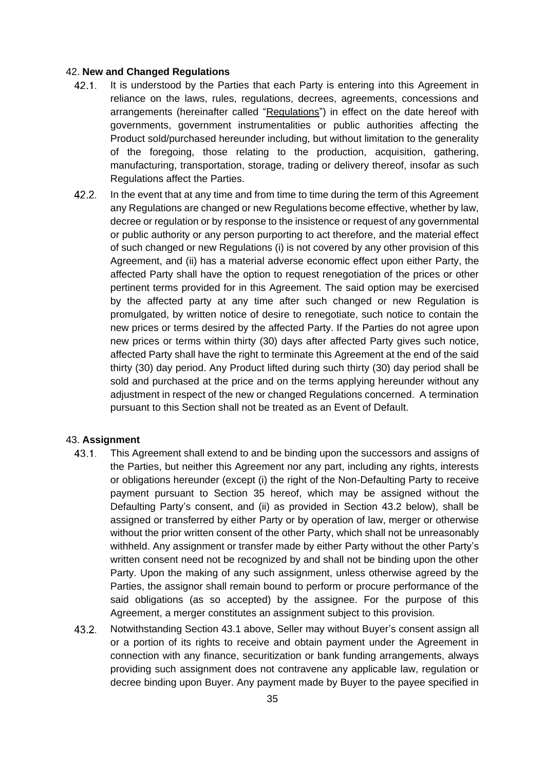## 42. **New and Changed Regulations**

42.1. It is understood by the Parties that each Party is entering into this Agreement in reliance on the laws, rules, regulations, decrees, agreements, concessions and arrangements (hereinafter called "Regulations") in effect on the date hereof with governments, government instrumentalities or public authorities affecting the Product sold/purchased hereunder including, but without limitation to the generality of the foregoing, those relating to the production, acquisition, gathering, manufacturing, transportation, storage, trading or delivery thereof, insofar as such Regulations affect the Parties.

42.2. In the event that at any time and from time to time during the term of this Agreement any Regulations are changed or new Regulations become effective, whether by law, decree or regulation or by response to the insistence or request of any governmental or public authority or any person purporting to act therefore, and the material effect of such changed or new Regulations (i) is not covered by any other provision of this Agreement, and (ii) has a material adverse economic effect upon either Party, the affected Party shall have the option to request renegotiation of the prices or other pertinent terms provided for in this Agreement. The said option may be exercised by the affected party at any time after such changed or new Regulation is promulgated, by written notice of desire to renegotiate, such notice to contain the new prices or terms desired by the affected Party. If the Parties do not agree upon new prices or terms within thirty (30) days after affected Party gives such notice, affected Party shall have the right to terminate this Agreement at the end of the said thirty (30) day period. Any Product lifted during such thirty (30) day period shall be sold and purchased at the price and on the terms applying hereunder without any adjustment in respect of the new or changed Regulations concerned. A termination pursuant to this Section shall not be treated as an Event of Default.

## 43. **Assignment**

43.1. This Agreement shall extend to and be binding upon the successors and assigns of the Parties, but neither this Agreement nor any part, including any rights, interests or obligations hereunder (except (i) the right of the Non-Defaulting Party to receive payment pursuant to Section 35 hereof, which may be assigned without the Defaulting Party's consent, and (ii) as provided in Section 43.2 below), shall be assigned or transferred by either Party or by operation of law, merger or otherwise without the prior written consent of the other Party, which shall not be unreasonably withheld. Any assignment or transfer made by either Party without the other Party's written consent need not be recognized by and shall not be binding upon the other Party. Upon the making of any such assignment, unless otherwise agreed by the Parties, the assignor shall remain bound to perform or procure performance of the said obligations (as so accepted) by the assignee. For the purpose of this Agreement, a merger constitutes an assignment subject to this provision.

43.2. Notwithstanding Section 43.1 above, Seller may without Buyer's consent assign all or a portion of its rights to receive and obtain payment under the Agreement in connection with any finance, securitization or bank funding arrangements, always providing such assignment does not contravene any applicable law, regulation or decree binding upon Buyer. Any payment made by Buyer to the payee specified in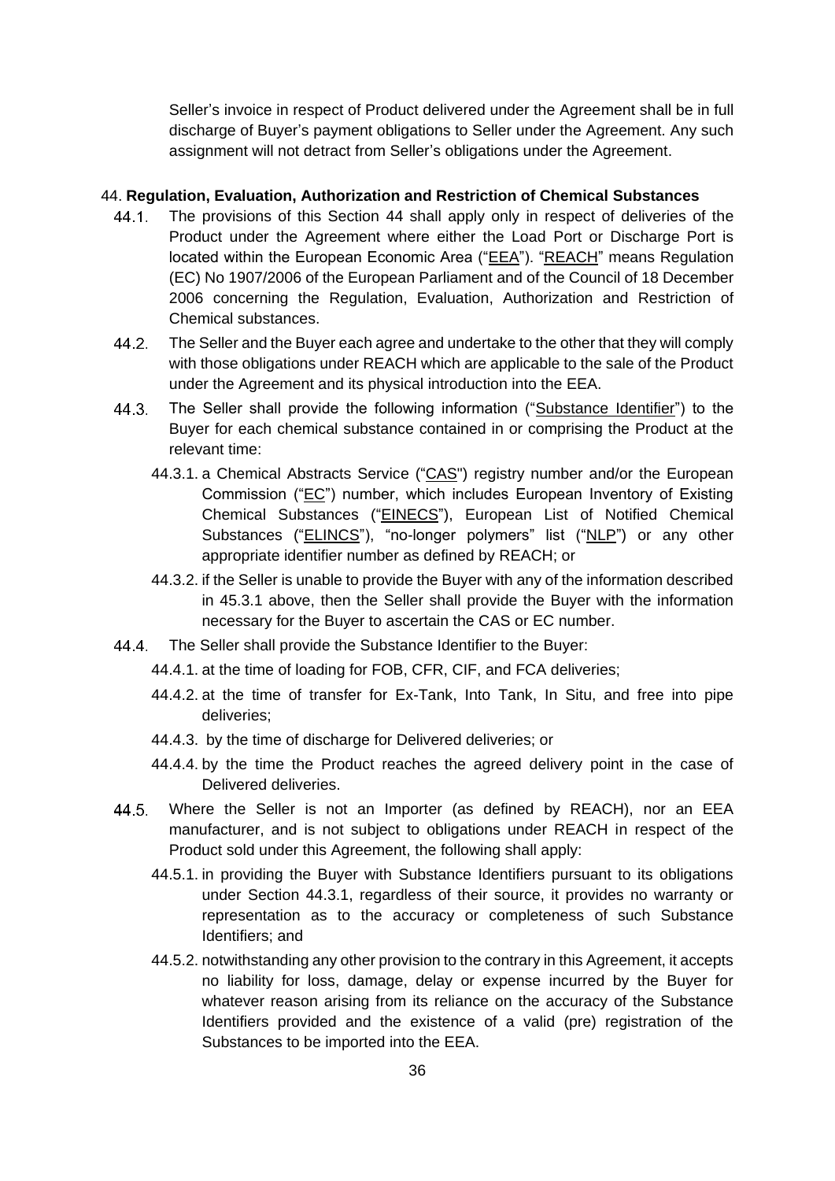Seller's invoice in respect of Product delivered under the Agreement shall be in full discharge of Buyer's payment obligations to Seller under the Agreement. Any such assignment will not detract from Seller's obligations under the Agreement.

## 44. Regulation, Evaluation, Authorization and Restriction of Chemical Substances

44.1. The provisions of this Section 44 shall apply only in respect of deliveries of the Product under the Agreement where either the Load Port or Discharge Port is located within the European Economic Area ("EEA"). "REACH" means Regulation (EC) No 1907/2006 of the European Parliament and of the Council of 18 December 2006 concerning the Regulation, Evaluation, Authorization and Restriction of Chemical substances.

44.2. The Seller and the Buyer each agree and undertake to the other that they will comply with those obligations under REACH which are applicable to the sale of the Product under the Agreement and its physical introduction into the EEA.

44.3. The Seller shall provide the following information ("Substance Identifier") to the Buyer for each chemical substance contained in or comprising the Product at the relevant time:

44.3.1. a Chemical Abstracts Service ("CAS") registry number and/or the European Commission ("EC") number, which includes European Inventory of Existing Chemical Substances ("EINECS"), European List of Notified Chemical Substances ("ELINCS"), "no-longer polymers" list ("NLP") or any other appropriate identifier number as defined by REACH; or

44.3.2. if the Seller is unable to provide the Buyer with any of the information described in 45.3.1 above, then the Seller shall provide the Buyer with the information necessary for the Buyer to ascertain the CAS or EC number.

44.4. The Seller shall provide the Substance Identifier to the Buyer:

44.4.1. at the time of loading for FOB, CFR, CIF, and FCA deliveries;

44.4.2. at the time of transfer for Ex-Tank, Into Tank, In Situ, and free into pipe deliveries;

44.4.3. by the time of discharge for Delivered deliveries; or

44.4.4. by the time the Product reaches the agreed delivery point in the case of Delivered deliveries.

44.5. Where the Seller is not an Importer (as defined by REACH), nor an EEA manufacturer, and is not subject to obligations under REACH in respect of the Product sold under this Agreement, the following shall apply:

44.5.1. in providing the Buyer with Substance Identifiers pursuant to its obligations under Section 44.3.1, regardless of their source, it provides no warranty or representation as to the accuracy or completeness of such Substance Identifiers; and

44.5.2. notwithstanding any other provision to the contrary in this Agreement, it accepts no liability for loss, damage, delay or expense incurred by the Buyer for whatever reason arising from its reliance on the accuracy of the Substance Identifiers provided and the existence of a valid (pre) registration of the Substances to be imported into the EEA.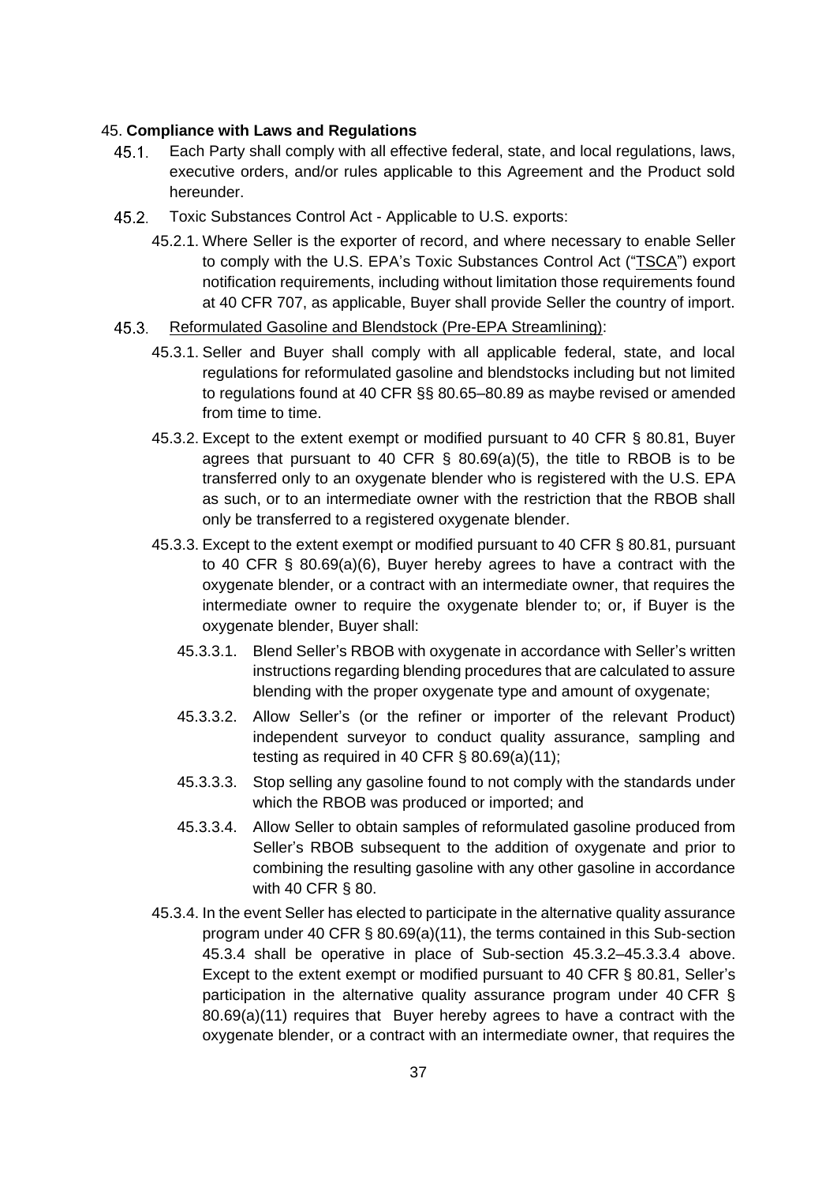45. **Compliance with Laws and Regulations**

45.1. Each Party shall comply with all effective federal, state, and local regulations, laws, executive orders, and/or rules applicable to this Agreement and the Product sold hereunder.

45.2. Toxic Substances Control Act - Applicable to U.S. exports:

45.2.1. Where Seller is the exporter of record, and where necessary to enable Seller to comply with the U.S. EPA's Toxic Substances Control Act ("TSCA") export notification requirements, including without limitation those requirements found at 40 CFR 707, as applicable, Buyer shall provide Seller the country of import.

45.3. Reformulated Gasoline and Blendstock (Pre-EPA Streamlining):

45.3.1. Seller and Buyer shall comply with all applicable federal, state, and local regulations for reformulated gasoline and blendstocks including but not limited to regulations found at 40 CFR §§ 80.65–80.89 as maybe revised or amended from time to time.

45.3.2. Except to the extent exempt or modified pursuant to 40 CFR § 80.81, Buyer agrees that pursuant to 40 CFR § 80.69(a)(5), the title to RBOB is to be transferred only to an oxygenate blender who is registered with the U.S. EPA as such, or to an intermediate owner with the restriction that the RBOB shall only be transferred to a registered oxygenate blender.

45.3.3. Except to the extent exempt or modified pursuant to 40 CFR § 80.81, pursuant to 40 CFR § 80.69(a)(6), Buyer hereby agrees to have a contract with the oxygenate blender, or a contract with an intermediate owner, that requires the intermediate owner to require the oxygenate blender to; or, if Buyer is the oxygenate blender, Buyer shall:

45.3.3.1. Blend Seller's RBOB with oxygenate in accordance with Seller's written instructions regarding blending procedures that are calculated to assure blending with the proper oxygenate type and amount of oxygenate;

45.3.3.2. Allow Seller's (or the refiner or importer of the relevant Product) independent surveyor to conduct quality assurance, sampling and testing as required in 40 CFR § 80.69(a)(11);

45.3.3.3. Stop selling any gasoline found to not comply with the standards under which the RBOB was produced or imported; and

45.3.3.4. Allow Seller to obtain samples of reformulated gasoline produced from Seller's RBOB subsequent to the addition of oxygenate and prior to combining the resulting gasoline with any other gasoline in accordance with 40 CFR § 80.

45.3.4. In the event Seller has elected to participate in the alternative quality assurance program under 40 CFR § 80.69(a)(11), the terms contained in this Sub-section 45.3.4 shall be operative in place of Sub-section 45.3.2–45.3.3.4 above. Except to the extent exempt or modified pursuant to 40 CFR § 80.81, Seller's participation in the alternative quality assurance program under 40 CFR § 80.69(a)(11) requires that Buyer hereby agrees to have a contract with the oxygenate blender, or a contract with an intermediate owner, that requires the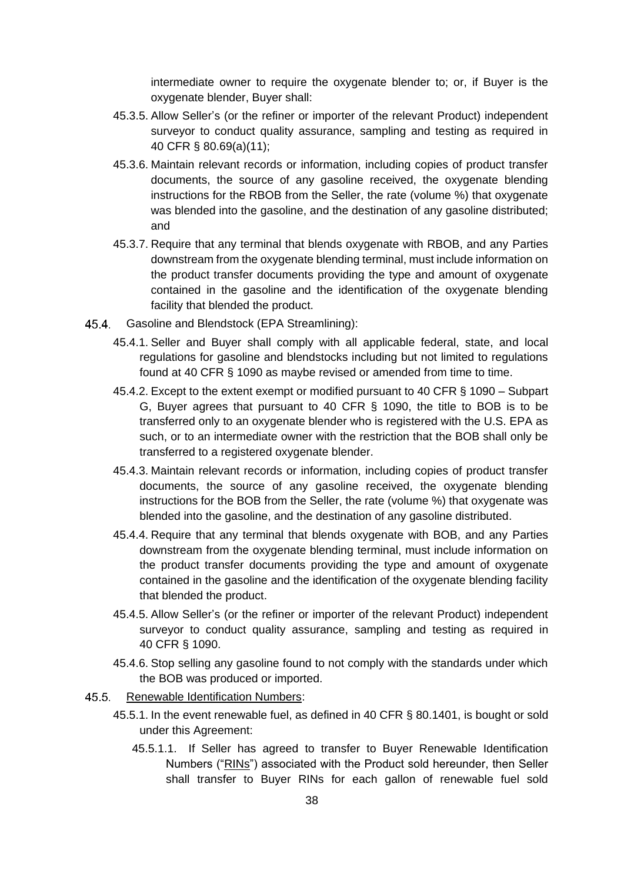intermediate owner to require the oxygenate blender to; or, if Buyer is the oxygenate blender, Buyer shall:

45.3.5. Allow Seller's (or the refiner or importer of the relevant Product) independent surveyor to conduct quality assurance, sampling and testing as required in 40 CFR § 80.69(a)(11);

45.3.6. Maintain relevant records or information, including copies of product transfer documents, the source of any gasoline received, the oxygenate blending instructions for the RBOB from the Seller, the rate (volume %) that oxygenate was blended into the gasoline, and the destination of any gasoline distributed; and

45.3.7. Require that any terminal that blends oxygenate with RBOB, and any Parties downstream from the oxygenate blending terminal, must include information on the product transfer documents providing the type and amount of oxygenate contained in the gasoline and the identification of the oxygenate blending facility that blended the product.

45.4. Gasoline and Blendstock (EPA Streamlining):

45.4.1. Seller and Buyer shall comply with all applicable federal, state, and local regulations for gasoline and blendstocks including but not limited to regulations found at 40 CFR § 1090 as maybe revised or amended from time to time.

45.4.2. Except to the extent exempt or modified pursuant to 40 CFR § 1090 – Subpart G, Buyer agrees that pursuant to 40 CFR § 1090, the title to BOB is to be transferred only to an oxygenate blender who is registered with the U.S. EPA as such, or to an intermediate owner with the restriction that the BOB shall only be transferred to a registered oxygenate blender.

45.4.3. Maintain relevant records or information, including copies of product transfer documents, the source of any gasoline received, the oxygenate blending instructions for the BOB from the Seller, the rate (volume %) that oxygenate was blended into the gasoline, and the destination of any gasoline distributed.

45.4.4. Require that any terminal that blends oxygenate with BOB, and any Parties downstream from the oxygenate blending terminal, must include information on the product transfer documents providing the type and amount of oxygenate contained in the gasoline and the identification of the oxygenate blending facility that blended the product.

45.4.5. Allow Seller's (or the refiner or importer of the relevant Product) independent surveyor to conduct quality assurance, sampling and testing as required in 40 CFR § 1090.

45.4.6. Stop selling any gasoline found to not comply with the standards under which the BOB was produced or imported.

45.5. <u>Renewable Identification Numbers</u>:

45.5.1. In the event renewable fuel, as defined in 40 CFR § 80.1401, is bought or sold under this Agreement:

45.5.1.1. If Seller has agreed to transfer to Buyer Renewable Identification Numbers ("<u>RINs</u>") associated with the Product sold hereunder, then Seller shall transfer to Buyer RINs for each gallon of renewable fuel sold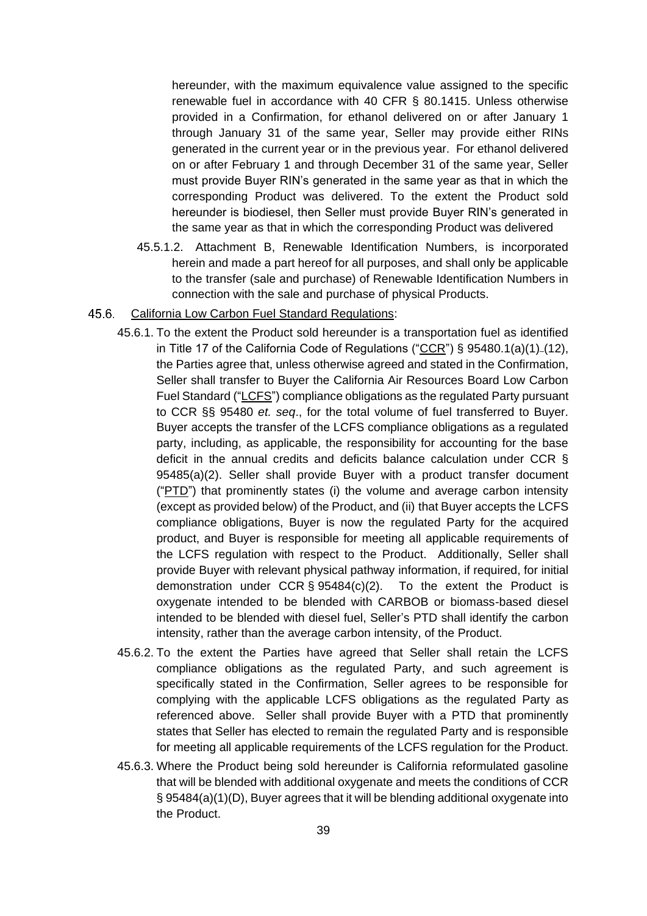hereunder, with the maximum equivalence value assigned to the specific renewable fuel in accordance with 40 CFR § 80.1415. Unless otherwise provided in a Confirmation, for ethanol delivered on or after January 1 through January 31 of the same year, Seller may provide either RINs generated in the current year or in the previous year. For ethanol delivered on or after February 1 and through December 31 of the same year, Seller must provide Buyer RIN's generated in the same year as that in which the corresponding Product was delivered. To the extent the Product sold hereunder is biodiesel, then Seller must provide Buyer RIN's generated in the same year as that in which the corresponding Product was delivered

45.5.1.2. Attachment B, Renewable Identification Numbers, is incorporated herein and made a part hereof for all purposes, and shall only be applicable to the transfer (sale and purchase) of Renewable Identification Numbers in connection with the sale and purchase of physical Products.

45.6. <u>California Low Carbon Fuel Standard Regulations</u>:

45.6.1. To the extent the Product sold hereunder is a transportation fuel as identified in Title 17 of the California Code of Regulations ("<u>CCR</u>") § 95480.1(a)(1)–(12), the Parties agree that, unless otherwise agreed and stated in the Confirmation, Seller shall transfer to Buyer the California Air Resources Board Low Carbon Fuel Standard ("<u>LCFS</u>") compliance obligations as the regulated Party pursuant to CCR §§ 95480 *et. seq*., for the total volume of fuel transferred to Buyer. Buyer accepts the transfer of the LCFS compliance obligations as a regulated party, including, as applicable, the responsibility for accounting for the base deficit in the annual credits and deficits balance calculation under CCR § 95485(a)(2). Seller shall provide Buyer with a product transfer document ("<u>PTD</u>") that prominently states (i) the volume and average carbon intensity (except as provided below) of the Product, and (ii) that Buyer accepts the LCFS compliance obligations, Buyer is now the regulated Party for the acquired product, and Buyer is responsible for meeting all applicable requirements of the LCFS regulation with respect to the Product. Additionally, Seller shall provide Buyer with relevant physical pathway information, if required, for initial demonstration under CCR § 95484(c)(2). To the extent the Product is oxygenate intended to be blended with CARBOB or biomass-based diesel intended to be blended with diesel fuel, Seller's PTD shall identify the carbon intensity, rather than the average carbon intensity, of the Product.

45.6.2. To the extent the Parties have agreed that Seller shall retain the LCFS compliance obligations as the regulated Party, and such agreement is specifically stated in the Confirmation, Seller agrees to be responsible for complying with the applicable LCFS obligations as the regulated Party as referenced above. Seller shall provide Buyer with a PTD that prominently states that Seller has elected to remain the regulated Party and is responsible for meeting all applicable requirements of the LCFS regulation for the Product.

45.6.3. Where the Product being sold hereunder is California reformulated gasoline that will be blended with additional oxygenate and meets the conditions of CCR § 95484(a)(1)(D), Buyer agrees that it will be blending additional oxygenate into the Product.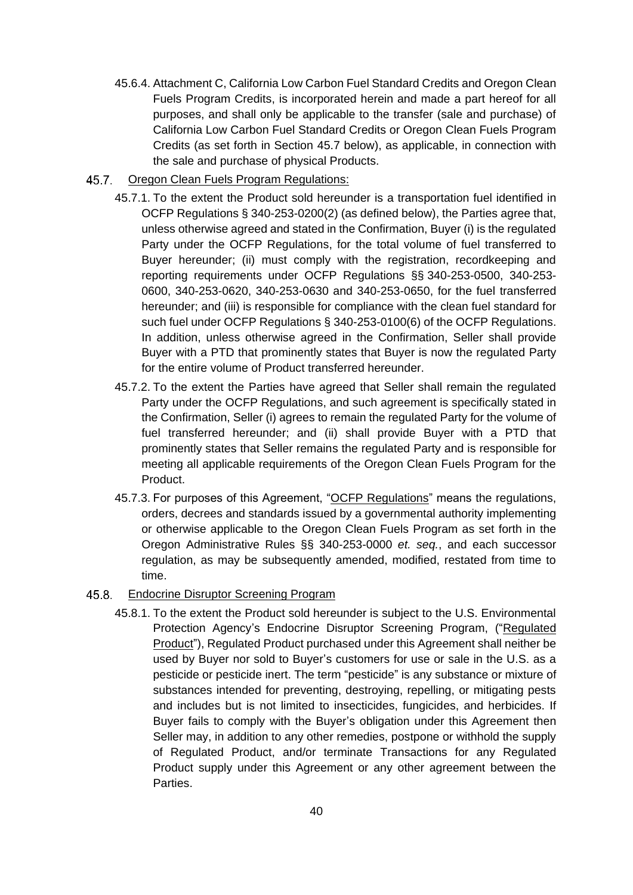45.6.4. Attachment C, California Low Carbon Fuel Standard Credits and Oregon Clean Fuels Program Credits, is incorporated herein and made a part hereof for all purposes, and shall only be applicable to the transfer (sale and purchase) of California Low Carbon Fuel Standard Credits or Oregon Clean Fuels Program Credits (as set forth in Section 45.7 below), as applicable, in connection with the sale and purchase of physical Products.

45.7. <u>Oregon Clean Fuels Program Regulations:</u>

45.7.1. To the extent the Product sold hereunder is a transportation fuel identified in OCFP Regulations § 340-253-0200(2) (as defined below), the Parties agree that, unless otherwise agreed and stated in the Confirmation, Buyer (i) is the regulated Party under the OCFP Regulations, for the total volume of fuel transferred to Buyer hereunder; (ii) must comply with the registration, recordkeeping and reporting requirements under OCFP Regulations §§ 340-253-0500, 340-253-0600, 340-253-0620, 340-253-0630 and 340-253-0650, for the fuel transferred hereunder; and (iii) is responsible for compliance with the clean fuel standard for such fuel under OCFP Regulations § 340-253-0100(6) of the OCFP Regulations. In addition, unless otherwise agreed in the Confirmation, Seller shall provide Buyer with a PTD that prominently states that Buyer is now the regulated Party for the entire volume of Product transferred hereunder.

45.7.2. To the extent the Parties have agreed that Seller shall remain the regulated Party under the OCFP Regulations, and such agreement is specifically stated in the Confirmation, Seller (i) agrees to remain the regulated Party for the volume of fuel transferred hereunder; and (ii) shall provide Buyer with a PTD that prominently states that Seller remains the regulated Party and is responsible for meeting all applicable requirements of the Oregon Clean Fuels Program for the Product.

45.7.3. For purposes of this Agreement, "<u>OCFP Regulations</u>" means the regulations, orders, decrees and standards issued by a governmental authority implementing or otherwise applicable to the Oregon Clean Fuels Program as set forth in the Oregon Administrative Rules §§ 340-253-0000 *et. seq.*, and each successor regulation, as may be subsequently amended, modified, restated from time to time.

45.8. <u>Endocrine Disruptor Screening Program</u>

45.8.1. To the extent the Product sold hereunder is subject to the U.S. Environmental Protection Agency's Endocrine Disruptor Screening Program, ("<u>Regulated Product</u>"), Regulated Product purchased under this Agreement shall neither be used by Buyer nor sold to Buyer's customers for use or sale in the U.S. as a pesticide or pesticide inert. The term "pesticide" is any substance or mixture of substances intended for preventing, destroying, repelling, or mitigating pests and includes but is not limited to insecticides, fungicides, and herbicides. If Buyer fails to comply with the Buyer's obligation under this Agreement then Seller may, in addition to any other remedies, postpone or withhold the supply of Regulated Product, and/or terminate Transactions for any Regulated Product supply under this Agreement or any other agreement between the Parties.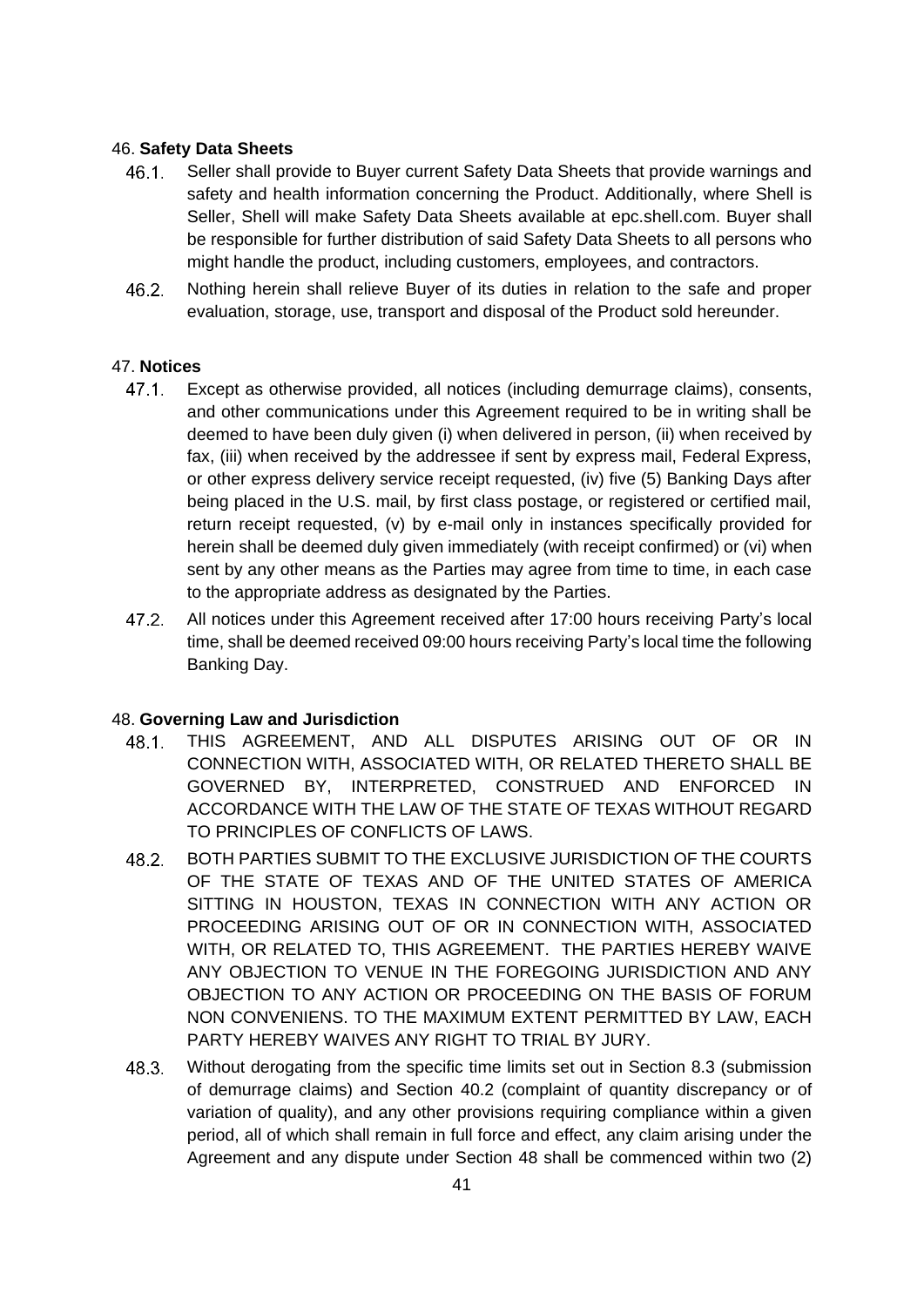## 46. **Safety Data Sheets**

46.1. Seller shall provide to Buyer current Safety Data Sheets that provide warnings and safety and health information concerning the Product. Additionally, where Shell is Seller, Shell will make Safety Data Sheets available at epc.shell.com. Buyer shall be responsible for further distribution of said Safety Data Sheets to all persons who might handle the product, including customers, employees, and contractors.

46.2. Nothing herein shall relieve Buyer of its duties in relation to the safe and proper evaluation, storage, use, transport and disposal of the Product sold hereunder.

## 47. **Notices**

47.1. Except as otherwise provided, all notices (including demurrage claims), consents, and other communications under this Agreement required to be in writing shall be deemed to have been duly given (i) when delivered in person, (ii) when received by fax, (iii) when received by the addressee if sent by express mail, Federal Express, or other express delivery service receipt requested, (iv) five (5) Banking Days after being placed in the U.S. mail, by first class postage, or registered or certified mail, return receipt requested, (v) by e-mail only in instances specifically provided for herein shall be deemed duly given immediately (with receipt confirmed) or (vi) when sent by any other means as the Parties may agree from time to time, in each case to the appropriate address as designated by the Parties.

47.2. All notices under this Agreement received after 17:00 hours receiving Party's local time, shall be deemed received 09:00 hours receiving Party's local time the following Banking Day.

## 48. **Governing Law and Jurisdiction**

48.1. THIS AGREEMENT, AND ALL DISPUTES ARISING OUT OF OR IN CONNECTION WITH, ASSOCIATED WITH, OR RELATED THERETO SHALL BE GOVERNED BY, INTERPRETED, CONSTRUED AND ENFORCED IN ACCORDANCE WITH THE LAW OF THE STATE OF TEXAS WITHOUT REGARD TO PRINCIPLES OF CONFLICTS OF LAWS.

48.2. BOTH PARTIES SUBMIT TO THE EXCLUSIVE JURISDICTION OF THE COURTS OF THE STATE OF TEXAS AND OF THE UNITED STATES OF AMERICA SITTING IN HOUSTON, TEXAS IN CONNECTION WITH ANY ACTION OR PROCEEDING ARISING OUT OF OR IN CONNECTION WITH, ASSOCIATED WITH, OR RELATED TO, THIS AGREEMENT. THE PARTIES HEREBY WAIVE ANY OBJECTION TO VENUE IN THE FOREGOING JURISDICTION AND ANY OBJECTION TO ANY ACTION OR PROCEEDING ON THE BASIS OF FORUM NON CONVENIENS. TO THE MAXIMUM EXTENT PERMITTED BY LAW, EACH PARTY HEREBY WAIVES ANY RIGHT TO TRIAL BY JURY.

48.3. Without derogating from the specific time limits set out in Section 8.3 (submission of demurrage claims) and Section 40.2 (complaint of quantity discrepancy or of variation of quality), and any other provisions requiring compliance within a given period, all of which shall remain in full force and effect, any claim arising under the Agreement and any dispute under Section 48 shall be commenced within two (2)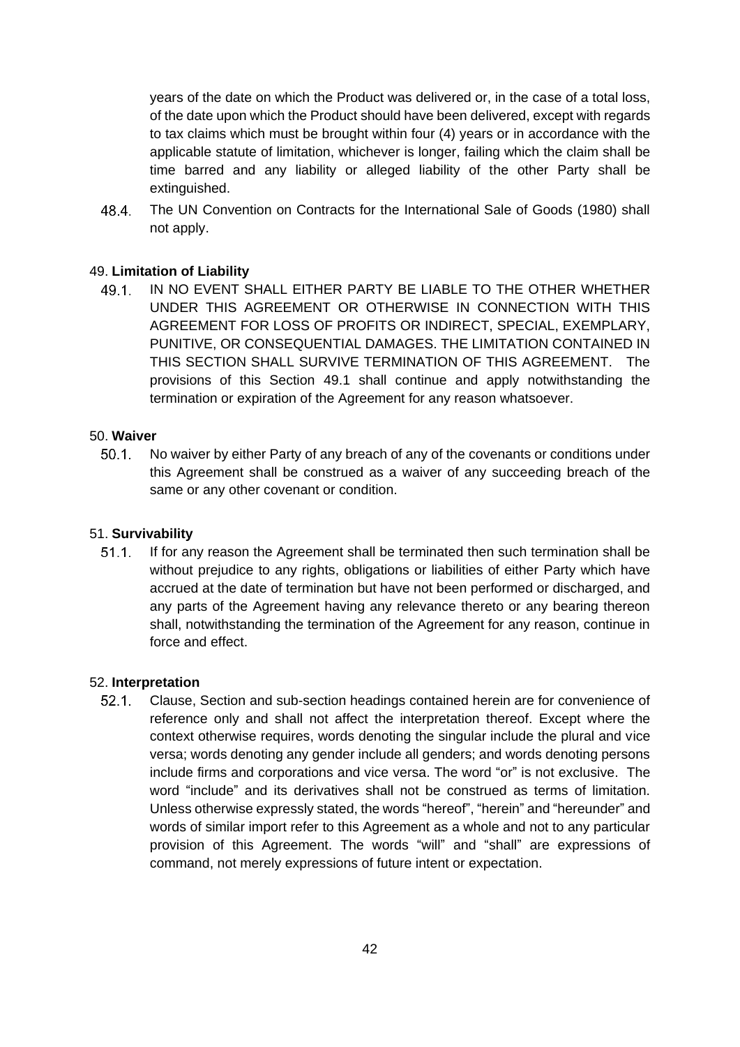years of the date on which the Product was delivered or, in the case of a total loss, of the date upon which the Product should have been delivered, except with regards to tax claims which must be brought within four (4) years or in accordance with the applicable statute of limitation, whichever is longer, failing which the claim shall be time barred and any liability or alleged liability of the other Party shall be extinguished.

48.4. The UN Convention on Contracts for the International Sale of Goods (1980) shall not apply.

49. **Limitation of Liability**

49.1. IN NO EVENT SHALL EITHER PARTY BE LIABLE TO THE OTHER WHETHER UNDER THIS AGREEMENT OR OTHERWISE IN CONNECTION WITH THIS AGREEMENT FOR LOSS OF PROFITS OR INDIRECT, SPECIAL, EXEMPLARY, PUNITIVE, OR CONSEQUENTIAL DAMAGES. THE LIMITATION CONTAINED IN THIS SECTION SHALL SURVIVE TERMINATION OF THIS AGREEMENT. The provisions of this Section 49.1 shall continue and apply notwithstanding the termination or expiration of the Agreement for any reason whatsoever.

50. **Waiver**

50.1. No waiver by either Party of any breach of any of the covenants or conditions under this Agreement shall be construed as a waiver of any succeeding breach of the same or any other covenant or condition.

51. **Survivability**

51.1. If for any reason the Agreement shall be terminated then such termination shall be without prejudice to any rights, obligations or liabilities of either Party which have accrued at the date of termination but have not been performed or discharged, and any parts of the Agreement having any relevance thereto or any bearing thereon shall, notwithstanding the termination of the Agreement for any reason, continue in force and effect.

52. **Interpretation**

52.1. Clause, Section and sub-section headings contained herein are for convenience of reference only and shall not affect the interpretation thereof. Except where the context otherwise requires, words denoting the singular include the plural and vice versa; words denoting any gender include all genders; and words denoting persons include firms and corporations and vice versa. The word "or" is not exclusive. The word "include" and its derivatives shall not be construed as terms of limitation. Unless otherwise expressly stated, the words "hereof", "herein" and "hereunder" and words of similar import refer to this Agreement as a whole and not to any particular provision of this Agreement. The words "will" and "shall" are expressions of command, not merely expressions of future intent or expectation.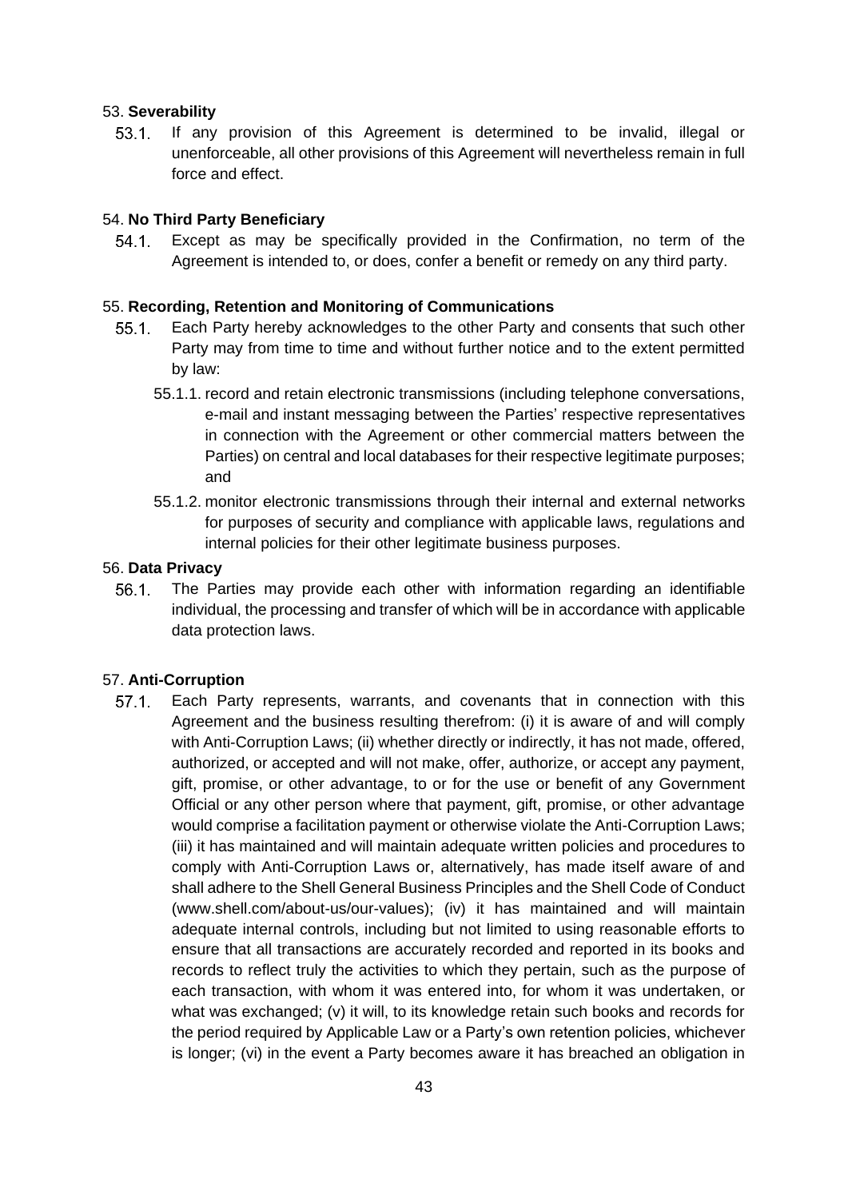## 53. **Severability**

53.1. If any provision of this Agreement is determined to be invalid, illegal or unenforceable, all other provisions of this Agreement will nevertheless remain in full force and effect.

## 54. **No Third Party Beneficiary**

54.1. Except as may be specifically provided in the Confirmation, no term of the Agreement is intended to, or does, confer a benefit or remedy on any third party.

## 55. **Recording, Retention and Monitoring of Communications**

55.1. Each Party hereby acknowledges to the other Party and consents that such other Party may from time to time and without further notice and to the extent permitted by law:

55.1.1. record and retain electronic transmissions (including telephone conversations, e-mail and instant messaging between the Parties' respective representatives in connection with the Agreement or other commercial matters between the Parties) on central and local databases for their respective legitimate purposes; and

55.1.2. monitor electronic transmissions through their internal and external networks for purposes of security and compliance with applicable laws, regulations and internal policies for their other legitimate business purposes.

## 56. **Data Privacy**

56.1. The Parties may provide each other with information regarding an identifiable individual, the processing and transfer of which will be in accordance with applicable data protection laws.

## 57. **Anti-Corruption**

57.1. Each Party represents, warrants, and covenants that in connection with this Agreement and the business resulting therefrom: (i) it is aware of and will comply with Anti-Corruption Laws; (ii) whether directly or indirectly, it has not made, offered, authorized, or accepted and will not make, offer, authorize, or accept any payment, gift, promise, or other advantage, to or for the use or benefit of any Government Official or any other person where that payment, gift, promise, or other advantage would comprise a facilitation payment or otherwise violate the Anti-Corruption Laws; (iii) it has maintained and will maintain adequate written policies and procedures to comply with Anti-Corruption Laws or, alternatively, has made itself aware of and shall adhere to the Shell General Business Principles and the Shell Code of Conduct (www.shell.com/about-us/our-values); (iv) it has maintained and will maintain adequate internal controls, including but not limited to using reasonable efforts to ensure that all transactions are accurately recorded and reported in its books and records to reflect truly the activities to which they pertain, such as the purpose of each transaction, with whom it was entered into, for whom it was undertaken, or what was exchanged; (v) it will, to its knowledge retain such books and records for the period required by Applicable Law or a Party's own retention policies, whichever is longer; (vi) in the event a Party becomes aware it has breached an obligation in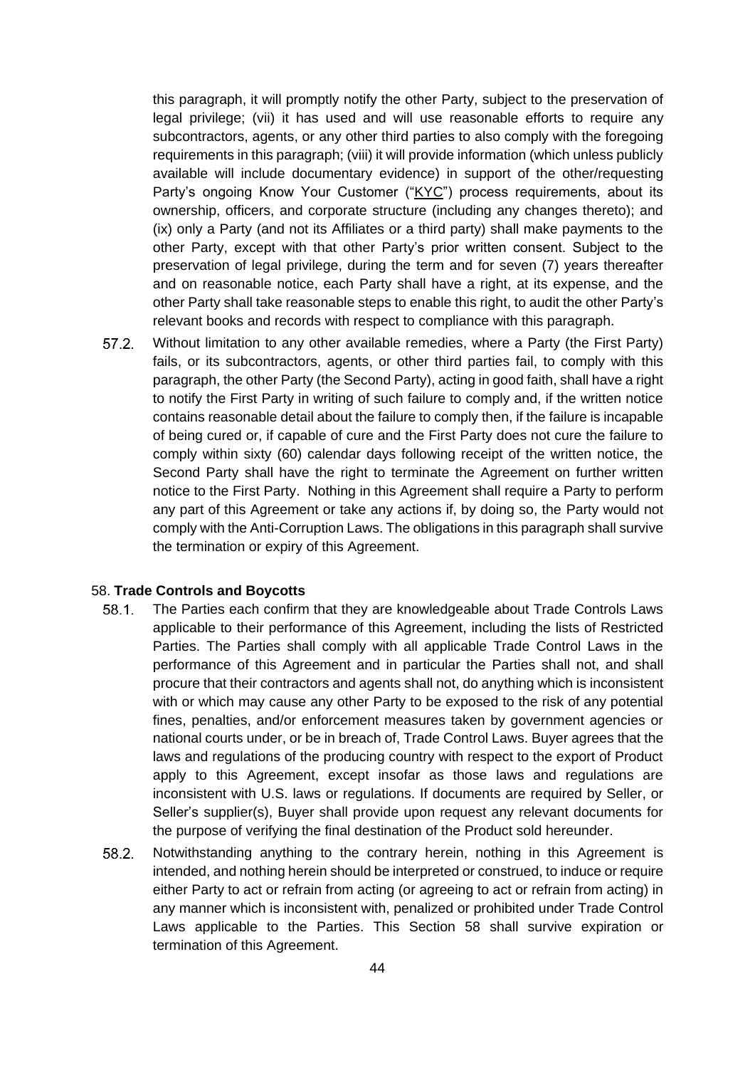this paragraph, it will promptly notify the other Party, subject to the preservation of legal privilege; (vii) it has used and will use reasonable efforts to require any subcontractors, agents, or any other third parties to also comply with the foregoing requirements in this paragraph; (viii) it will provide information (which unless publicly available will include documentary evidence) in support of the other/requesting Party's ongoing Know Your Customer ("KYC") process requirements, about its ownership, officers, and corporate structure (including any changes thereto); and (ix) only a Party (and not its Affiliates or a third party) shall make payments to the other Party, except with that other Party's prior written consent. Subject to the preservation of legal privilege, during the term and for seven (7) years thereafter and on reasonable notice, each Party shall have a right, at its expense, and the other Party shall take reasonable steps to enable this right, to audit the other Party's relevant books and records with respect to compliance with this paragraph.

57.2. Without limitation to any other available remedies, where a Party (the First Party) fails, or its subcontractors, agents, or other third parties fail, to comply with this paragraph, the other Party (the Second Party), acting in good faith, shall have a right to notify the First Party in writing of such failure to comply and, if the written notice contains reasonable detail about the failure to comply then, if the failure is incapable of being cured or, if capable of cure and the First Party does not cure the failure to comply within sixty (60) calendar days following receipt of the written notice, the Second Party shall have the right to terminate the Agreement on further written notice to the First Party. Nothing in this Agreement shall require a Party to perform any part of this Agreement or take any actions if, by doing so, the Party would not comply with the Anti-Corruption Laws. The obligations in this paragraph shall survive the termination or expiry of this Agreement.

58. **Trade Controls and Boycotts**

58.1. The Parties each confirm that they are knowledgeable about Trade Controls Laws applicable to their performance of this Agreement, including the lists of Restricted Parties. The Parties shall comply with all applicable Trade Control Laws in the performance of this Agreement and in particular the Parties shall not, and shall procure that their contractors and agents shall not, do anything which is inconsistent with or which may cause any other Party to be exposed to the risk of any potential fines, penalties, and/or enforcement measures taken by government agencies or national courts under, or be in breach of, Trade Control Laws. Buyer agrees that the laws and regulations of the producing country with respect to the export of Product apply to this Agreement, except insofar as those laws and regulations are inconsistent with U.S. laws or regulations. If documents are required by Seller, or Seller's supplier(s), Buyer shall provide upon request any relevant documents for the purpose of verifying the final destination of the Product sold hereunder.

58.2. Notwithstanding anything to the contrary herein, nothing in this Agreement is intended, and nothing herein should be interpreted or construed, to induce or require either Party to act or refrain from acting (or agreeing to act or refrain from acting) in any manner which is inconsistent with, penalized or prohibited under Trade Control Laws applicable to the Parties. This Section 58 shall survive expiration or termination of this Agreement.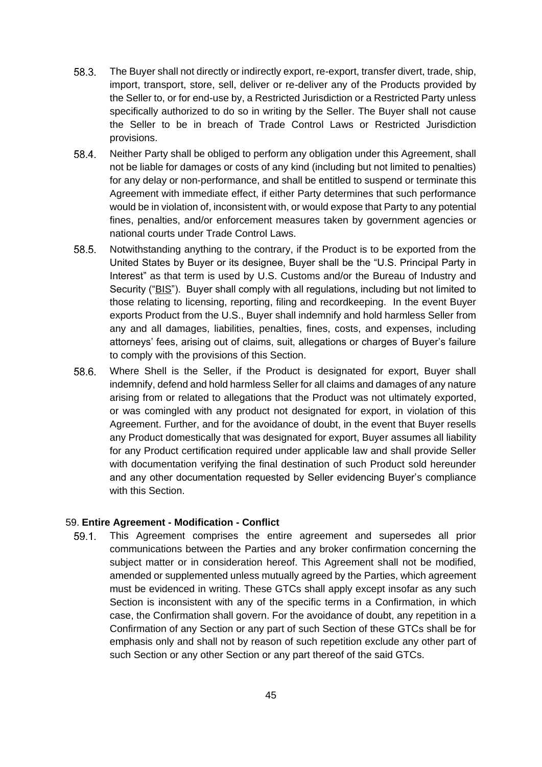58.3. The Buyer shall not directly or indirectly export, re-export, transfer divert, trade, ship, import, transport, store, sell, deliver or re-deliver any of the Products provided by the Seller to, or for end-use by, a Restricted Jurisdiction or a Restricted Party unless specifically authorized to do so in writing by the Seller. The Buyer shall not cause the Seller to be in breach of Trade Control Laws or Restricted Jurisdiction provisions.

58.4. Neither Party shall be obliged to perform any obligation under this Agreement, shall not be liable for damages or costs of any kind (including but not limited to penalties) for any delay or non-performance, and shall be entitled to suspend or terminate this Agreement with immediate effect, if either Party determines that such performance would be in violation of, inconsistent with, or would expose that Party to any potential fines, penalties, and/or enforcement measures taken by government agencies or national courts under Trade Control Laws.

58.5. Notwithstanding anything to the contrary, if the Product is to be exported from the United States by Buyer or its designee, Buyer shall be the "U.S. Principal Party in Interest" as that term is used by U.S. Customs and/or the Bureau of Industry and Security ("BIS"). Buyer shall comply with all regulations, including but not limited to those relating to licensing, reporting, filing and recordkeeping. In the event Buyer exports Product from the U.S., Buyer shall indemnify and hold harmless Seller from any and all damages, liabilities, penalties, fines, costs, and expenses, including attorneys' fees, arising out of claims, suit, allegations or charges of Buyer's failure to comply with the provisions of this Section.

58.6. Where Shell is the Seller, if the Product is designated for export, Buyer shall indemnify, defend and hold harmless Seller for all claims and damages of any nature arising from or related to allegations that the Product was not ultimately exported, or was comingled with any product not designated for export, in violation of this Agreement. Further, and for the avoidance of doubt, in the event that Buyer resells any Product domestically that was designated for export, Buyer assumes all liability for any Product certification required under applicable law and shall provide Seller with documentation verifying the final destination of such Product sold hereunder and any other documentation requested by Seller evidencing Buyer's compliance with this Section.

## 59. **Entire Agreement - Modification - Conflict**

59.1. This Agreement comprises the entire agreement and supersedes all prior communications between the Parties and any broker confirmation concerning the subject matter or in consideration hereof. This Agreement shall not be modified, amended or supplemented unless mutually agreed by the Parties, which agreement must be evidenced in writing. These GTCs shall apply except insofar as any such Section is inconsistent with any of the specific terms in a Confirmation, in which case, the Confirmation shall govern. For the avoidance of doubt, any repetition in a Confirmation of any Section or any part of such Section of these GTCs shall be for emphasis only and shall not by reason of such repetition exclude any other part of such Section or any other Section or any part thereof of the said GTCs.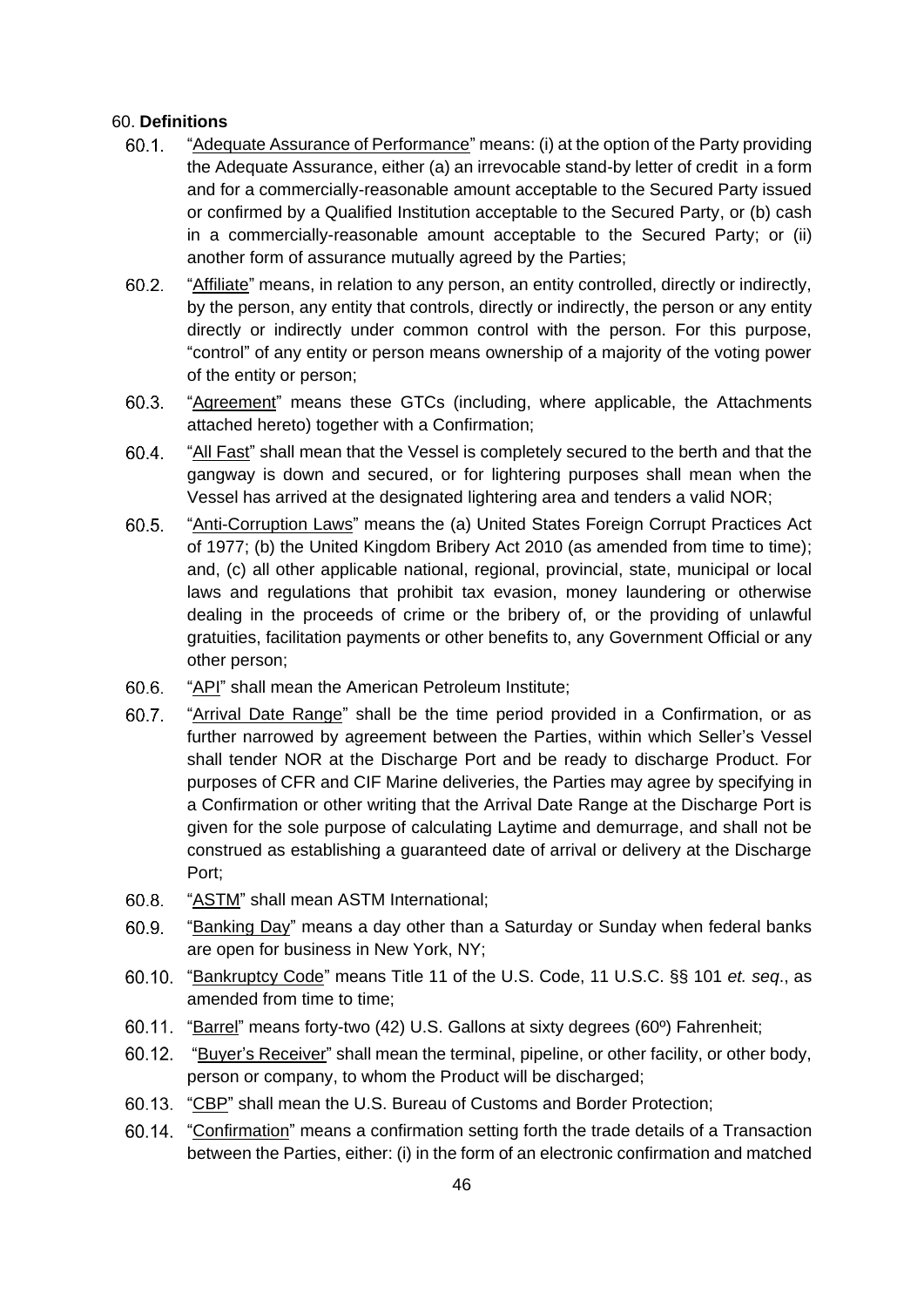60. **Definitions**

60.1. "Adequate Assurance of Performance" means: (i) at the option of the Party providing the Adequate Assurance, either (a) an irrevocable stand-by letter of credit in a form and for a commercially-reasonable amount acceptable to the Secured Party issued or confirmed by a Qualified Institution acceptable to the Secured Party, or (b) cash in a commercially-reasonable amount acceptable to the Secured Party; or (ii) another form of assurance mutually agreed by the Parties;

60.2. "Affiliate" means, in relation to any person, an entity controlled, directly or indirectly, by the person, any entity that controls, directly or indirectly, the person or any entity directly or indirectly under common control with the person. For this purpose, "control" of any entity or person means ownership of a majority of the voting power of the entity or person;

60.3. "Agreement" means these GTCs (including, where applicable, the Attachments attached hereto) together with a Confirmation;

60.4. "All Fast" shall mean that the Vessel is completely secured to the berth and that the gangway is down and secured, or for lightering purposes shall mean when the Vessel has arrived at the designated lightering area and tenders a valid NOR;

60.5. "Anti-Corruption Laws" means the (a) United States Foreign Corrupt Practices Act of 1977; (b) the United Kingdom Bribery Act 2010 (as amended from time to time); and, (c) all other applicable national, regional, provincial, state, municipal or local laws and regulations that prohibit tax evasion, money laundering or otherwise dealing in the proceeds of crime or the bribery of, or the providing of unlawful gratuities, facilitation payments or other benefits to, any Government Official or any other person;

60.6. "API" shall mean the American Petroleum Institute;

60.7. "Arrival Date Range" shall be the time period provided in a Confirmation, or as further narrowed by agreement between the Parties, within which Seller's Vessel shall tender NOR at the Discharge Port and be ready to discharge Product. For purposes of CFR and CIF Marine deliveries, the Parties may agree by specifying in a Confirmation or other writing that the Arrival Date Range at the Discharge Port is given for the sole purpose of calculating Laytime and demurrage, and shall not be construed as establishing a guaranteed date of arrival or delivery at the Discharge Port;

60.8. "ASTM" shall mean ASTM International;

60.9. "Banking Day" means a day other than a Saturday or Sunday when federal banks are open for business in New York, NY;

60.10. "Bankruptcy Code" means Title 11 of the U.S. Code, 11 U.S.C. §§ 101 *et. seq*., as amended from time to time;

60.11. "Barrel" means forty-two (42) U.S. Gallons at sixty degrees (60º) Fahrenheit;

60.12. "Buyer's Receiver" shall mean the terminal, pipeline, or other facility, or other body, person or company, to whom the Product will be discharged;

60.13. "CBP" shall mean the U.S. Bureau of Customs and Border Protection;

60.14. "Confirmation" means a confirmation setting forth the trade details of a Transaction between the Parties, either: (i) in the form of an electronic confirmation and matched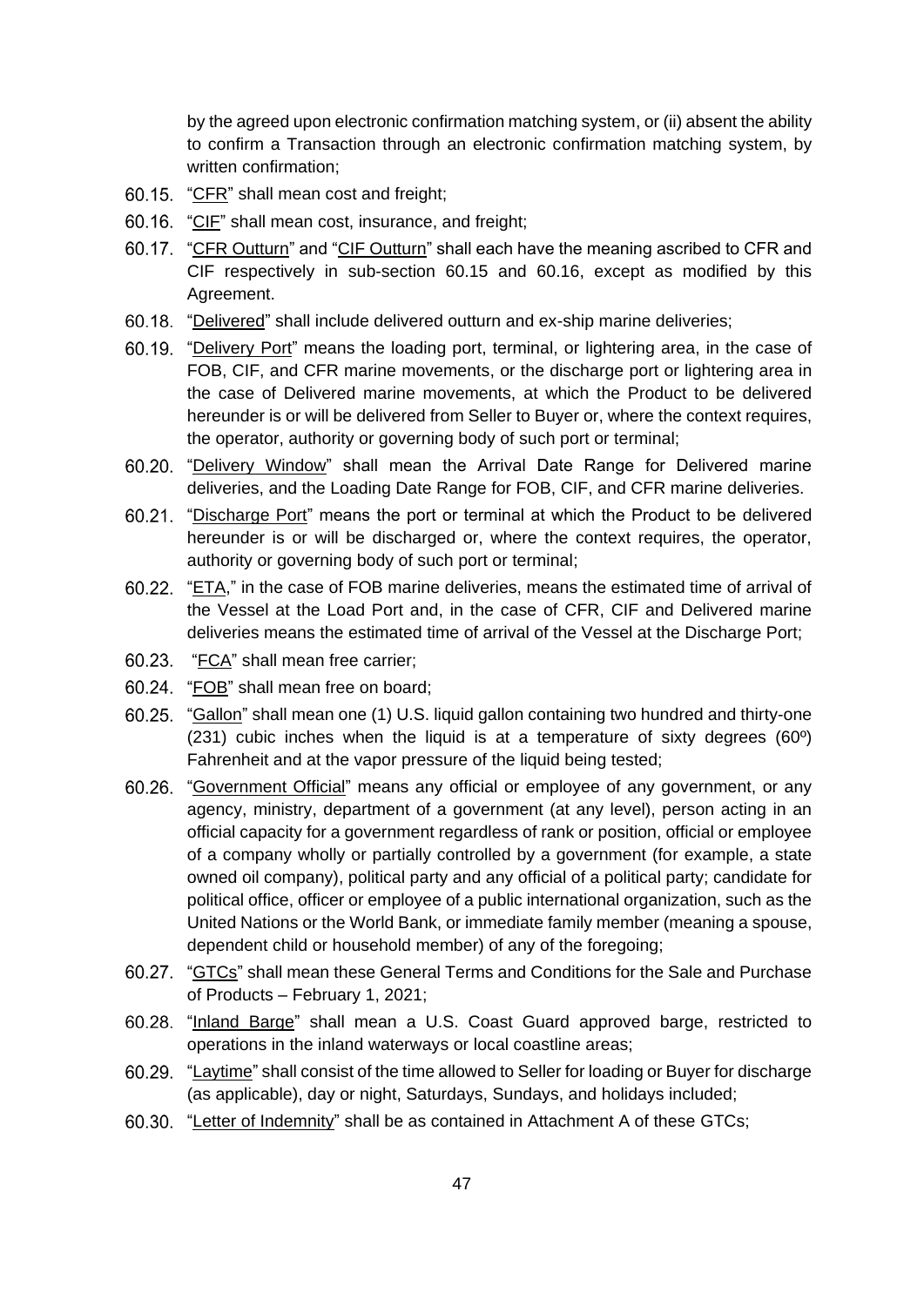by the agreed upon electronic confirmation matching system, or (ii) absent the ability to confirm a Transaction through an electronic confirmation matching system, by written confirmation;

60.15. "<u>CFR</u>" shall mean cost and freight;

60.16. "<u>CIF</u>" shall mean cost, insurance, and freight;

60.17. "<u>CFR Outturn</u>" and "<u>CIF Outturn</u>" shall each have the meaning ascribed to CFR and CIF respectively in sub-section 60.15 and 60.16, except as modified by this Agreement.

60.18. "<u>Delivered</u>" shall include delivered outturn and ex-ship marine deliveries;

60.19. "<u>Delivery Port</u>" means the loading port, terminal, or lightering area, in the case of FOB, CIF, and CFR marine movements, or the discharge port or lightering area in the case of Delivered marine movements, at which the Product to be delivered hereunder is or will be delivered from Seller to Buyer or, where the context requires, the operator, authority or governing body of such port or terminal;

60.20. "<u>Delivery Window</u>" shall mean the Arrival Date Range for Delivered marine deliveries, and the Loading Date Range for FOB, CIF, and CFR marine deliveries.

60.21. "<u>Discharge Port</u>" means the port or terminal at which the Product to be delivered hereunder is or will be discharged or, where the context requires, the operator, authority or governing body of such port or terminal;

60.22. "<u>ETA</u>," in the case of FOB marine deliveries, means the estimated time of arrival of the Vessel at the Load Port and, in the case of CFR, CIF and Delivered marine deliveries means the estimated time of arrival of the Vessel at the Discharge Port;

60.23. "<u>FCA</u>" shall mean free carrier;

60.24. "<u>FOB</u>" shall mean free on board;

60.25. "<u>Gallon</u>" shall mean one (1) U.S. liquid gallon containing two hundred and thirty-one (231) cubic inches when the liquid is at a temperature of sixty degrees (60º) Fahrenheit and at the vapor pressure of the liquid being tested;

60.26. "<u>Government Official</u>" means any official or employee of any government, or any agency, ministry, department of a government (at any level), person acting in an official capacity for a government regardless of rank or position, official or employee of a company wholly or partially controlled by a government (for example, a state owned oil company), political party and any official of a political party; candidate for political office, officer or employee of a public international organization, such as the United Nations or the World Bank, or immediate family member (meaning a spouse, dependent child or household member) of any of the foregoing;

60.27. "<u>GTCs</u>" shall mean these General Terms and Conditions for the Sale and Purchase of Products – February 1, 2021;

60.28. "<u>Inland Barge</u>" shall mean a U.S. Coast Guard approved barge, restricted to operations in the inland waterways or local coastline areas;

60.29. "<u>Laytime</u>" shall consist of the time allowed to Seller for loading or Buyer for discharge (as applicable), day or night, Saturdays, Sundays, and holidays included;

60.30. "<u>Letter of Indemnity</u>" shall be as contained in Attachment A of these GTCs;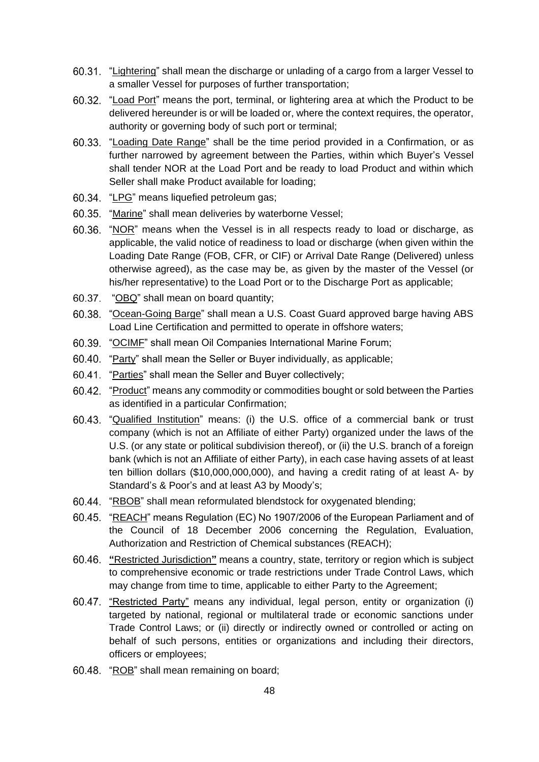60.31. "Lightering" shall mean the discharge or unlading of a cargo from a larger Vessel to a smaller Vessel for purposes of further transportation;

60.32. "Load Port" means the port, terminal, or lightering area at which the Product to be delivered hereunder is or will be loaded or, where the context requires, the operator, authority or governing body of such port or terminal;

60.33. "Loading Date Range" shall be the time period provided in a Confirmation, or as further narrowed by agreement between the Parties, within which Buyer's Vessel shall tender NOR at the Load Port and be ready to load Product and within which Seller shall make Product available for loading;

60.34. "LPG" means liquefied petroleum gas;

60.35. "Marine" shall mean deliveries by waterborne Vessel;

60.36. "NOR" means when the Vessel is in all respects ready to load or discharge, as applicable, the valid notice of readiness to load or discharge (when given within the Loading Date Range (FOB, CFR, or CIF) or Arrival Date Range (Delivered) unless otherwise agreed), as the case may be, as given by the master of the Vessel (or his/her representative) to the Load Port or to the Discharge Port as applicable;

60.37. "OBQ" shall mean on board quantity;

60.38. "Ocean-Going Barge" shall mean a U.S. Coast Guard approved barge having ABS Load Line Certification and permitted to operate in offshore waters;

60.39. "OCIMF" shall mean Oil Companies International Marine Forum;

60.40. "Party" shall mean the Seller or Buyer individually, as applicable;

60.41. "Parties" shall mean the Seller and Buyer collectively;

60.42. "Product" means any commodity or commodities bought or sold between the Parties as identified in a particular Confirmation;

60.43. "Qualified Institution" means: (i) the U.S. office of a commercial bank or trust company (which is not an Affiliate of either Party) organized under the laws of the U.S. (or any state or political subdivision thereof), or (ii) the U.S. branch of a foreign bank (which is not an Affiliate of either Party), in each case having assets of at least ten billion dollars ($10,000,000,000), and having a credit rating of at least A- by Standard's & Poor's and at least A3 by Moody's;

60.44. "RBOB" shall mean reformulated blendstock for oxygenated blending;

60.45. "REACH" means Regulation (EC) No 1907/2006 of the European Parliament and of the Council of 18 December 2006 concerning the Regulation, Evaluation, Authorization and Restriction of Chemical substances (REACH);

60.46. **"**Restricted Jurisdiction**"** means a country, state, territory or region which is subject to comprehensive economic or trade restrictions under Trade Control Laws, which may change from time to time, applicable to either Party to the Agreement;

60.47. "Restricted Party" means any individual, legal person, entity or organization (i) targeted by national, regional or multilateral trade or economic sanctions under Trade Control Laws; or (ii) directly or indirectly owned or controlled or acting on behalf of such persons, entities or organizations and including their directors, officers or employees;

60.48. "ROB" shall mean remaining on board;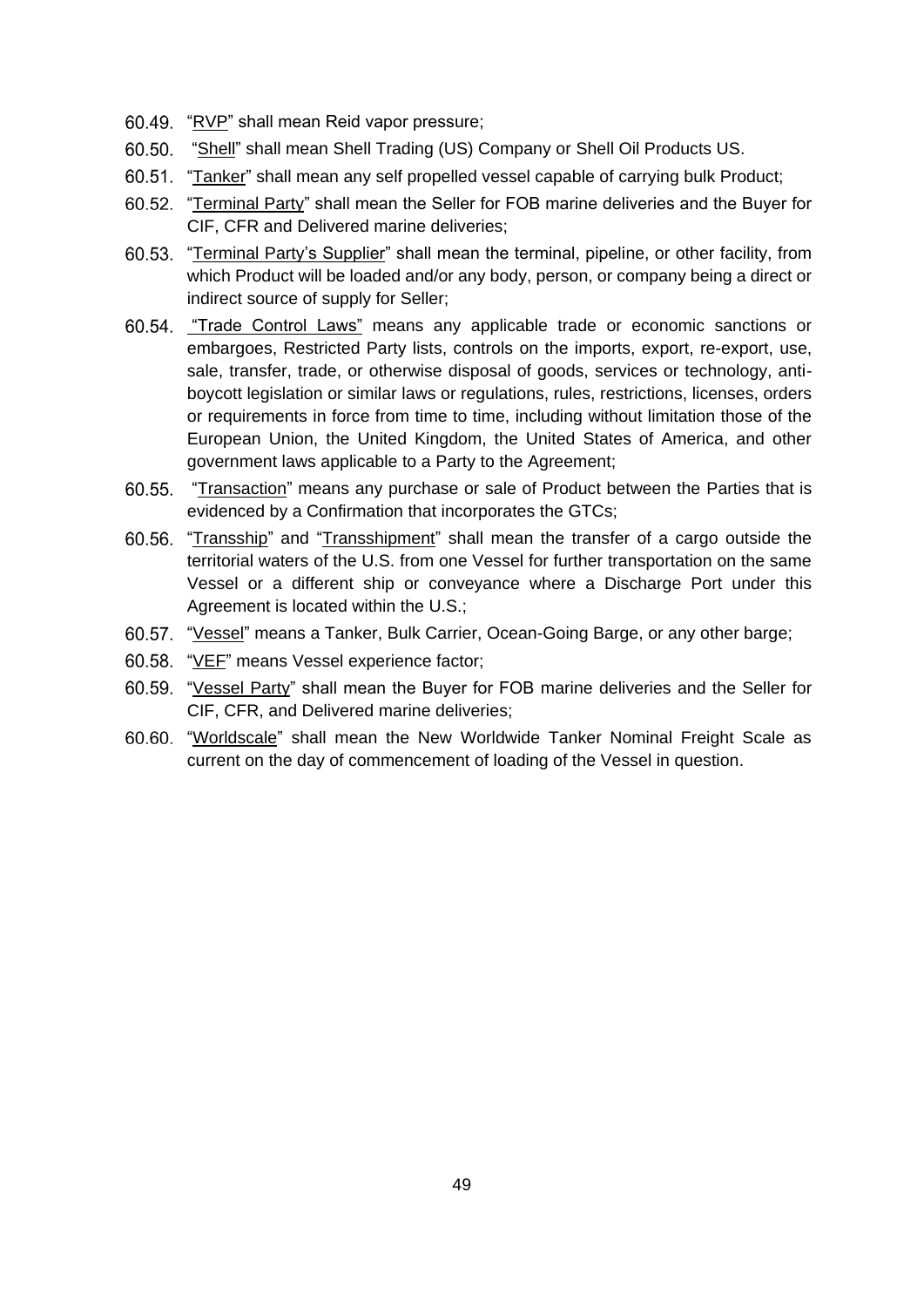60.49. "<u>RVP</u>" shall mean Reid vapor pressure;

60.50. "<u>Shell</u>" shall mean Shell Trading (US) Company or Shell Oil Products US.

60.51. "<u>Tanker</u>" shall mean any self propelled vessel capable of carrying bulk Product;

60.52. "<u>Terminal Party</u>" shall mean the Seller for FOB marine deliveries and the Buyer for CIF, CFR and Delivered marine deliveries;

60.53. "<u>Terminal Party's Supplier</u>" shall mean the terminal, pipeline, or other facility, from which Product will be loaded and/or any body, person, or company being a direct or indirect source of supply for Seller;

60.54. "<u>Trade Control Laws</u>" means any applicable trade or economic sanctions or embargoes, Restricted Party lists, controls on the imports, export, re-export, use, sale, transfer, trade, or otherwise disposal of goods, services or technology, anti-boycott legislation or similar laws or regulations, rules, restrictions, licenses, orders or requirements in force from time to time, including without limitation those of the European Union, the United Kingdom, the United States of America, and other government laws applicable to a Party to the Agreement;

60.55. "<u>Transaction</u>" means any purchase or sale of Product between the Parties that is evidenced by a Confirmation that incorporates the GTCs;

60.56. "<u>Transship</u>" and "<u>Transshipment</u>" shall mean the transfer of a cargo outside the territorial waters of the U.S. from one Vessel for further transportation on the same Vessel or a different ship or conveyance where a Discharge Port under this Agreement is located within the U.S.;

60.57. "<u>Vessel</u>" means a Tanker, Bulk Carrier, Ocean-Going Barge, or any other barge;

60.58. "<u>VEF</u>" means Vessel experience factor;

60.59. "<u>Vessel Party</u>" shall mean the Buyer for FOB marine deliveries and the Seller for CIF, CFR, and Delivered marine deliveries;

60.60. "<u>Worldscale</u>" shall mean the New Worldwide Tanker Nominal Freight Scale as current on the day of commencement of loading of the Vessel in question.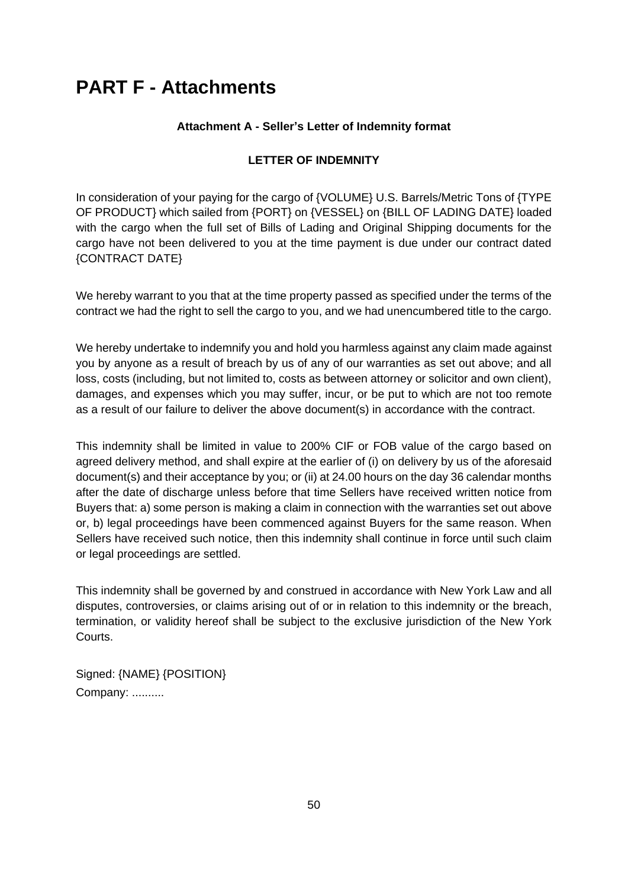# PART F - Attachments

**Attachment A - Seller's Letter of Indemnity format**

**LETTER OF INDEMNITY**

In consideration of your paying for the cargo of {VOLUME} U.S. Barrels/Metric Tons of {TYPE OF PRODUCT} which sailed from {PORT} on {VESSEL} on {BILL OF LADING DATE} loaded with the cargo when the full set of Bills of Lading and Original Shipping documents for the cargo have not been delivered to you at the time payment is due under our contract dated {CONTRACT DATE}

We hereby warrant to you that at the time property passed as specified under the terms of the contract we had the right to sell the cargo to you, and we had unencumbered title to the cargo.

We hereby undertake to indemnify you and hold you harmless against any claim made against you by anyone as a result of breach by us of any of our warranties as set out above; and all loss, costs (including, but not limited to, costs as between attorney or solicitor and own client), damages, and expenses which you may suffer, incur, or be put to which are not too remote as a result of our failure to deliver the above document(s) in accordance with the contract.

This indemnity shall be limited in value to 200% CIF or FOB value of the cargo based on agreed delivery method, and shall expire at the earlier of (i) on delivery by us of the aforesaid document(s) and their acceptance by you; or (ii) at 24.00 hours on the day 36 calendar months after the date of discharge unless before that time Sellers have received written notice from Buyers that: a) some person is making a claim in connection with the warranties set out above or, b) legal proceedings have been commenced against Buyers for the same reason. When Sellers have received such notice, then this indemnity shall continue in force until such claim or legal proceedings are settled.

This indemnity shall be governed by and construed in accordance with New York Law and all disputes, controversies, or claims arising out of or in relation to this indemnity or the breach, termination, or validity hereof shall be subject to the exclusive jurisdiction of the New York Courts.

Signed: {NAME} {POSITION}

Company: ..........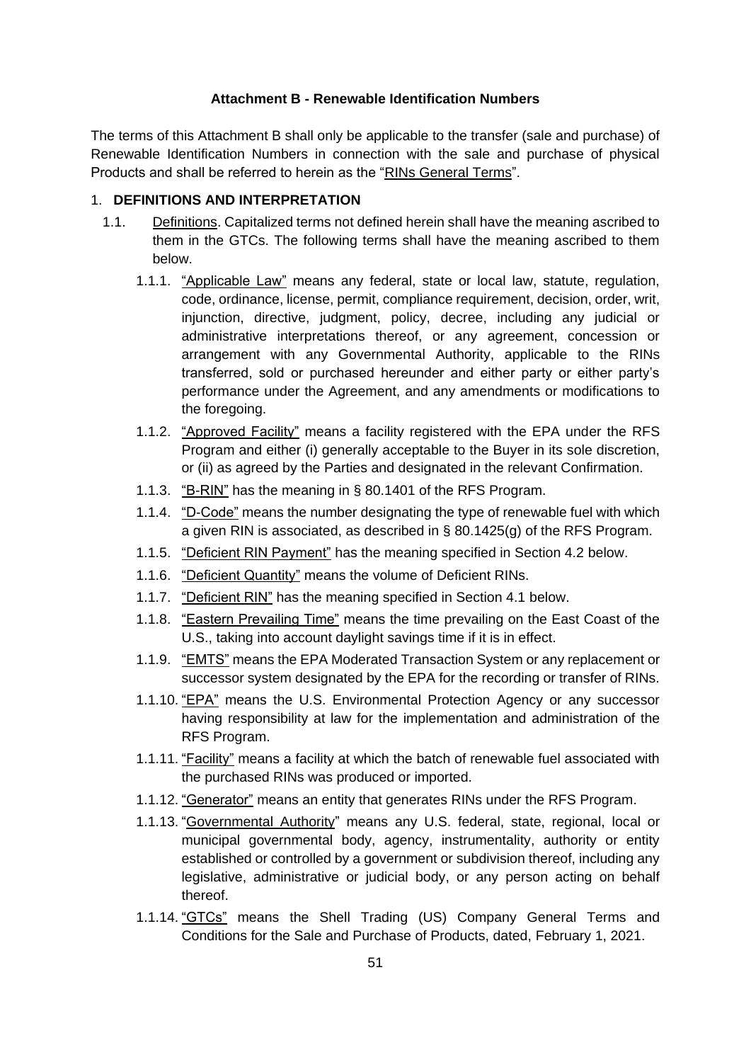**Attachment B - Renewable Identification Numbers**

The terms of this Attachment B shall only be applicable to the transfer (sale and purchase) of Renewable Identification Numbers in connection with the sale and purchase of physical Products and shall be referred to herein as the "RINs General Terms".

1. **DEFINITIONS AND INTERPRETATION**

1.1. Definitions. Capitalized terms not defined herein shall have the meaning ascribed to them in the GTCs. The following terms shall have the meaning ascribed to them below.

1.1.1. "Applicable Law" means any federal, state or local law, statute, regulation, code, ordinance, license, permit, compliance requirement, decision, order, writ, injunction, directive, judgment, policy, decree, including any judicial or administrative interpretations thereof, or any agreement, concession or arrangement with any Governmental Authority, applicable to the RINs transferred, sold or purchased hereunder and either party or either party's performance under the Agreement, and any amendments or modifications to the foregoing.

1.1.2. "Approved Facility" means a facility registered with the EPA under the RFS Program and either (i) generally acceptable to the Buyer in its sole discretion, or (ii) as agreed by the Parties and designated in the relevant Confirmation.

1.1.3. "B-RIN" has the meaning in § 80.1401 of the RFS Program.

1.1.4. "D-Code" means the number designating the type of renewable fuel with which a given RIN is associated, as described in § 80.1425(g) of the RFS Program.

1.1.5. "Deficient RIN Payment" has the meaning specified in Section 4.2 below.

1.1.6. "Deficient Quantity" means the volume of Deficient RINs.

1.1.7. "Deficient RIN" has the meaning specified in Section 4.1 below.

1.1.8. "Eastern Prevailing Time" means the time prevailing on the East Coast of the U.S., taking into account daylight savings time if it is in effect.

1.1.9. "EMTS" means the EPA Moderated Transaction System or any replacement or successor system designated by the EPA for the recording or transfer of RINs.

1.1.10. "EPA" means the U.S. Environmental Protection Agency or any successor having responsibility at law for the implementation and administration of the RFS Program.

1.1.11. "Facility" means a facility at which the batch of renewable fuel associated with the purchased RINs was produced or imported.

1.1.12. "Generator" means an entity that generates RINs under the RFS Program.

1.1.13. "Governmental Authority" means any U.S. federal, state, regional, local or municipal governmental body, agency, instrumentality, authority or entity established or controlled by a government or subdivision thereof, including any legislative, administrative or judicial body, or any person acting on behalf thereof.

1.1.14. "GTCs" means the Shell Trading (US) Company General Terms and Conditions for the Sale and Purchase of Products, dated, February 1, 2021.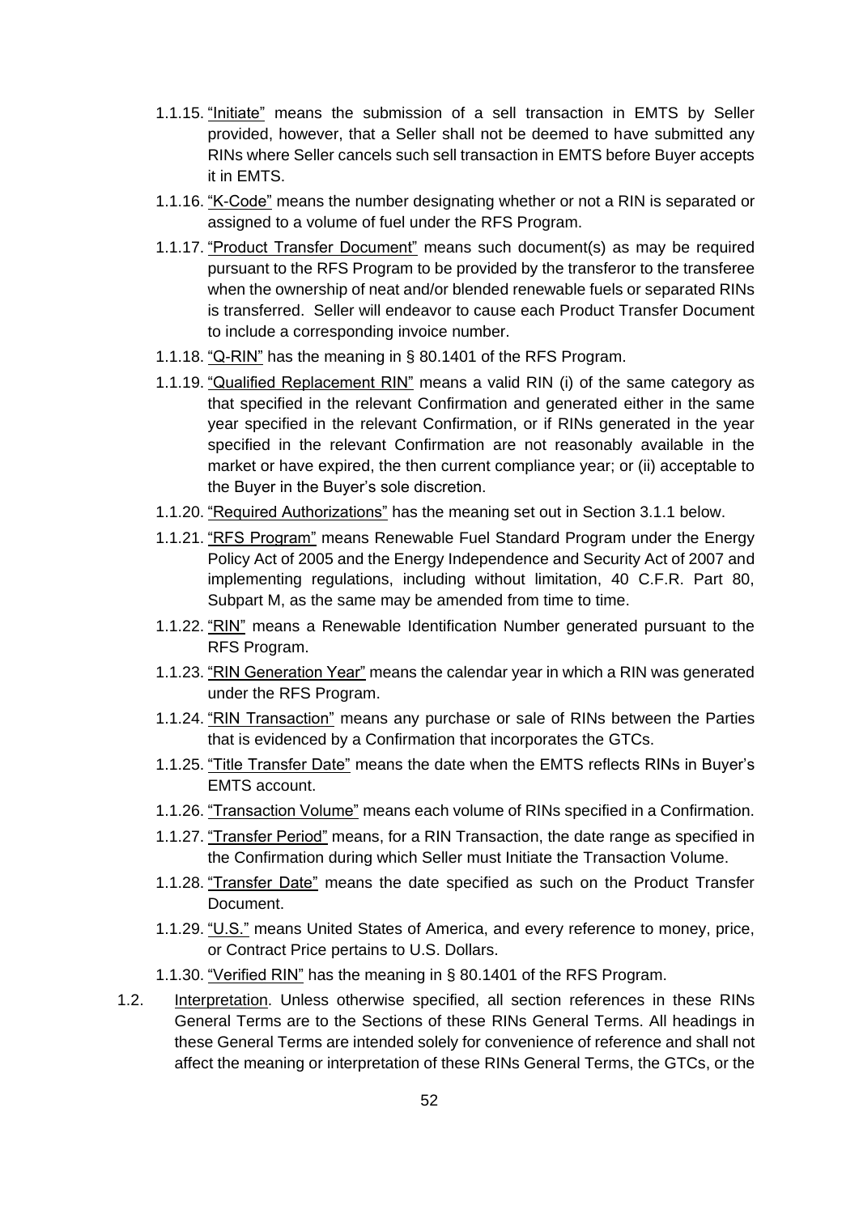1.1.15. "Initiate" means the submission of a sell transaction in EMTS by Seller provided, however, that a Seller shall not be deemed to have submitted any RINs where Seller cancels such sell transaction in EMTS before Buyer accepts it in EMTS.

1.1.16. "K-Code" means the number designating whether or not a RIN is separated or assigned to a volume of fuel under the RFS Program.

1.1.17. "Product Transfer Document" means such document(s) as may be required pursuant to the RFS Program to be provided by the transferor to the transferee when the ownership of neat and/or blended renewable fuels or separated RINs is transferred. Seller will endeavor to cause each Product Transfer Document to include a corresponding invoice number.

1.1.18. "Q-RIN" has the meaning in § 80.1401 of the RFS Program.

1.1.19. "Qualified Replacement RIN" means a valid RIN (i) of the same category as that specified in the relevant Confirmation and generated either in the same year specified in the relevant Confirmation, or if RINs generated in the year specified in the relevant Confirmation are not reasonably available in the market or have expired, the then current compliance year; or (ii) acceptable to the Buyer in the Buyer's sole discretion.

1.1.20. "Required Authorizations" has the meaning set out in Section 3.1.1 below.

1.1.21. "RFS Program" means Renewable Fuel Standard Program under the Energy Policy Act of 2005 and the Energy Independence and Security Act of 2007 and implementing regulations, including without limitation, 40 C.F.R. Part 80, Subpart M, as the same may be amended from time to time.

1.1.22. "RIN" means a Renewable Identification Number generated pursuant to the RFS Program.

1.1.23. "RIN Generation Year" means the calendar year in which a RIN was generated under the RFS Program.

1.1.24. "RIN Transaction" means any purchase or sale of RINs between the Parties that is evidenced by a Confirmation that incorporates the GTCs.

1.1.25. "Title Transfer Date" means the date when the EMTS reflects RINs in Buyer's EMTS account.

1.1.26. "Transaction Volume" means each volume of RINs specified in a Confirmation.

1.1.27. "Transfer Period" means, for a RIN Transaction, the date range as specified in the Confirmation during which Seller must Initiate the Transaction Volume.

1.1.28. "Transfer Date" means the date specified as such on the Product Transfer Document.

1.1.29. "U.S." means United States of America, and every reference to money, price, or Contract Price pertains to U.S. Dollars.

1.1.30. "Verified RIN" has the meaning in § 80.1401 of the RFS Program.

1.2. Interpretation. Unless otherwise specified, all section references in these RINs General Terms are to the Sections of these RINs General Terms. All headings in these General Terms are intended solely for convenience of reference and shall not affect the meaning or interpretation of these RINs General Terms, the GTCs, or the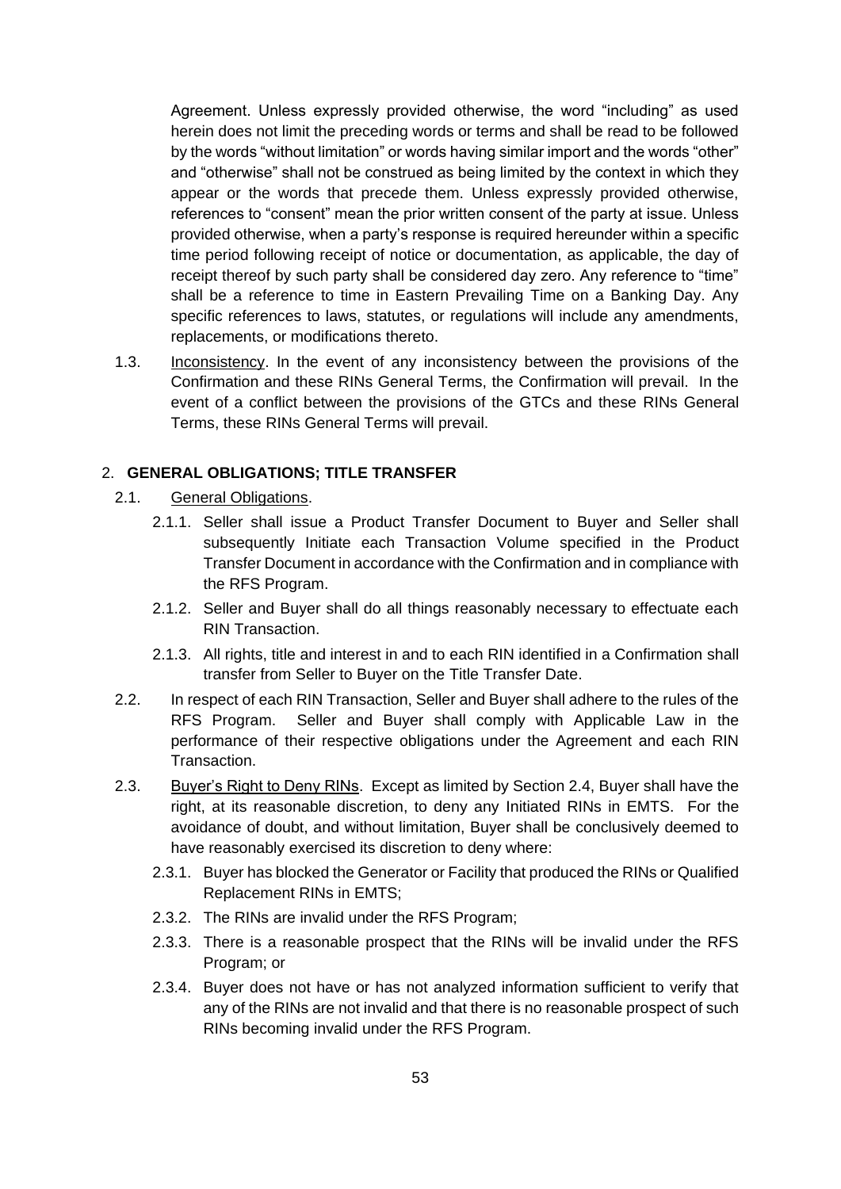Agreement. Unless expressly provided otherwise, the word "including" as used herein does not limit the preceding words or terms and shall be read to be followed by the words "without limitation" or words having similar import and the words "other" and "otherwise" shall not be construed as being limited by the context in which they appear or the words that precede them. Unless expressly provided otherwise, references to "consent" mean the prior written consent of the party at issue. Unless provided otherwise, when a party's response is required hereunder within a specific time period following receipt of notice or documentation, as applicable, the day of receipt thereof by such party shall be considered day zero. Any reference to "time" shall be a reference to time in Eastern Prevailing Time on a Banking Day. Any specific references to laws, statutes, or regulations will include any amendments, replacements, or modifications thereto.

1.3. Inconsistency. In the event of any inconsistency between the provisions of the Confirmation and these RINs General Terms, the Confirmation will prevail. In the event of a conflict between the provisions of the GTCs and these RINs General Terms, these RINs General Terms will prevail.

## 2. GENERAL OBLIGATIONS; TITLE TRANSFER

2.1. General Obligations.

2.1.1. Seller shall issue a Product Transfer Document to Buyer and Seller shall subsequently Initiate each Transaction Volume specified in the Product Transfer Document in accordance with the Confirmation and in compliance with the RFS Program.

2.1.2. Seller and Buyer shall do all things reasonably necessary to effectuate each RIN Transaction.

2.1.3. All rights, title and interest in and to each RIN identified in a Confirmation shall transfer from Seller to Buyer on the Title Transfer Date.

2.2. In respect of each RIN Transaction, Seller and Buyer shall adhere to the rules of the RFS Program. Seller and Buyer shall comply with Applicable Law in the performance of their respective obligations under the Agreement and each RIN Transaction.

2.3. Buyer's Right to Deny RINs. Except as limited by Section 2.4, Buyer shall have the right, at its reasonable discretion, to deny any Initiated RINs in EMTS. For the avoidance of doubt, and without limitation, Buyer shall be conclusively deemed to have reasonably exercised its discretion to deny where:

2.3.1. Buyer has blocked the Generator or Facility that produced the RINs or Qualified Replacement RINs in EMTS;

2.3.2. The RINs are invalid under the RFS Program;

2.3.3. There is a reasonable prospect that the RINs will be invalid under the RFS Program; or

2.3.4. Buyer does not have or has not analyzed information sufficient to verify that any of the RINs are not invalid and that there is no reasonable prospect of such RINs becoming invalid under the RFS Program.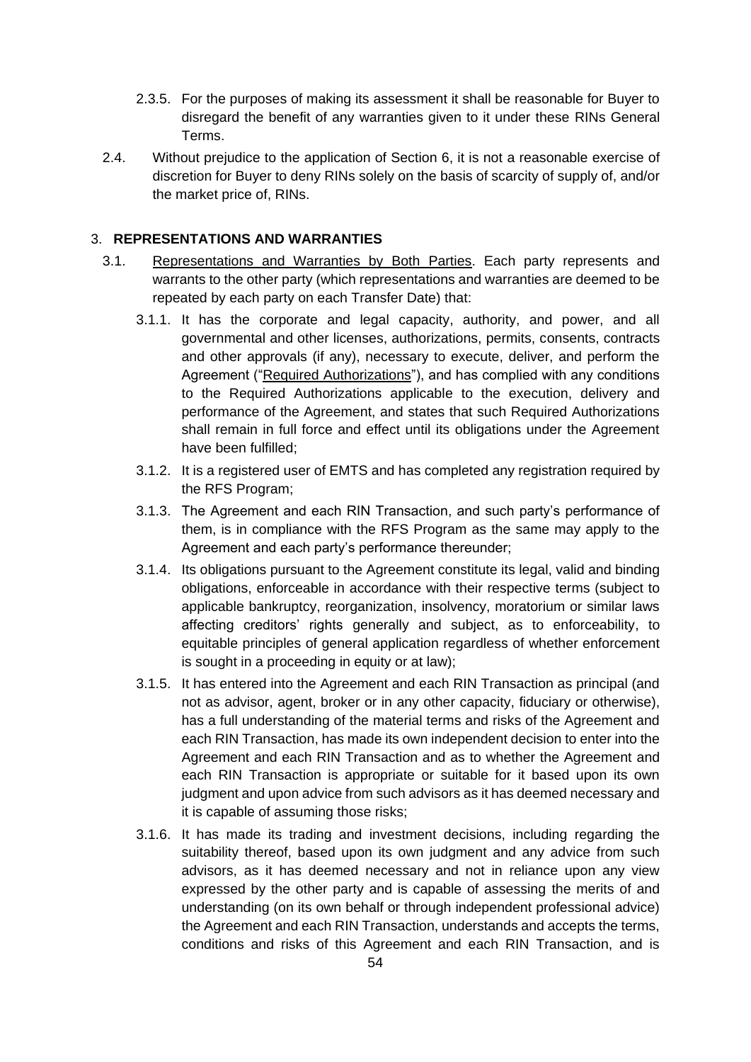2.3.5. For the purposes of making its assessment it shall be reasonable for Buyer to disregard the benefit of any warranties given to it under these RINs General Terms.

2.4. Without prejudice to the application of Section 6, it is not a reasonable exercise of discretion for Buyer to deny RINs solely on the basis of scarcity of supply of, and/or the market price of, RINs.

## 3. REPRESENTATIONS AND WARRANTIES

3.1. Representations and Warranties by Both Parties. Each party represents and warrants to the other party (which representations and warranties are deemed to be repeated by each party on each Transfer Date) that:

3.1.1. It has the corporate and legal capacity, authority, and power, and all governmental and other licenses, authorizations, permits, consents, contracts and other approvals (if any), necessary to execute, deliver, and perform the Agreement ("Required Authorizations"), and has complied with any conditions to the Required Authorizations applicable to the execution, delivery and performance of the Agreement, and states that such Required Authorizations shall remain in full force and effect until its obligations under the Agreement have been fulfilled;

3.1.2. It is a registered user of EMTS and has completed any registration required by the RFS Program;

3.1.3. The Agreement and each RIN Transaction, and such party's performance of them, is in compliance with the RFS Program as the same may apply to the Agreement and each party's performance thereunder;

3.1.4. Its obligations pursuant to the Agreement constitute its legal, valid and binding obligations, enforceable in accordance with their respective terms (subject to applicable bankruptcy, reorganization, insolvency, moratorium or similar laws affecting creditors' rights generally and subject, as to enforceability, to equitable principles of general application regardless of whether enforcement is sought in a proceeding in equity or at law);

3.1.5. It has entered into the Agreement and each RIN Transaction as principal (and not as advisor, agent, broker or in any other capacity, fiduciary or otherwise), has a full understanding of the material terms and risks of the Agreement and each RIN Transaction, has made its own independent decision to enter into the Agreement and each RIN Transaction and as to whether the Agreement and each RIN Transaction is appropriate or suitable for it based upon its own judgment and upon advice from such advisors as it has deemed necessary and it is capable of assuming those risks;

3.1.6. It has made its trading and investment decisions, including regarding the suitability thereof, based upon its own judgment and any advice from such advisors, as it has deemed necessary and not in reliance upon any view expressed by the other party and is capable of assessing the merits of and understanding (on its own behalf or through independent professional advice) the Agreement and each RIN Transaction, understands and accepts the terms, conditions and risks of this Agreement and each RIN Transaction, and is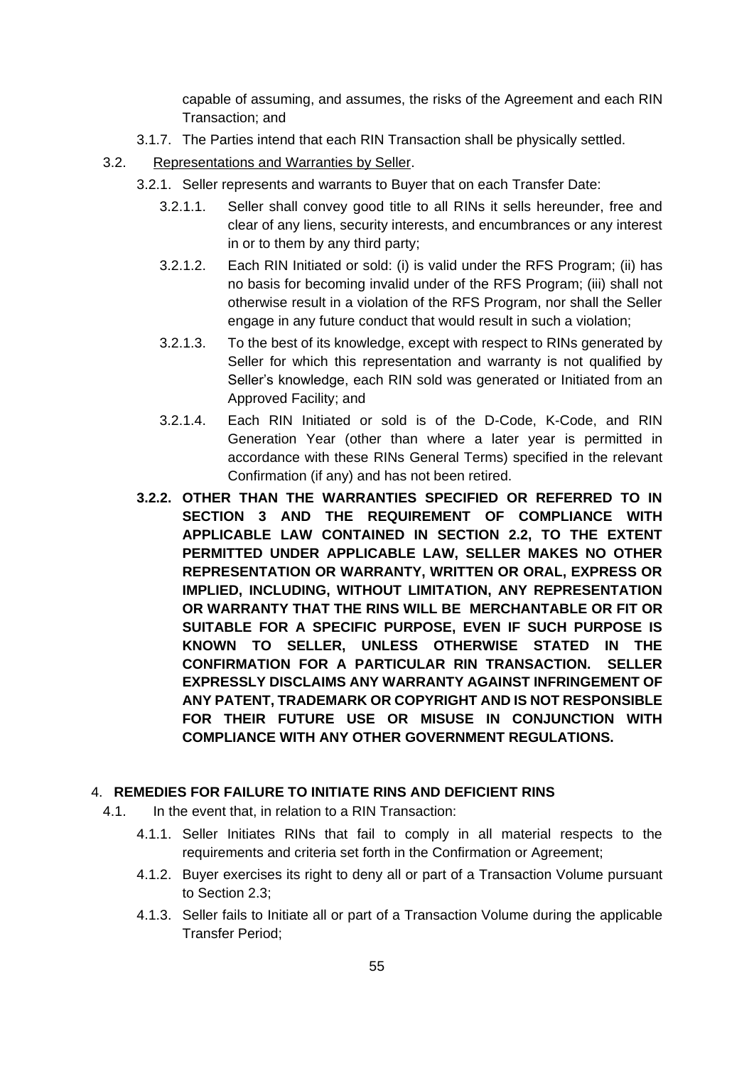capable of assuming, and assumes, the risks of the Agreement and each RIN Transaction; and

3.1.7. The Parties intend that each RIN Transaction shall be physically settled.

3.2. Representations and Warranties by Seller.

3.2.1. Seller represents and warrants to Buyer that on each Transfer Date:

3.2.1.1. Seller shall convey good title to all RINs it sells hereunder, free and clear of any liens, security interests, and encumbrances or any interest in or to them by any third party;

3.2.1.2. Each RIN Initiated or sold: (i) is valid under the RFS Program; (ii) has no basis for becoming invalid under of the RFS Program; (iii) shall not otherwise result in a violation of the RFS Program, nor shall the Seller engage in any future conduct that would result in such a violation;

3.2.1.3. To the best of its knowledge, except with respect to RINs generated by Seller for which this representation and warranty is not qualified by Seller's knowledge, each RIN sold was generated or Initiated from an Approved Facility; and

3.2.1.4. Each RIN Initiated or sold is of the D-Code, K-Code, and RIN Generation Year (other than where a later year is permitted in accordance with these RINs General Terms) specified in the relevant Confirmation (if any) and has not been retired.

**3.2.2. OTHER THAN THE WARRANTIES SPECIFIED OR REFERRED TO IN SECTION 3 AND THE REQUIREMENT OF COMPLIANCE WITH APPLICABLE LAW CONTAINED IN SECTION 2.2, TO THE EXTENT PERMITTED UNDER APPLICABLE LAW, SELLER MAKES NO OTHER REPRESENTATION OR WARRANTY, WRITTEN OR ORAL, EXPRESS OR IMPLIED, INCLUDING, WITHOUT LIMITATION, ANY REPRESENTATION OR WARRANTY THAT THE RINS WILL BE MERCHANTABLE OR FIT OR SUITABLE FOR A SPECIFIC PURPOSE, EVEN IF SUCH PURPOSE IS KNOWN TO SELLER, UNLESS OTHERWISE STATED IN THE CONFIRMATION FOR A PARTICULAR RIN TRANSACTION. SELLER EXPRESSLY DISCLAIMS ANY WARRANTY AGAINST INFRINGEMENT OF ANY PATENT, TRADEMARK OR COPYRIGHT AND IS NOT RESPONSIBLE FOR THEIR FUTURE USE OR MISUSE IN CONJUNCTION WITH COMPLIANCE WITH ANY OTHER GOVERNMENT REGULATIONS.**

## 4. REMEDIES FOR FAILURE TO INITIATE RINS AND DEFICIENT RINS

4.1. In the event that, in relation to a RIN Transaction:

4.1.1. Seller Initiates RINs that fail to comply in all material respects to the requirements and criteria set forth in the Confirmation or Agreement;

4.1.2. Buyer exercises its right to deny all or part of a Transaction Volume pursuant to Section 2.3;

4.1.3. Seller fails to Initiate all or part of a Transaction Volume during the applicable Transfer Period;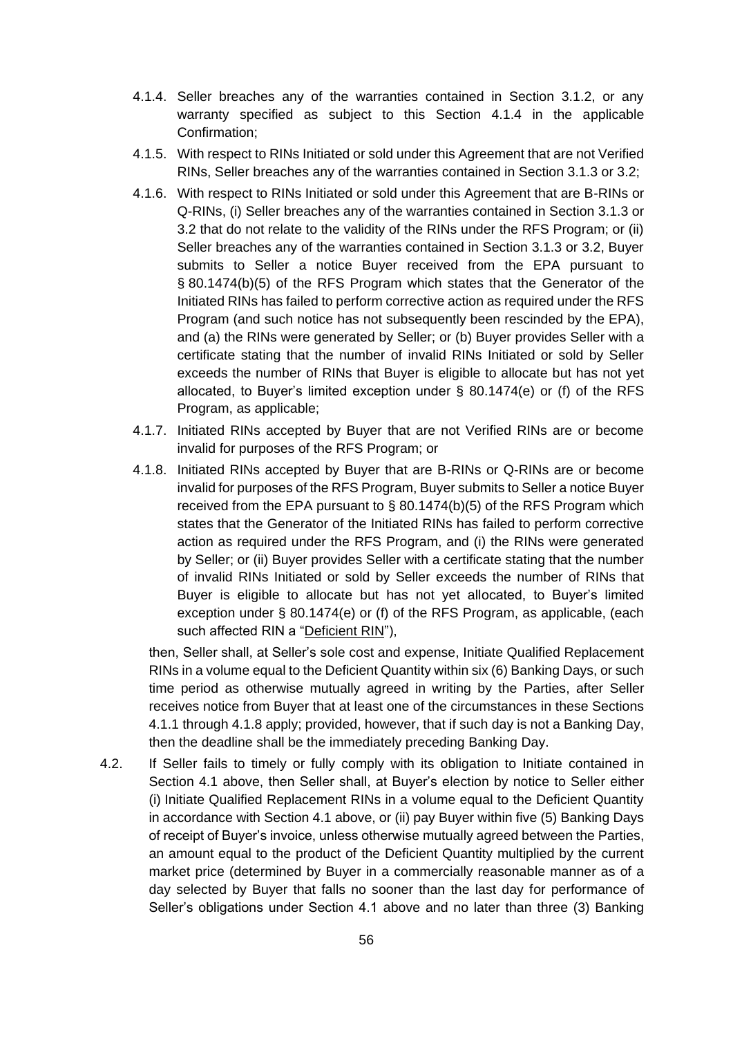4.1.4. Seller breaches any of the warranties contained in Section 3.1.2, or any warranty specified as subject to this Section 4.1.4 in the applicable Confirmation;

4.1.5. With respect to RINs Initiated or sold under this Agreement that are not Verified RINs, Seller breaches any of the warranties contained in Section 3.1.3 or 3.2;

4.1.6. With respect to RINs Initiated or sold under this Agreement that are B-RINs or Q-RINs, (i) Seller breaches any of the warranties contained in Section 3.1.3 or 3.2 that do not relate to the validity of the RINs under the RFS Program; or (ii) Seller breaches any of the warranties contained in Section 3.1.3 or 3.2, Buyer submits to Seller a notice Buyer received from the EPA pursuant to § 80.1474(b)(5) of the RFS Program which states that the Generator of the Initiated RINs has failed to perform corrective action as required under the RFS Program (and such notice has not subsequently been rescinded by the EPA), and (a) the RINs were generated by Seller; or (b) Buyer provides Seller with a certificate stating that the number of invalid RINs Initiated or sold by Seller exceeds the number of RINs that Buyer is eligible to allocate but has not yet allocated, to Buyer's limited exception under § 80.1474(e) or (f) of the RFS Program, as applicable;

4.1.7. Initiated RINs accepted by Buyer that are not Verified RINs are or become invalid for purposes of the RFS Program; or

4.1.8. Initiated RINs accepted by Buyer that are B-RINs or Q-RINs are or become invalid for purposes of the RFS Program, Buyer submits to Seller a notice Buyer received from the EPA pursuant to § 80.1474(b)(5) of the RFS Program which states that the Generator of the Initiated RINs has failed to perform corrective action as required under the RFS Program, and (i) the RINs were generated by Seller; or (ii) Buyer provides Seller with a certificate stating that the number of invalid RINs Initiated or sold by Seller exceeds the number of RINs that Buyer is eligible to allocate but has not yet allocated, to Buyer's limited exception under § 80.1474(e) or (f) of the RFS Program, as applicable, (each such affected RIN a "Deficient RIN"),

then, Seller shall, at Seller's sole cost and expense, Initiate Qualified Replacement RINs in a volume equal to the Deficient Quantity within six (6) Banking Days, or such time period as otherwise mutually agreed in writing by the Parties, after Seller receives notice from Buyer that at least one of the circumstances in these Sections 4.1.1 through 4.1.8 apply; provided, however, that if such day is not a Banking Day, then the deadline shall be the immediately preceding Banking Day.

4.2. If Seller fails to timely or fully comply with its obligation to Initiate contained in Section 4.1 above, then Seller shall, at Buyer's election by notice to Seller either (i) Initiate Qualified Replacement RINs in a volume equal to the Deficient Quantity in accordance with Section 4.1 above, or (ii) pay Buyer within five (5) Banking Days of receipt of Buyer's invoice, unless otherwise mutually agreed between the Parties, an amount equal to the product of the Deficient Quantity multiplied by the current market price (determined by Buyer in a commercially reasonable manner as of a day selected by Buyer that falls no sooner than the last day for performance of Seller's obligations under Section 4.1 above and no later than three (3) Banking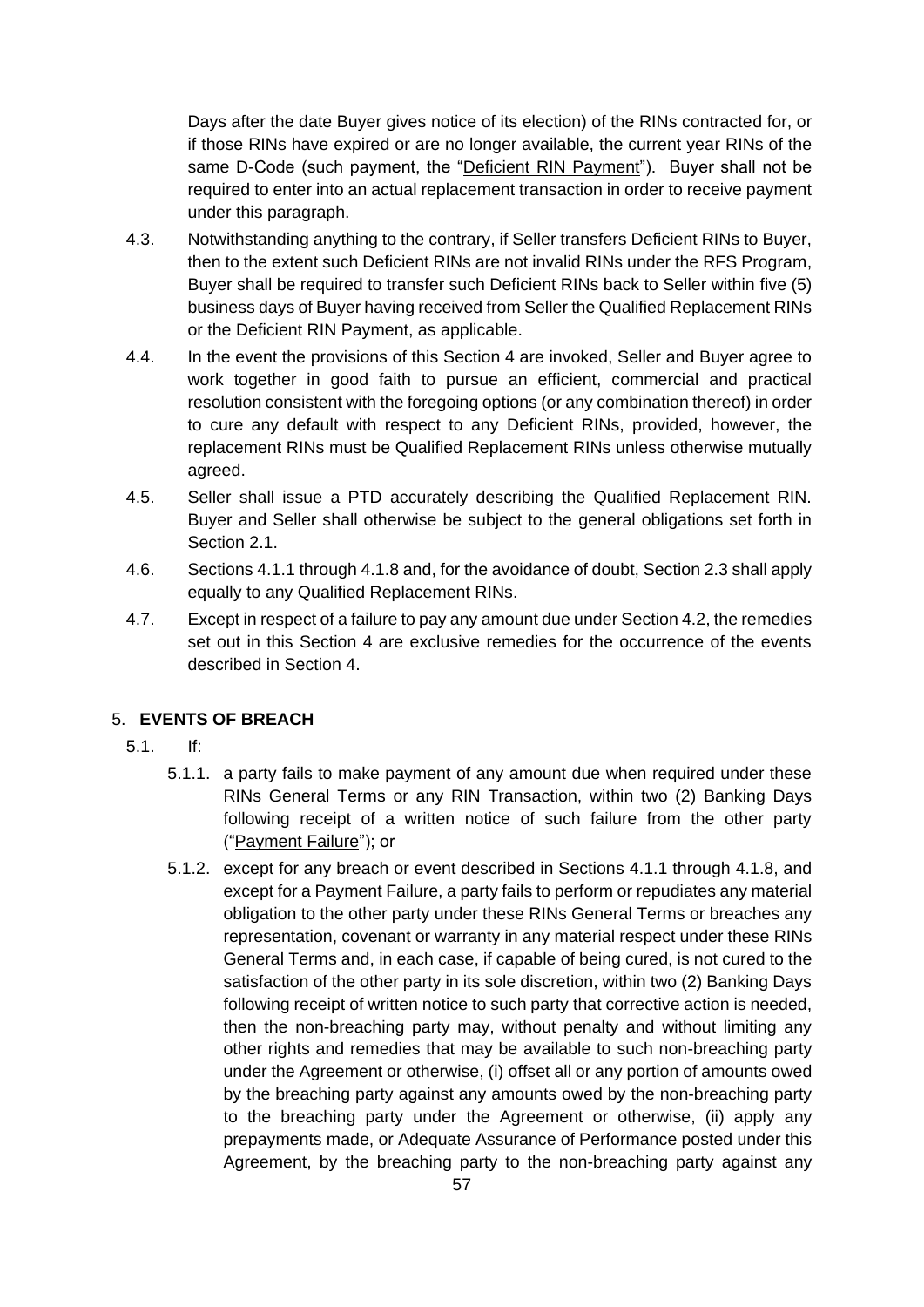Days after the date Buyer gives notice of its election) of the RINs contracted for, or if those RINs have expired or are no longer available, the current year RINs of the same D-Code (such payment, the "Deficient RIN Payment"). Buyer shall not be required to enter into an actual replacement transaction in order to receive payment under this paragraph.

4.3. Notwithstanding anything to the contrary, if Seller transfers Deficient RINs to Buyer, then to the extent such Deficient RINs are not invalid RINs under the RFS Program, Buyer shall be required to transfer such Deficient RINs back to Seller within five (5) business days of Buyer having received from Seller the Qualified Replacement RINs or the Deficient RIN Payment, as applicable.

4.4. In the event the provisions of this Section 4 are invoked, Seller and Buyer agree to work together in good faith to pursue an efficient, commercial and practical resolution consistent with the foregoing options (or any combination thereof) in order to cure any default with respect to any Deficient RINs, provided, however, the replacement RINs must be Qualified Replacement RINs unless otherwise mutually agreed.

4.5. Seller shall issue a PTD accurately describing the Qualified Replacement RIN. Buyer and Seller shall otherwise be subject to the general obligations set forth in Section 2.1.

4.6. Sections 4.1.1 through 4.1.8 and, for the avoidance of doubt, Section 2.3 shall apply equally to any Qualified Replacement RINs.

4.7. Except in respect of a failure to pay any amount due under Section 4.2, the remedies set out in this Section 4 are exclusive remedies for the occurrence of the events described in Section 4.

## 5. EVENTS OF BREACH

5.1. If:

5.1.1. a party fails to make payment of any amount due when required under these RINs General Terms or any RIN Transaction, within two (2) Banking Days following receipt of a written notice of such failure from the other party ("Payment Failure"); or

5.1.2. except for any breach or event described in Sections 4.1.1 through 4.1.8, and except for a Payment Failure, a party fails to perform or repudiates any material obligation to the other party under these RINs General Terms or breaches any representation, covenant or warranty in any material respect under these RINs General Terms and, in each case, if capable of being cured, is not cured to the satisfaction of the other party in its sole discretion, within two (2) Banking Days following receipt of written notice to such party that corrective action is needed, then the non-breaching party may, without penalty and without limiting any other rights and remedies that may be available to such non-breaching party under the Agreement or otherwise, (i) offset all or any portion of amounts owed by the breaching party against any amounts owed by the non-breaching party to the breaching party under the Agreement or otherwise, (ii) apply any prepayments made, or Adequate Assurance of Performance posted under this Agreement, by the breaching party to the non-breaching party against any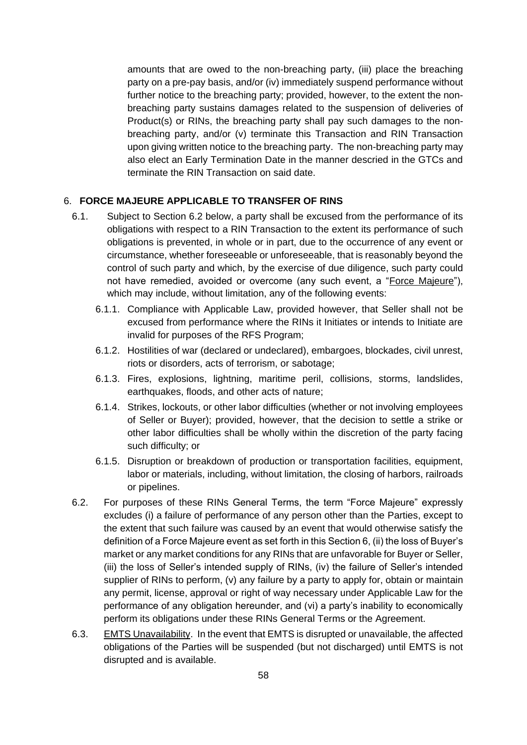amounts that are owed to the non-breaching party, (iii) place the breaching party on a pre-pay basis, and/or (iv) immediately suspend performance without further notice to the breaching party; provided, however, to the extent the non-breaching party sustains damages related to the suspension of deliveries of Product(s) or RINs, the breaching party shall pay such damages to the non-breaching party, and/or (v) terminate this Transaction and RIN Transaction upon giving written notice to the breaching party. The non-breaching party may also elect an Early Termination Date in the manner descried in the GTCs and terminate the RIN Transaction on said date.

6. **FORCE MAJEURE APPLICABLE TO TRANSFER OF RINS**

6.1. Subject to Section 6.2 below, a party shall be excused from the performance of its obligations with respect to a RIN Transaction to the extent its performance of such obligations is prevented, in whole or in part, due to the occurrence of any event or circumstance, whether foreseeable or unforeseeable, that is reasonably beyond the control of such party and which, by the exercise of due diligence, such party could not have remedied, avoided or overcome (any such event, a "Force Majeure"), which may include, without limitation, any of the following events:

6.1.1. Compliance with Applicable Law, provided however, that Seller shall not be excused from performance where the RINs it Initiates or intends to Initiate are invalid for purposes of the RFS Program;

6.1.2. Hostilities of war (declared or undeclared), embargoes, blockades, civil unrest, riots or disorders, acts of terrorism, or sabotage;

6.1.3. Fires, explosions, lightning, maritime peril, collisions, storms, landslides, earthquakes, floods, and other acts of nature;

6.1.4. Strikes, lockouts, or other labor difficulties (whether or not involving employees of Seller or Buyer); provided, however, that the decision to settle a strike or other labor difficulties shall be wholly within the discretion of the party facing such difficulty; or

6.1.5. Disruption or breakdown of production or transportation facilities, equipment, labor or materials, including, without limitation, the closing of harbors, railroads or pipelines.

6.2. For purposes of these RINs General Terms, the term "Force Majeure" expressly excludes (i) a failure of performance of any person other than the Parties, except to the extent that such failure was caused by an event that would otherwise satisfy the definition of a Force Majeure event as set forth in this Section 6, (ii) the loss of Buyer's market or any market conditions for any RINs that are unfavorable for Buyer or Seller, (iii) the loss of Seller's intended supply of RINs, (iv) the failure of Seller's intended supplier of RINs to perform, (v) any failure by a party to apply for, obtain or maintain any permit, license, approval or right of way necessary under Applicable Law for the performance of any obligation hereunder, and (vi) a party's inability to economically perform its obligations under these RINs General Terms or the Agreement.

6.3. EMTS Unavailability. In the event that EMTS is disrupted or unavailable, the affected obligations of the Parties will be suspended (but not discharged) until EMTS is not disrupted and is available.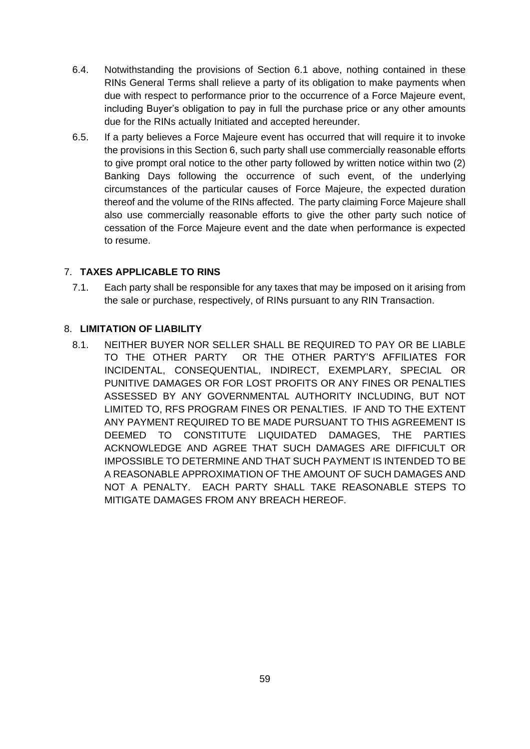6.4. Notwithstanding the provisions of Section 6.1 above, nothing contained in these RINs General Terms shall relieve a party of its obligation to make payments when due with respect to performance prior to the occurrence of a Force Majeure event, including Buyer's obligation to pay in full the purchase price or any other amounts due for the RINs actually Initiated and accepted hereunder.

6.5. If a party believes a Force Majeure event has occurred that will require it to invoke the provisions in this Section 6, such party shall use commercially reasonable efforts to give prompt oral notice to the other party followed by written notice within two (2) Banking Days following the occurrence of such event, of the underlying circumstances of the particular causes of Force Majeure, the expected duration thereof and the volume of the RINs affected. The party claiming Force Majeure shall also use commercially reasonable efforts to give the other party such notice of cessation of the Force Majeure event and the date when performance is expected to resume.

## 7. TAXES APPLICABLE TO RINS

7.1. Each party shall be responsible for any taxes that may be imposed on it arising from the sale or purchase, respectively, of RINs pursuant to any RIN Transaction.

## 8. LIMITATION OF LIABILITY

8.1. NEITHER BUYER NOR SELLER SHALL BE REQUIRED TO PAY OR BE LIABLE TO THE OTHER PARTY OR THE OTHER PARTY'S AFFILIATES FOR INCIDENTAL, CONSEQUENTIAL, INDIRECT, EXEMPLARY, SPECIAL OR PUNITIVE DAMAGES OR FOR LOST PROFITS OR ANY FINES OR PENALTIES ASSESSED BY ANY GOVERNMENTAL AUTHORITY INCLUDING, BUT NOT LIMITED TO, RFS PROGRAM FINES OR PENALTIES. IF AND TO THE EXTENT ANY PAYMENT REQUIRED TO BE MADE PURSUANT TO THIS AGREEMENT IS DEEMED TO CONSTITUTE LIQUIDATED DAMAGES, THE PARTIES ACKNOWLEDGE AND AGREE THAT SUCH DAMAGES ARE DIFFICULT OR IMPOSSIBLE TO DETERMINE AND THAT SUCH PAYMENT IS INTENDED TO BE A REASONABLE APPROXIMATION OF THE AMOUNT OF SUCH DAMAGES AND NOT A PENALTY. EACH PARTY SHALL TAKE REASONABLE STEPS TO MITIGATE DAMAGES FROM ANY BREACH HEREOF.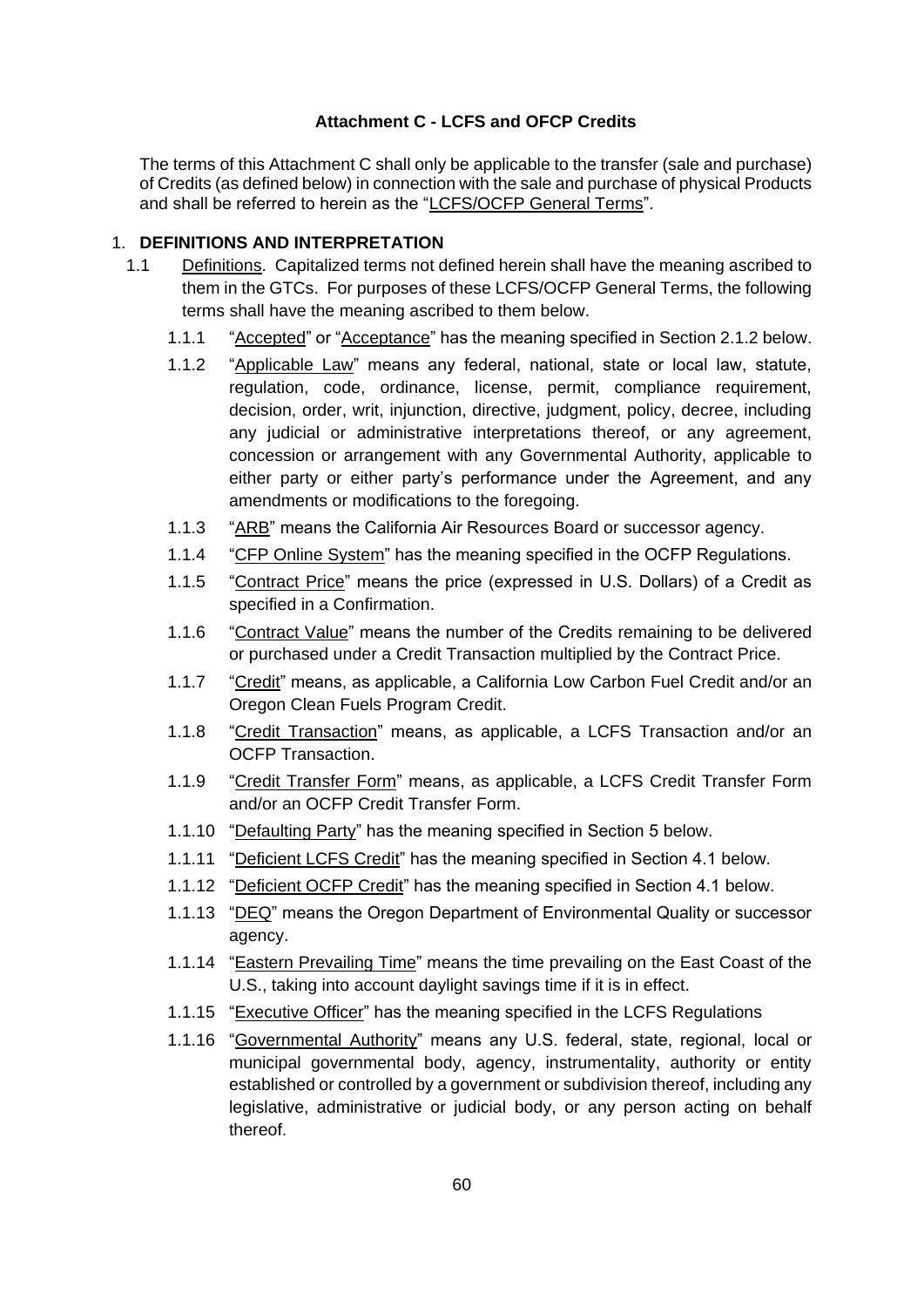### Attachment C - LCFS and OFCP Credits

The terms of this Attachment C shall only be applicable to the transfer (sale and purchase) of Credits (as defined below) in connection with the sale and purchase of physical Products and shall be referred to herein as the "LCFS/OCFP General Terms".

1. **DEFINITIONS AND INTERPRETATION**

1.1 Definitions. Capitalized terms not defined herein shall have the meaning ascribed to them in the GTCs. For purposes of these LCFS/OCFP General Terms, the following terms shall have the meaning ascribed to them below.

1.1.1 "Accepted" or "Acceptance" has the meaning specified in Section 2.1.2 below.

1.1.2 "Applicable Law" means any federal, national, state or local law, statute, regulation, code, ordinance, license, permit, compliance requirement, decision, order, writ, injunction, directive, judgment, policy, decree, including any judicial or administrative interpretations thereof, or any agreement, concession or arrangement with any Governmental Authority, applicable to either party or either party's performance under the Agreement, and any amendments or modifications to the foregoing.

1.1.3 "ARB" means the California Air Resources Board or successor agency.

1.1.4 "CFP Online System" has the meaning specified in the OCFP Regulations.

1.1.5 "Contract Price" means the price (expressed in U.S. Dollars) of a Credit as specified in a Confirmation.

1.1.6 "Contract Value" means the number of the Credits remaining to be delivered or purchased under a Credit Transaction multiplied by the Contract Price.

1.1.7 "Credit" means, as applicable, a California Low Carbon Fuel Credit and/or an Oregon Clean Fuels Program Credit.

1.1.8 "Credit Transaction" means, as applicable, a LCFS Transaction and/or an OCFP Transaction.

1.1.9 "Credit Transfer Form" means, as applicable, a LCFS Credit Transfer Form and/or an OCFP Credit Transfer Form.

1.1.10 "Defaulting Party" has the meaning specified in Section 5 below.

1.1.11 "Deficient LCFS Credit" has the meaning specified in Section 4.1 below.

1.1.12 "Deficient OCFP Credit" has the meaning specified in Section 4.1 below.

1.1.13 "DEQ" means the Oregon Department of Environmental Quality or successor agency.

1.1.14 "Eastern Prevailing Time" means the time prevailing on the East Coast of the U.S., taking into account daylight savings time if it is in effect.

1.1.15 "Executive Officer" has the meaning specified in the LCFS Regulations

1.1.16 "Governmental Authority" means any U.S. federal, state, regional, local or municipal governmental body, agency, instrumentality, authority or entity established or controlled by a government or subdivision thereof, including any legislative, administrative or judicial body, or any person acting on behalf thereof.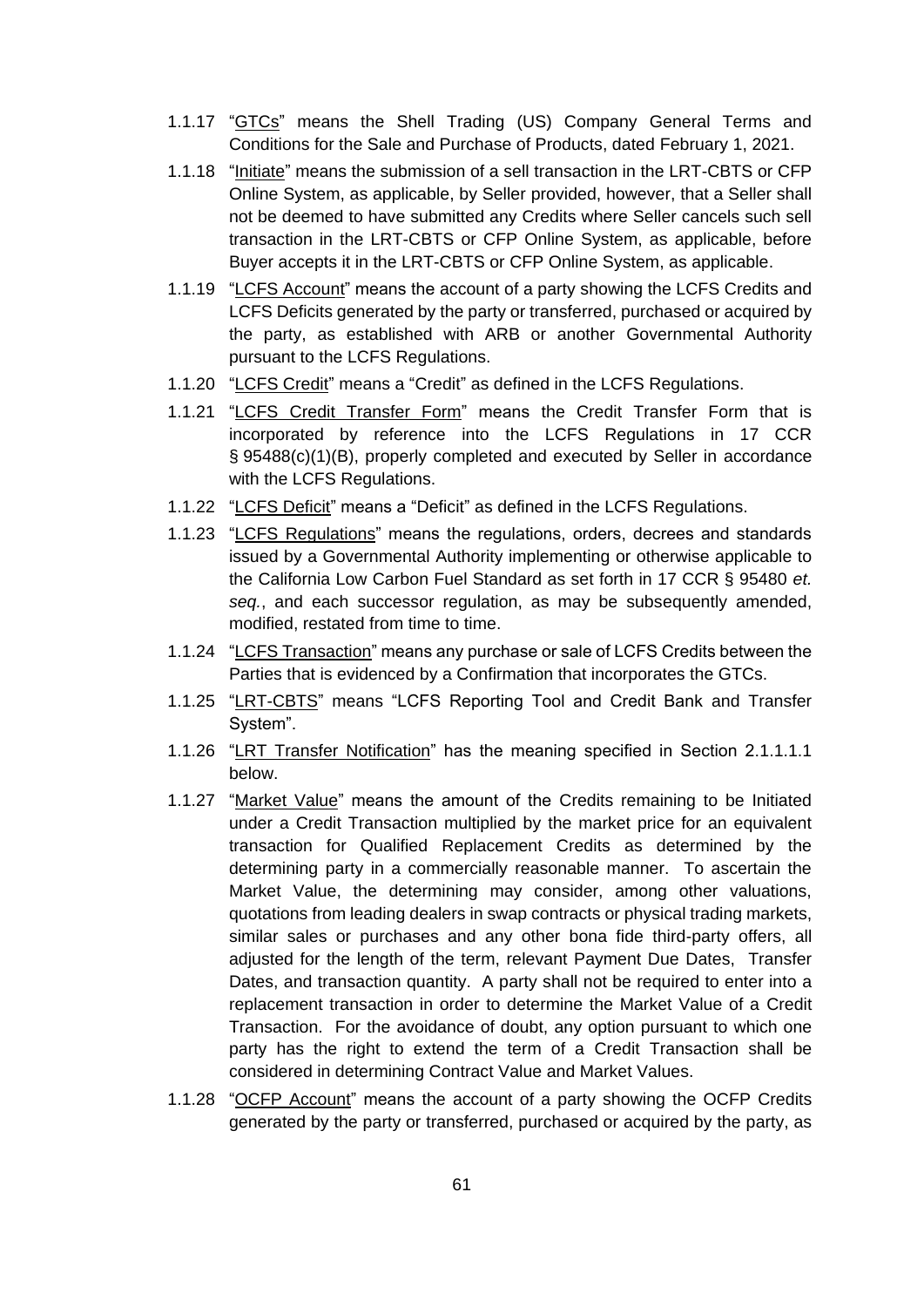1.1.17 "GTCs" means the Shell Trading (US) Company General Terms and Conditions for the Sale and Purchase of Products, dated February 1, 2021.

1.1.18 "Initiate" means the submission of a sell transaction in the LRT-CBTS or CFP Online System, as applicable, by Seller provided, however, that a Seller shall not be deemed to have submitted any Credits where Seller cancels such sell transaction in the LRT-CBTS or CFP Online System, as applicable, before Buyer accepts it in the LRT-CBTS or CFP Online System, as applicable.

1.1.19 "LCFS Account" means the account of a party showing the LCFS Credits and LCFS Deficits generated by the party or transferred, purchased or acquired by the party, as established with ARB or another Governmental Authority pursuant to the LCFS Regulations.

1.1.20 "LCFS Credit" means a "Credit" as defined in the LCFS Regulations.

1.1.21 "LCFS Credit Transfer Form" means the Credit Transfer Form that is incorporated by reference into the LCFS Regulations in 17 CCR § 95488(c)(1)(B), properly completed and executed by Seller in accordance with the LCFS Regulations.

1.1.22 "LCFS Deficit" means a "Deficit" as defined in the LCFS Regulations.

1.1.23 "LCFS Regulations" means the regulations, orders, decrees and standards issued by a Governmental Authority implementing or otherwise applicable to the California Low Carbon Fuel Standard as set forth in 17 CCR § 95480 *et. seq.*, and each successor regulation, as may be subsequently amended, modified, restated from time to time.

1.1.24 "LCFS Transaction" means any purchase or sale of LCFS Credits between the Parties that is evidenced by a Confirmation that incorporates the GTCs.

1.1.25 "LRT-CBTS" means "LCFS Reporting Tool and Credit Bank and Transfer System".

1.1.26 "LRT Transfer Notification" has the meaning specified in Section 2.1.1.1.1 below.

1.1.27 "Market Value" means the amount of the Credits remaining to be Initiated under a Credit Transaction multiplied by the market price for an equivalent transaction for Qualified Replacement Credits as determined by the determining party in a commercially reasonable manner. To ascertain the Market Value, the determining may consider, among other valuations, quotations from leading dealers in swap contracts or physical trading markets, similar sales or purchases and any other bona fide third-party offers, all adjusted for the length of the term, relevant Payment Due Dates, Transfer Dates, and transaction quantity. A party shall not be required to enter into a replacement transaction in order to determine the Market Value of a Credit Transaction. For the avoidance of doubt, any option pursuant to which one party has the right to extend the term of a Credit Transaction shall be considered in determining Contract Value and Market Values.

1.1.28 "OCFP Account" means the account of a party showing the OCFP Credits generated by the party or transferred, purchased or acquired by the party, as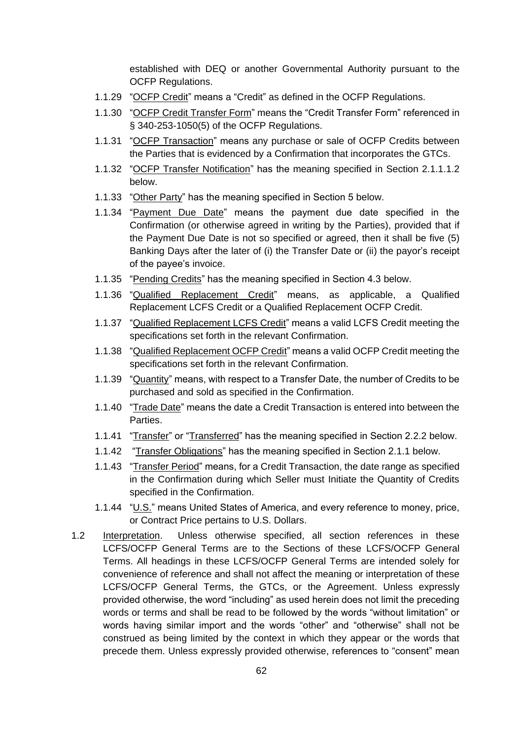established with DEQ or another Governmental Authority pursuant to the OCFP Regulations.

1.1.29 "<u>OCFP Credit</u>" means a "Credit" as defined in the OCFP Regulations.

1.1.30 "<u>OCFP Credit Transfer Form</u>" means the "Credit Transfer Form" referenced in § 340-253-1050(5) of the OCFP Regulations.

1.1.31 "<u>OCFP Transaction</u>" means any purchase or sale of OCFP Credits between the Parties that is evidenced by a Confirmation that incorporates the GTCs.

1.1.32 "<u>OCFP Transfer Notification</u>" has the meaning specified in Section 2.1.1.1.2 below.

1.1.33 "<u>Other Party</u>" has the meaning specified in Section 5 below.

1.1.34 "<u>Payment Due Date</u>" means the payment due date specified in the Confirmation (or otherwise agreed in writing by the Parties), provided that if the Payment Due Date is not so specified or agreed, then it shall be five (5) Banking Days after the later of (i) the Transfer Date or (ii) the payor's receipt of the payee's invoice.

1.1.35 "<u>Pending Credits</u>" has the meaning specified in Section 4.3 below.

1.1.36 "<u>Qualified Replacement Credit</u>" means, as applicable, a Qualified Replacement LCFS Credit or a Qualified Replacement OCFP Credit.

1.1.37 "<u>Qualified Replacement LCFS Credit</u>" means a valid LCFS Credit meeting the specifications set forth in the relevant Confirmation.

1.1.38 "<u>Qualified Replacement OCFP Credit</u>" means a valid OCFP Credit meeting the specifications set forth in the relevant Confirmation.

1.1.39 "<u>Quantity</u>" means, with respect to a Transfer Date, the number of Credits to be purchased and sold as specified in the Confirmation.

1.1.40 "<u>Trade Date</u>" means the date a Credit Transaction is entered into between the Parties.

1.1.41 "<u>Transfer</u>" or "<u>Transferred</u>" has the meaning specified in Section 2.2.2 below.

1.1.42 "<u>Transfer Obligations</u>" has the meaning specified in Section 2.1.1 below.

1.1.43 "<u>Transfer Period</u>" means, for a Credit Transaction, the date range as specified in the Confirmation during which Seller must Initiate the Quantity of Credits specified in the Confirmation.

1.1.44 "<u>U.S.</u>" means United States of America, and every reference to money, price, or Contract Price pertains to U.S. Dollars.

1.2 <u>Interpretation</u>. Unless otherwise specified, all section references in these LCFS/OCFP General Terms are to the Sections of these LCFS/OCFP General Terms. All headings in these LCFS/OCFP General Terms are intended solely for convenience of reference and shall not affect the meaning or interpretation of these LCFS/OCFP General Terms, the GTCs, or the Agreement. Unless expressly provided otherwise, the word "including" as used herein does not limit the preceding words or terms and shall be read to be followed by the words "without limitation" or words having similar import and the words "other" and "otherwise" shall not be construed as being limited by the context in which they appear or the words that precede them. Unless expressly provided otherwise, references to "consent" mean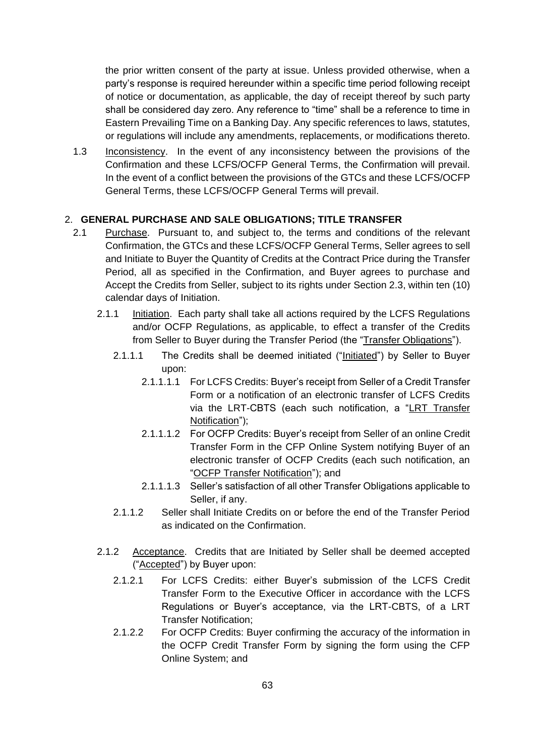the prior written consent of the party at issue. Unless provided otherwise, when a party's response is required hereunder within a specific time period following receipt of notice or documentation, as applicable, the day of receipt thereof by such party shall be considered day zero. Any reference to "time" shall be a reference to time in Eastern Prevailing Time on a Banking Day. Any specific references to laws, statutes, or regulations will include any amendments, replacements, or modifications thereto.

1.3 Inconsistency. In the event of any inconsistency between the provisions of the Confirmation and these LCFS/OCFP General Terms, the Confirmation will prevail. In the event of a conflict between the provisions of the GTCs and these LCFS/OCFP General Terms, these LCFS/OCFP General Terms will prevail.

## 2. GENERAL PURCHASE AND SALE OBLIGATIONS; TITLE TRANSFER

2.1 Purchase. Pursuant to, and subject to, the terms and conditions of the relevant Confirmation, the GTCs and these LCFS/OCFP General Terms, Seller agrees to sell and Initiate to Buyer the Quantity of Credits at the Contract Price during the Transfer Period, all as specified in the Confirmation, and Buyer agrees to purchase and Accept the Credits from Seller, subject to its rights under Section 2.3, within ten (10) calendar days of Initiation.

2.1.1 Initiation. Each party shall take all actions required by the LCFS Regulations and/or OCFP Regulations, as applicable, to effect a transfer of the Credits from Seller to Buyer during the Transfer Period (the "Transfer Obligations").

2.1.1.1 The Credits shall be deemed initiated ("Initiated") by Seller to Buyer upon:

2.1.1.1.1 For LCFS Credits: Buyer's receipt from Seller of a Credit Transfer Form or a notification of an electronic transfer of LCFS Credits via the LRT-CBTS (each such notification, a "LRT Transfer Notification");

2.1.1.1.2 For OCFP Credits: Buyer's receipt from Seller of an online Credit Transfer Form in the CFP Online System notifying Buyer of an electronic transfer of OCFP Credits (each such notification, an "OCFP Transfer Notification"); and

2.1.1.1.3 Seller's satisfaction of all other Transfer Obligations applicable to Seller, if any.

2.1.1.2 Seller shall Initiate Credits on or before the end of the Transfer Period as indicated on the Confirmation.

2.1.2 Acceptance. Credits that are Initiated by Seller shall be deemed accepted ("Accepted") by Buyer upon:

2.1.2.1 For LCFS Credits: either Buyer's submission of the LCFS Credit Transfer Form to the Executive Officer in accordance with the LCFS Regulations or Buyer's acceptance, via the LRT-CBTS, of a LRT Transfer Notification;

2.1.2.2 For OCFP Credits: Buyer confirming the accuracy of the information in the OCFP Credit Transfer Form by signing the form using the CFP Online System; and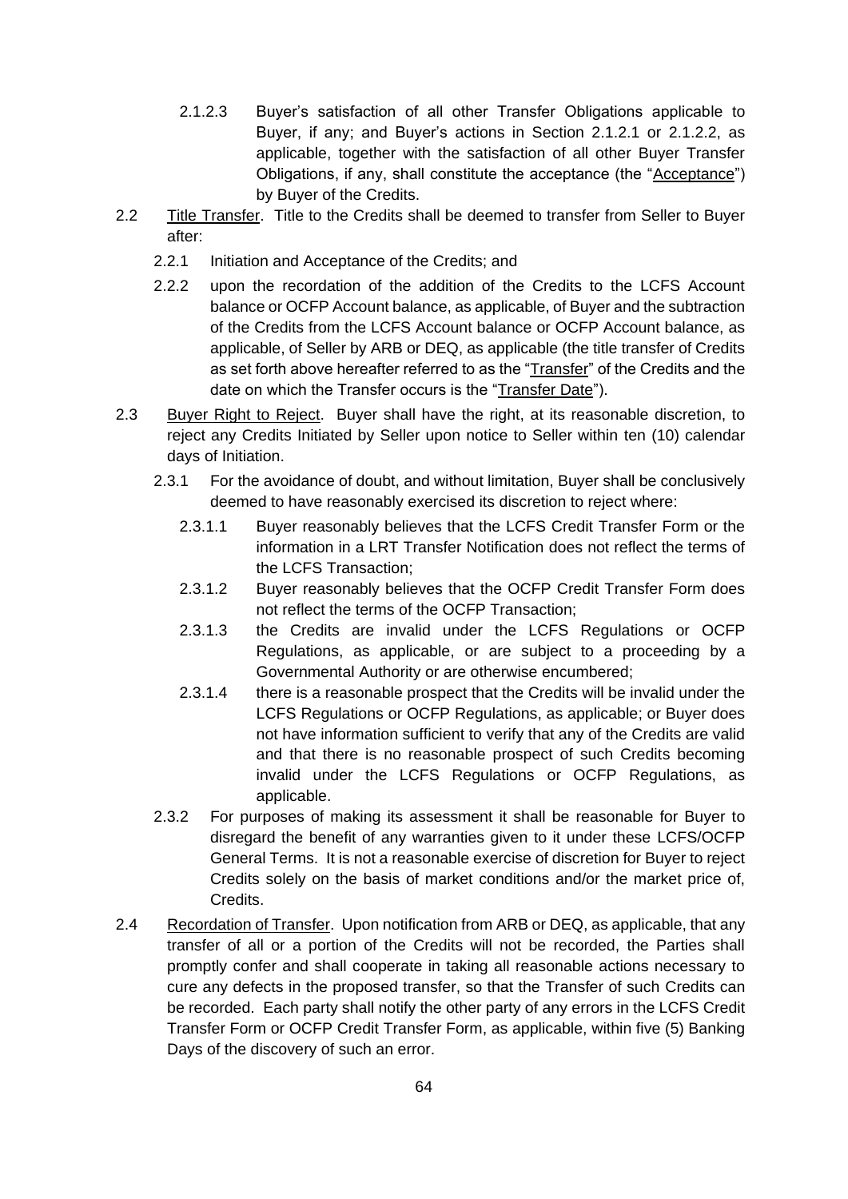2.1.2.3 Buyer's satisfaction of all other Transfer Obligations applicable to Buyer, if any; and Buyer's actions in Section 2.1.2.1 or 2.1.2.2, as applicable, together with the satisfaction of all other Buyer Transfer Obligations, if any, shall constitute the acceptance (the "Acceptance") by Buyer of the Credits.

2.2 Title Transfer. Title to the Credits shall be deemed to transfer from Seller to Buyer after:

2.2.1 Initiation and Acceptance of the Credits; and

2.2.2 upon the recordation of the addition of the Credits to the LCFS Account balance or OCFP Account balance, as applicable, of Buyer and the subtraction of the Credits from the LCFS Account balance or OCFP Account balance, as applicable, of Seller by ARB or DEQ, as applicable (the title transfer of Credits as set forth above hereafter referred to as the "Transfer" of the Credits and the date on which the Transfer occurs is the "Transfer Date").

2.3 Buyer Right to Reject. Buyer shall have the right, at its reasonable discretion, to reject any Credits Initiated by Seller upon notice to Seller within ten (10) calendar days of Initiation.

2.3.1 For the avoidance of doubt, and without limitation, Buyer shall be conclusively deemed to have reasonably exercised its discretion to reject where:

2.3.1.1 Buyer reasonably believes that the LCFS Credit Transfer Form or the information in a LRT Transfer Notification does not reflect the terms of the LCFS Transaction;

2.3.1.2 Buyer reasonably believes that the OCFP Credit Transfer Form does not reflect the terms of the OCFP Transaction;

2.3.1.3 the Credits are invalid under the LCFS Regulations or OCFP Regulations, as applicable, or are subject to a proceeding by a Governmental Authority or are otherwise encumbered;

2.3.1.4 there is a reasonable prospect that the Credits will be invalid under the LCFS Regulations or OCFP Regulations, as applicable; or Buyer does not have information sufficient to verify that any of the Credits are valid and that there is no reasonable prospect of such Credits becoming invalid under the LCFS Regulations or OCFP Regulations, as applicable.

2.3.2 For purposes of making its assessment it shall be reasonable for Buyer to disregard the benefit of any warranties given to it under these LCFS/OCFP General Terms. It is not a reasonable exercise of discretion for Buyer to reject Credits solely on the basis of market conditions and/or the market price of, Credits.

2.4 Recordation of Transfer. Upon notification from ARB or DEQ, as applicable, that any transfer of all or a portion of the Credits will not be recorded, the Parties shall promptly confer and shall cooperate in taking all reasonable actions necessary to cure any defects in the proposed transfer, so that the Transfer of such Credits can be recorded. Each party shall notify the other party of any errors in the LCFS Credit Transfer Form or OCFP Credit Transfer Form, as applicable, within five (5) Banking Days of the discovery of such an error.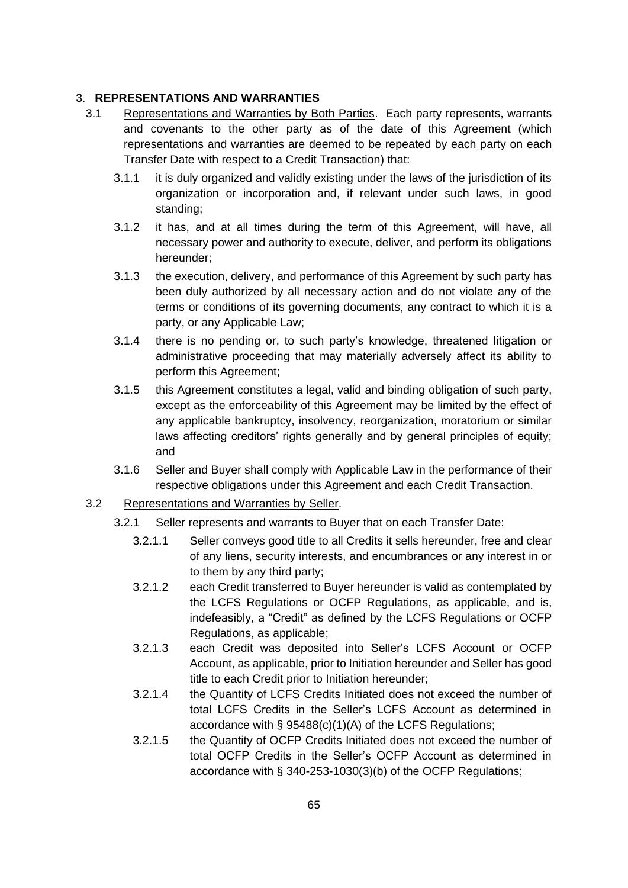## 3. **REPRESENTATIONS AND WARRANTIES**

3.1 Representations and Warranties by Both Parties. Each party represents, warrants and covenants to the other party as of the date of this Agreement (which representations and warranties are deemed to be repeated by each party on each Transfer Date with respect to a Credit Transaction) that:

3.1.1 it is duly organized and validly existing under the laws of the jurisdiction of its organization or incorporation and, if relevant under such laws, in good standing;

3.1.2 it has, and at all times during the term of this Agreement, will have, all necessary power and authority to execute, deliver, and perform its obligations hereunder;

3.1.3 the execution, delivery, and performance of this Agreement by such party has been duly authorized by all necessary action and do not violate any of the terms or conditions of its governing documents, any contract to which it is a party, or any Applicable Law;

3.1.4 there is no pending or, to such party's knowledge, threatened litigation or administrative proceeding that may materially adversely affect its ability to perform this Agreement;

3.1.5 this Agreement constitutes a legal, valid and binding obligation of such party, except as the enforceability of this Agreement may be limited by the effect of any applicable bankruptcy, insolvency, reorganization, moratorium or similar laws affecting creditors' rights generally and by general principles of equity; and

3.1.6 Seller and Buyer shall comply with Applicable Law in the performance of their respective obligations under this Agreement and each Credit Transaction.

3.2 Representations and Warranties by Seller.

3.2.1 Seller represents and warrants to Buyer that on each Transfer Date:

3.2.1.1 Seller conveys good title to all Credits it sells hereunder, free and clear of any liens, security interests, and encumbrances or any interest in or to them by any third party;

3.2.1.2 each Credit transferred to Buyer hereunder is valid as contemplated by the LCFS Regulations or OCFP Regulations, as applicable, and is, indefeasibly, a "Credit" as defined by the LCFS Regulations or OCFP Regulations, as applicable;

3.2.1.3 each Credit was deposited into Seller's LCFS Account or OCFP Account, as applicable, prior to Initiation hereunder and Seller has good title to each Credit prior to Initiation hereunder;

3.2.1.4 the Quantity of LCFS Credits Initiated does not exceed the number of total LCFS Credits in the Seller's LCFS Account as determined in accordance with § 95488(c)(1)(A) of the LCFS Regulations;

3.2.1.5 the Quantity of OCFP Credits Initiated does not exceed the number of total OCFP Credits in the Seller's OCFP Account as determined in accordance with § 340-253-1030(3)(b) of the OCFP Regulations;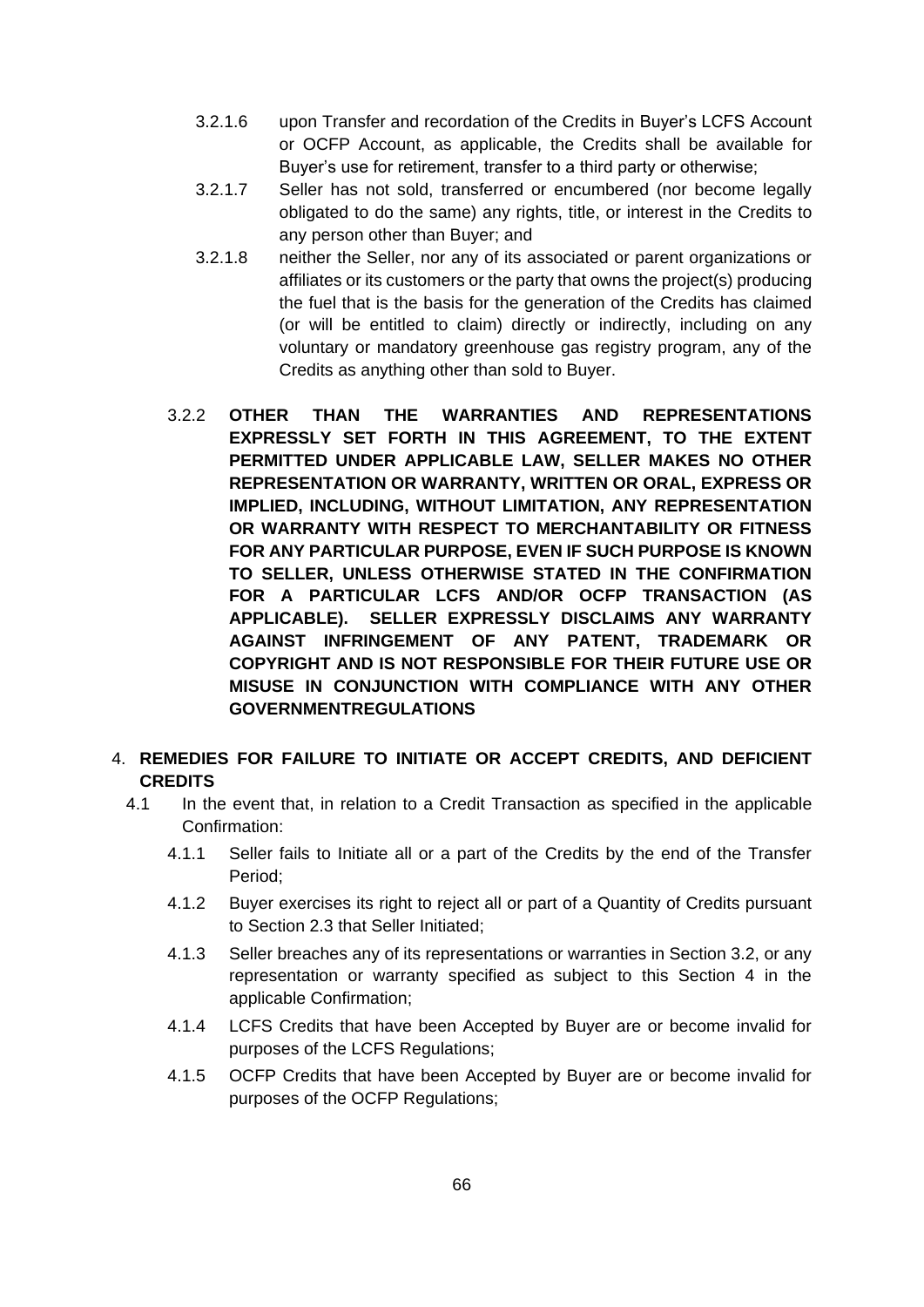3.2.1.6 upon Transfer and recordation of the Credits in Buyer's LCFS Account or OCFP Account, as applicable, the Credits shall be available for Buyer's use for retirement, transfer to a third party or otherwise;

3.2.1.7 Seller has not sold, transferred or encumbered (nor become legally obligated to do the same) any rights, title, or interest in the Credits to any person other than Buyer; and

3.2.1.8 neither the Seller, nor any of its associated or parent organizations or affiliates or its customers or the party that owns the project(s) producing the fuel that is the basis for the generation of the Credits has claimed (or will be entitled to claim) directly or indirectly, including on any voluntary or mandatory greenhouse gas registry program, any of the Credits as anything other than sold to Buyer.

3.2.2 **OTHER THAN THE WARRANTIES AND REPRESENTATIONS EXPRESSLY SET FORTH IN THIS AGREEMENT, TO THE EXTENT PERMITTED UNDER APPLICABLE LAW, SELLER MAKES NO OTHER REPRESENTATION OR WARRANTY, WRITTEN OR ORAL, EXPRESS OR IMPLIED, INCLUDING, WITHOUT LIMITATION, ANY REPRESENTATION OR WARRANTY WITH RESPECT TO MERCHANTABILITY OR FITNESS FOR ANY PARTICULAR PURPOSE, EVEN IF SUCH PURPOSE IS KNOWN TO SELLER, UNLESS OTHERWISE STATED IN THE CONFIRMATION FOR A PARTICULAR LCFS AND/OR OCFP TRANSACTION (AS APPLICABLE). SELLER EXPRESSLY DISCLAIMS ANY WARRANTY AGAINST INFRINGEMENT OF ANY PATENT, TRADEMARK OR COPYRIGHT AND IS NOT RESPONSIBLE FOR THEIR FUTURE USE OR MISUSE IN CONJUNCTION WITH COMPLIANCE WITH ANY OTHER GOVERNMENTREGULATIONS**

4. **REMEDIES FOR FAILURE TO INITIATE OR ACCEPT CREDITS, AND DEFICIENT CREDITS**

4.1 In the event that, in relation to a Credit Transaction as specified in the applicable Confirmation:

4.1.1 Seller fails to Initiate all or a part of the Credits by the end of the Transfer Period;

4.1.2 Buyer exercises its right to reject all or part of a Quantity of Credits pursuant to Section 2.3 that Seller Initiated;

4.1.3 Seller breaches any of its representations or warranties in Section 3.2, or any representation or warranty specified as subject to this Section 4 in the applicable Confirmation;

4.1.4 LCFS Credits that have been Accepted by Buyer are or become invalid for purposes of the LCFS Regulations;

4.1.5 OCFP Credits that have been Accepted by Buyer are or become invalid for purposes of the OCFP Regulations;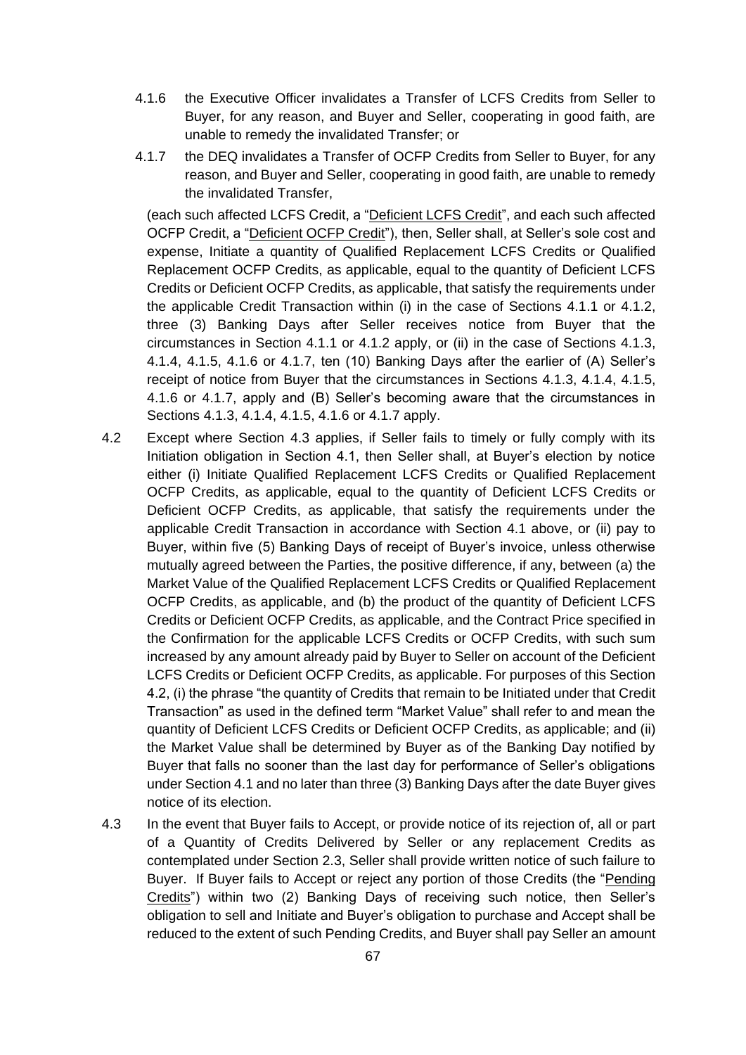4.1.6 the Executive Officer invalidates a Transfer of LCFS Credits from Seller to Buyer, for any reason, and Buyer and Seller, cooperating in good faith, are unable to remedy the invalidated Transfer; or

4.1.7 the DEQ invalidates a Transfer of OCFP Credits from Seller to Buyer, for any reason, and Buyer and Seller, cooperating in good faith, are unable to remedy the invalidated Transfer,

(each such affected LCFS Credit, a "Deficient LCFS Credit", and each such affected OCFP Credit, a "Deficient OCFP Credit"), then, Seller shall, at Seller's sole cost and expense, Initiate a quantity of Qualified Replacement LCFS Credits or Qualified Replacement OCFP Credits, as applicable, equal to the quantity of Deficient LCFS Credits or Deficient OCFP Credits, as applicable, that satisfy the requirements under the applicable Credit Transaction within (i) in the case of Sections 4.1.1 or 4.1.2, three (3) Banking Days after Seller receives notice from Buyer that the circumstances in Section 4.1.1 or 4.1.2 apply, or (ii) in the case of Sections 4.1.3, 4.1.4, 4.1.5, 4.1.6 or 4.1.7, ten (10) Banking Days after the earlier of (A) Seller's receipt of notice from Buyer that the circumstances in Sections 4.1.3, 4.1.4, 4.1.5, 4.1.6 or 4.1.7, apply and (B) Seller's becoming aware that the circumstances in Sections 4.1.3, 4.1.4, 4.1.5, 4.1.6 or 4.1.7 apply.

4.2 Except where Section 4.3 applies, if Seller fails to timely or fully comply with its Initiation obligation in Section 4.1, then Seller shall, at Buyer's election by notice either (i) Initiate Qualified Replacement LCFS Credits or Qualified Replacement OCFP Credits, as applicable, equal to the quantity of Deficient LCFS Credits or Deficient OCFP Credits, as applicable, that satisfy the requirements under the applicable Credit Transaction in accordance with Section 4.1 above, or (ii) pay to Buyer, within five (5) Banking Days of receipt of Buyer's invoice, unless otherwise mutually agreed between the Parties, the positive difference, if any, between (a) the Market Value of the Qualified Replacement LCFS Credits or Qualified Replacement OCFP Credits, as applicable, and (b) the product of the quantity of Deficient LCFS Credits or Deficient OCFP Credits, as applicable, and the Contract Price specified in the Confirmation for the applicable LCFS Credits or OCFP Credits, with such sum increased by any amount already paid by Buyer to Seller on account of the Deficient LCFS Credits or Deficient OCFP Credits, as applicable. For purposes of this Section 4.2, (i) the phrase "the quantity of Credits that remain to be Initiated under that Credit Transaction" as used in the defined term "Market Value" shall refer to and mean the quantity of Deficient LCFS Credits or Deficient OCFP Credits, as applicable; and (ii) the Market Value shall be determined by Buyer as of the Banking Day notified by Buyer that falls no sooner than the last day for performance of Seller's obligations under Section 4.1 and no later than three (3) Banking Days after the date Buyer gives notice of its election.

4.3 In the event that Buyer fails to Accept, or provide notice of its rejection of, all or part of a Quantity of Credits Delivered by Seller or any replacement Credits as contemplated under Section 2.3, Seller shall provide written notice of such failure to Buyer. If Buyer fails to Accept or reject any portion of those Credits (the "Pending Credits") within two (2) Banking Days of receiving such notice, then Seller's obligation to sell and Initiate and Buyer's obligation to purchase and Accept shall be reduced to the extent of such Pending Credits, and Buyer shall pay Seller an amount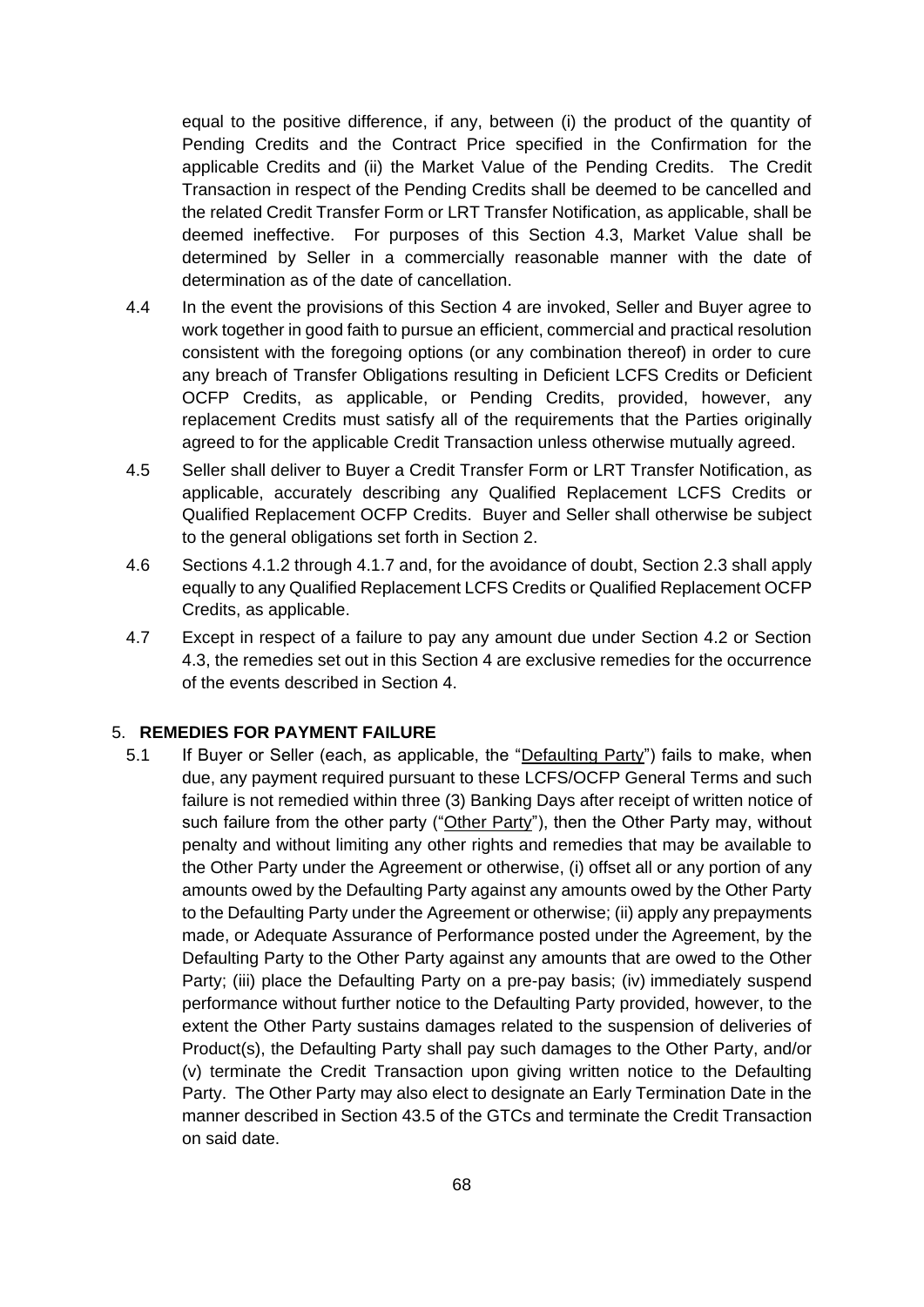equal to the positive difference, if any, between (i) the product of the quantity of Pending Credits and the Contract Price specified in the Confirmation for the applicable Credits and (ii) the Market Value of the Pending Credits. The Credit Transaction in respect of the Pending Credits shall be deemed to be cancelled and the related Credit Transfer Form or LRT Transfer Notification, as applicable, shall be deemed ineffective. For purposes of this Section 4.3, Market Value shall be determined by Seller in a commercially reasonable manner with the date of determination as of the date of cancellation.

4.4 In the event the provisions of this Section 4 are invoked, Seller and Buyer agree to work together in good faith to pursue an efficient, commercial and practical resolution consistent with the foregoing options (or any combination thereof) in order to cure any breach of Transfer Obligations resulting in Deficient LCFS Credits or Deficient OCFP Credits, as applicable, or Pending Credits, provided, however, any replacement Credits must satisfy all of the requirements that the Parties originally agreed to for the applicable Credit Transaction unless otherwise mutually agreed.

4.5 Seller shall deliver to Buyer a Credit Transfer Form or LRT Transfer Notification, as applicable, accurately describing any Qualified Replacement LCFS Credits or Qualified Replacement OCFP Credits. Buyer and Seller shall otherwise be subject to the general obligations set forth in Section 2.

4.6 Sections 4.1.2 through 4.1.7 and, for the avoidance of doubt, Section 2.3 shall apply equally to any Qualified Replacement LCFS Credits or Qualified Replacement OCFP Credits, as applicable.

4.7 Except in respect of a failure to pay any amount due under Section 4.2 or Section 4.3, the remedies set out in this Section 4 are exclusive remedies for the occurrence of the events described in Section 4.

## 5. **REMEDIES FOR PAYMENT FAILURE**

5.1 If Buyer or Seller (each, as applicable, the "Defaulting Party") fails to make, when due, any payment required pursuant to these LCFS/OCFP General Terms and such failure is not remedied within three (3) Banking Days after receipt of written notice of such failure from the other party ("Other Party"), then the Other Party may, without penalty and without limiting any other rights and remedies that may be available to the Other Party under the Agreement or otherwise, (i) offset all or any portion of any amounts owed by the Defaulting Party against any amounts owed by the Other Party to the Defaulting Party under the Agreement or otherwise; (ii) apply any prepayments made, or Adequate Assurance of Performance posted under the Agreement, by the Defaulting Party to the Other Party against any amounts that are owed to the Other Party; (iii) place the Defaulting Party on a pre-pay basis; (iv) immediately suspend performance without further notice to the Defaulting Party provided, however, to the extent the Other Party sustains damages related to the suspension of deliveries of Product(s), the Defaulting Party shall pay such damages to the Other Party, and/or (v) terminate the Credit Transaction upon giving written notice to the Defaulting Party. The Other Party may also elect to designate an Early Termination Date in the manner described in Section 43.5 of the GTCs and terminate the Credit Transaction on said date.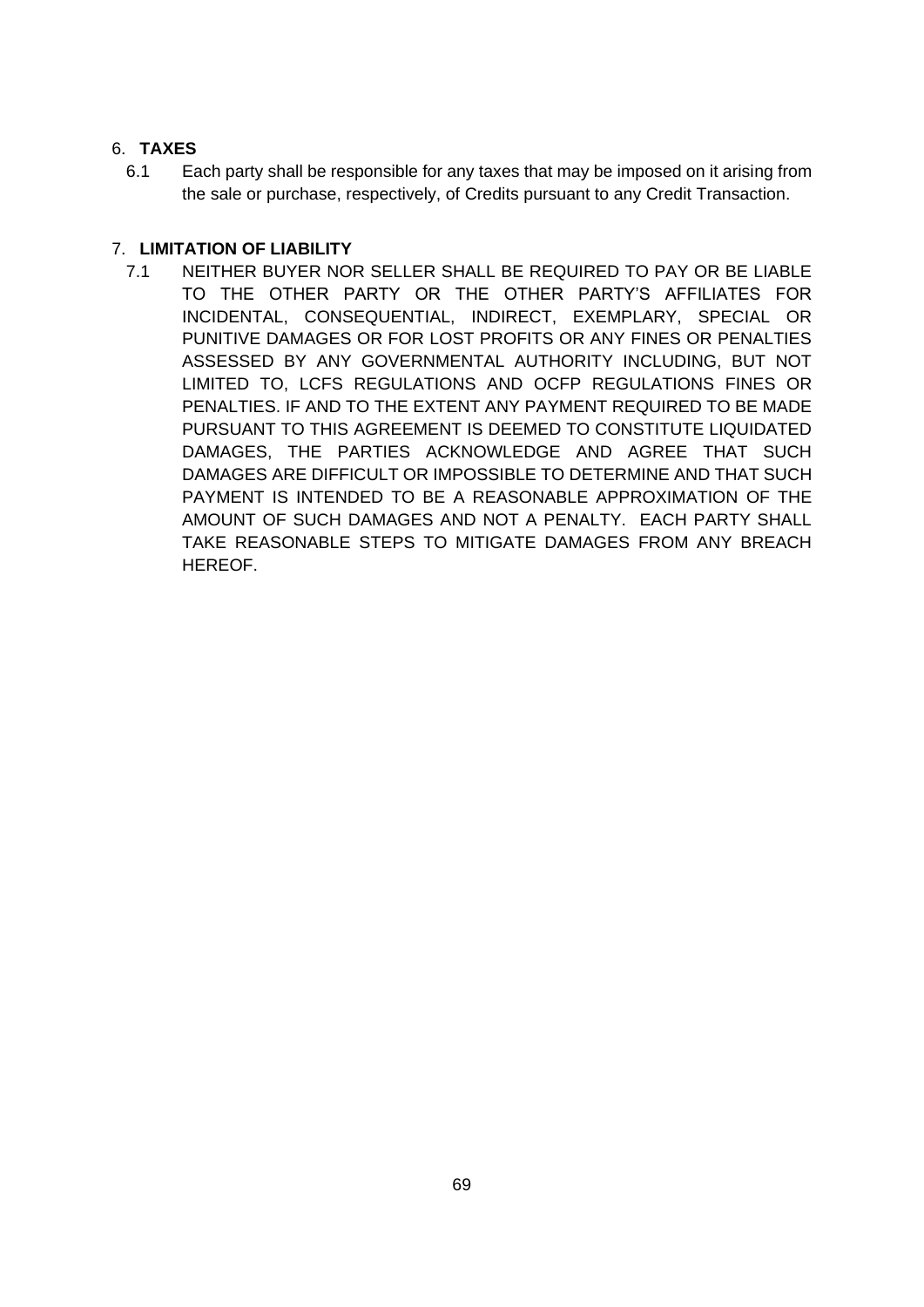## 6. TAXES

6.1 Each party shall be responsible for any taxes that may be imposed on it arising from the sale or purchase, respectively, of Credits pursuant to any Credit Transaction.

## 7. LIMITATION OF LIABILITY

7.1 NEITHER BUYER NOR SELLER SHALL BE REQUIRED TO PAY OR BE LIABLE TO THE OTHER PARTY OR THE OTHER PARTY'S AFFILIATES FOR INCIDENTAL, CONSEQUENTIAL, INDIRECT, EXEMPLARY, SPECIAL OR PUNITIVE DAMAGES OR FOR LOST PROFITS OR ANY FINES OR PENALTIES ASSESSED BY ANY GOVERNMENTAL AUTHORITY INCLUDING, BUT NOT LIMITED TO, LCFS REGULATIONS AND OCFP REGULATIONS FINES OR PENALTIES. IF AND TO THE EXTENT ANY PAYMENT REQUIRED TO BE MADE PURSUANT TO THIS AGREEMENT IS DEEMED TO CONSTITUTE LIQUIDATED DAMAGES, THE PARTIES ACKNOWLEDGE AND AGREE THAT SUCH DAMAGES ARE DIFFICULT OR IMPOSSIBLE TO DETERMINE AND THAT SUCH PAYMENT IS INTENDED TO BE A REASONABLE APPROXIMATION OF THE AMOUNT OF SUCH DAMAGES AND NOT A PENALTY. EACH PARTY SHALL TAKE REASONABLE STEPS TO MITIGATE DAMAGES FROM ANY BREACH HEREOF.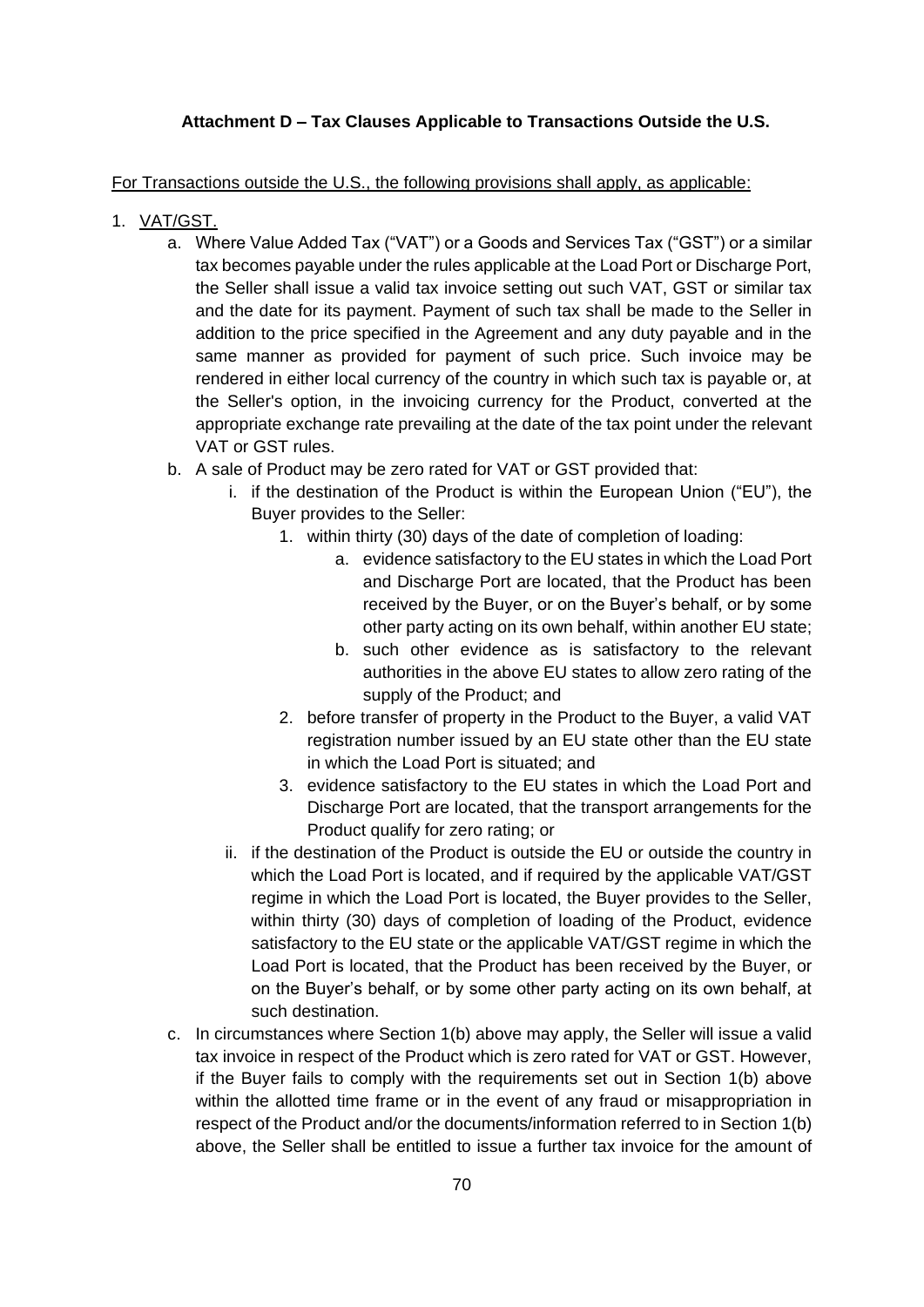**Attachment D – Tax Clauses Applicable to Transactions Outside the U.S.**

<u>For Transactions outside the U.S., the following provisions shall apply, as applicable:</u>

1. <u>VAT/GST.</u>
    a. Where Value Added Tax ("VAT") or a Goods and Services Tax ("GST") or a similar tax becomes payable under the rules applicable at the Load Port or Discharge Port, the Seller shall issue a valid tax invoice setting out such VAT, GST or similar tax and the date for its payment. Payment of such tax shall be made to the Seller in addition to the price specified in the Agreement and any duty payable and in the same manner as provided for payment of such price. Such invoice may be rendered in either local currency of the country in which such tax is payable or, at the Seller's option, in the invoicing currency for the Product, converted at the appropriate exchange rate prevailing at the date of the tax point under the relevant VAT or GST rules.
    b. A sale of Product may be zero rated for VAT or GST provided that:
        i. if the destination of the Product is within the European Union ("EU"), the Buyer provides to the Seller:
            1. within thirty (30) days of the date of completion of loading:
                a. evidence satisfactory to the EU states in which the Load Port and Discharge Port are located, that the Product has been received by the Buyer, or on the Buyer's behalf, or by some other party acting on its own behalf, within another EU state;
                b. such other evidence as is satisfactory to the relevant authorities in the above EU states to allow zero rating of the supply of the Product; and
            2. before transfer of property in the Product to the Buyer, a valid VAT registration number issued by an EU state other than the EU state in which the Load Port is situated; and
            3. evidence satisfactory to the EU states in which the Load Port and Discharge Port are located, that the transport arrangements for the Product qualify for zero rating; or
        ii. if the destination of the Product is outside the EU or outside the country in which the Load Port is located, and if required by the applicable VAT/GST regime in which the Load Port is located, the Buyer provides to the Seller, within thirty (30) days of completion of loading of the Product, evidence satisfactory to the EU state or the applicable VAT/GST regime in which the Load Port is located, that the Product has been received by the Buyer, or on the Buyer's behalf, or by some other party acting on its own behalf, at such destination.
    c. In circumstances where Section 1(b) above may apply, the Seller will issue a valid tax invoice in respect of the Product which is zero rated for VAT or GST. However, if the Buyer fails to comply with the requirements set out in Section 1(b) above within the allotted time frame or in the event of any fraud or misappropriation in respect of the Product and/or the documents/information referred to in Section 1(b) above, the Seller shall be entitled to issue a further tax invoice for the amount of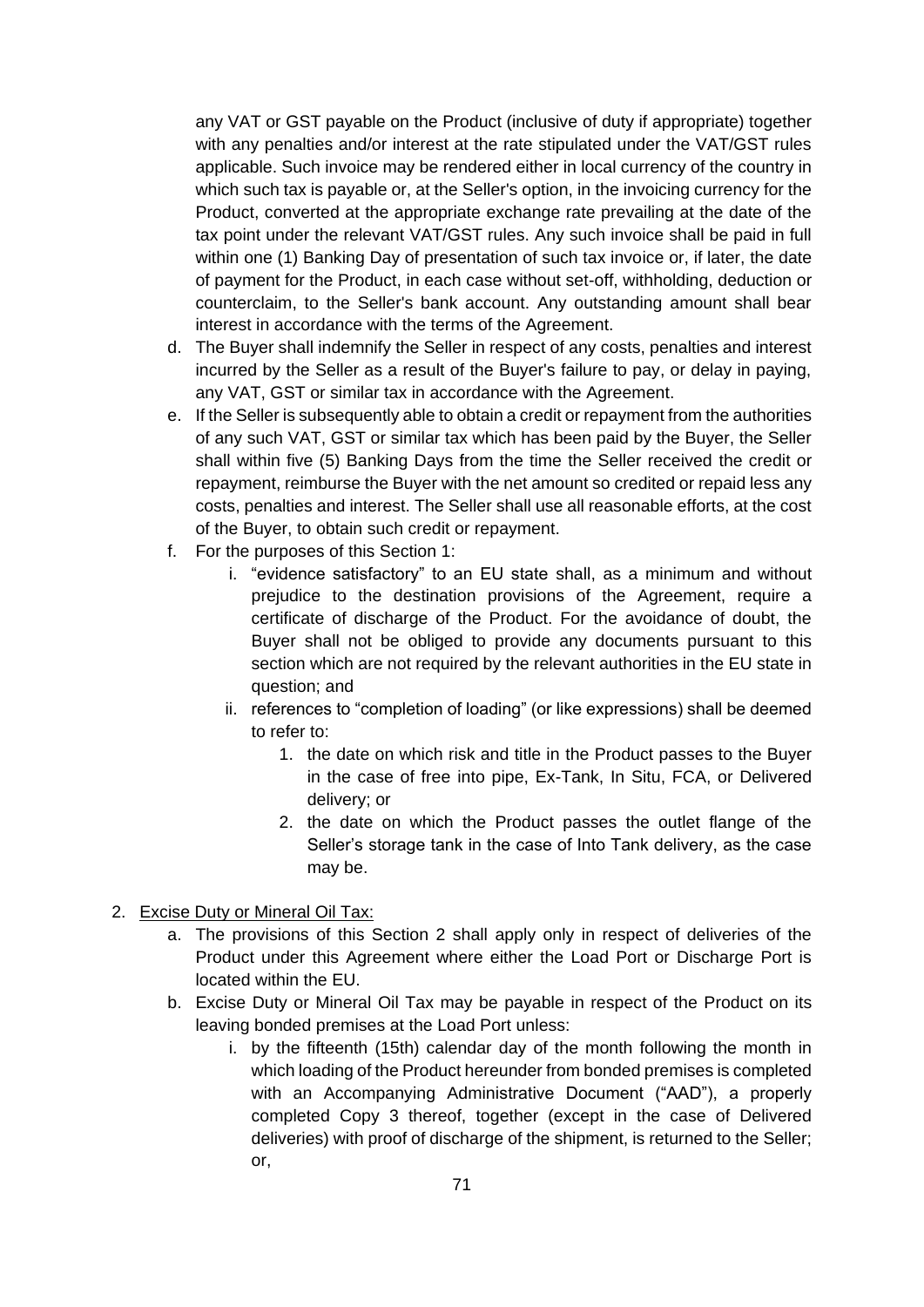any VAT or GST payable on the Product (inclusive of duty if appropriate) together with any penalties and/or interest at the rate stipulated under the VAT/GST rules applicable. Such invoice may be rendered either in local currency of the country in which such tax is payable or, at the Seller's option, in the invoicing currency for the Product, converted at the appropriate exchange rate prevailing at the date of the tax point under the relevant VAT/GST rules. Any such invoice shall be paid in full within one (1) Banking Day of presentation of such tax invoice or, if later, the date of payment for the Product, in each case without set-off, withholding, deduction or counterclaim, to the Seller's bank account. Any outstanding amount shall bear interest in accordance with the terms of the Agreement.

d. The Buyer shall indemnify the Seller in respect of any costs, penalties and interest incurred by the Seller as a result of the Buyer's failure to pay, or delay in paying, any VAT, GST or similar tax in accordance with the Agreement.

e. If the Seller is subsequently able to obtain a credit or repayment from the authorities of any such VAT, GST or similar tax which has been paid by the Buyer, the Seller shall within five (5) Banking Days from the time the Seller received the credit or repayment, reimburse the Buyer with the net amount so credited or repaid less any costs, penalties and interest. The Seller shall use all reasonable efforts, at the cost of the Buyer, to obtain such credit or repayment.

f. For the purposes of this Section 1:

   i. "evidence satisfactory" to an EU state shall, as a minimum and without prejudice to the destination provisions of the Agreement, require a certificate of discharge of the Product. For the avoidance of doubt, the Buyer shall not be obliged to provide any documents pursuant to this section which are not required by the relevant authorities in the EU state in question; and

   ii. references to "completion of loading" (or like expressions) shall be deemed to refer to:

      1. the date on which risk and title in the Product passes to the Buyer in the case of free into pipe, Ex-Tank, In Situ, FCA, or Delivered delivery; or

      2. the date on which the Product passes the outlet flange of the Seller's storage tank in the case of Into Tank delivery, as the case may be.

2. <u>Excise Duty or Mineral Oil Tax:</u>

   a. The provisions of this Section 2 shall apply only in respect of deliveries of the Product under this Agreement where either the Load Port or Discharge Port is located within the EU.

   b. Excise Duty or Mineral Oil Tax may be payable in respect of the Product on its leaving bonded premises at the Load Port unless:

      i. by the fifteenth (15th) calendar day of the month following the month in which loading of the Product hereunder from bonded premises is completed with an Accompanying Administrative Document ("AAD"), a properly completed Copy 3 thereof, together (except in the case of Delivered deliveries) with proof of discharge of the shipment, is returned to the Seller; or,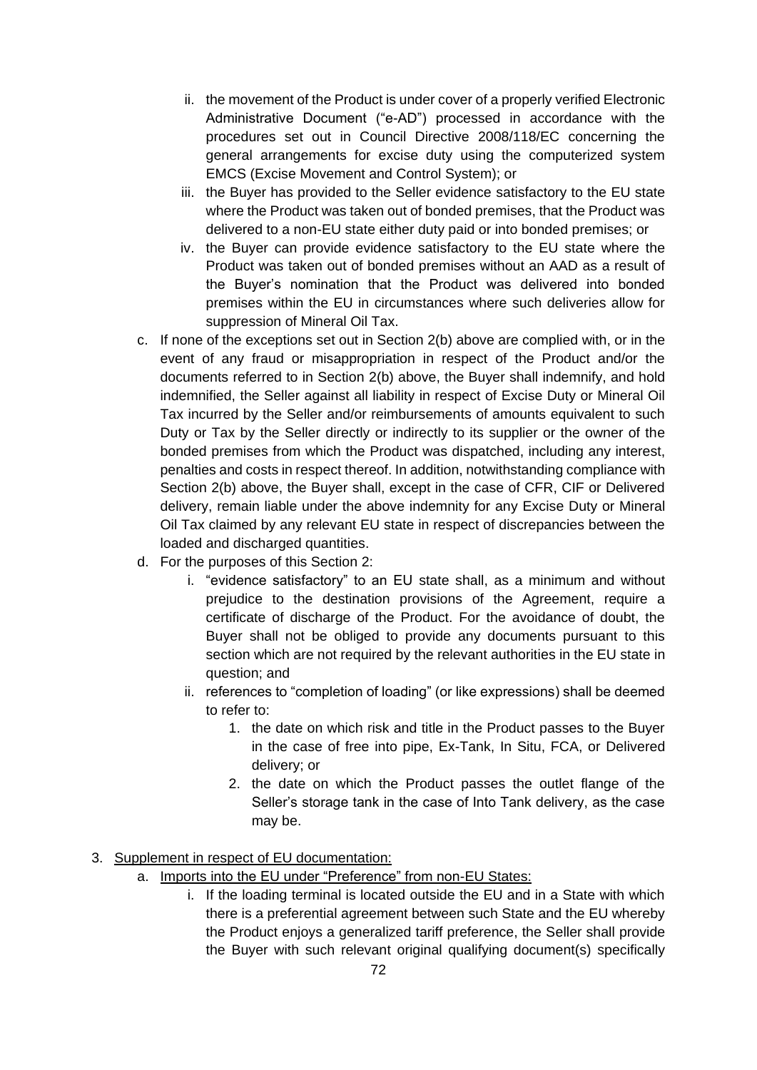ii. the movement of the Product is under cover of a properly verified Electronic Administrative Document ("e-AD") processed in accordance with the procedures set out in Council Directive 2008/118/EC concerning the general arrangements for excise duty using the computerized system EMCS (Excise Movement and Control System); or
   iii. the Buyer has provided to the Seller evidence satisfactory to the EU state where the Product was taken out of bonded premises, that the Product was delivered to a non-EU state either duty paid or into bonded premises; or
   iv. the Buyer can provide evidence satisfactory to the EU state where the Product was taken out of bonded premises without an AAD as a result of the Buyer's nomination that the Product was delivered into bonded premises within the EU in circumstances where such deliveries allow for suppression of Mineral Oil Tax.

c. If none of the exceptions set out in Section 2(b) above are complied with, or in the event of any fraud or misappropriation in respect of the Product and/or the documents referred to in Section 2(b) above, the Buyer shall indemnify, and hold indemnified, the Seller against all liability in respect of Excise Duty or Mineral Oil Tax incurred by the Seller and/or reimbursements of amounts equivalent to such Duty or Tax by the Seller directly or indirectly to its supplier or the owner of the bonded premises from which the Product was dispatched, including any interest, penalties and costs in respect thereof. In addition, notwithstanding compliance with Section 2(b) above, the Buyer shall, except in the case of CFR, CIF or Delivered delivery, remain liable under the above indemnity for any Excise Duty or Mineral Oil Tax claimed by any relevant EU state in respect of discrepancies between the loaded and discharged quantities.

d. For the purposes of this Section 2:
   i. "evidence satisfactory" to an EU state shall, as a minimum and without prejudice to the destination provisions of the Agreement, require a certificate of discharge of the Product. For the avoidance of doubt, the Buyer shall not be obliged to provide any documents pursuant to this section which are not required by the relevant authorities in the EU state in question; and
   ii. references to "completion of loading" (or like expressions) shall be deemed to refer to:
      1. the date on which risk and title in the Product passes to the Buyer in the case of free into pipe, Ex-Tank, In Situ, FCA, or Delivered delivery; or
      2. the date on which the Product passes the outlet flange of the Seller's storage tank in the case of Into Tank delivery, as the case may be.

3. <u>Supplement in respect of EU documentation:</u>
   a. <u>Imports into the EU under "Preference" from non-EU States:</u>
      i. If the loading terminal is located outside the EU and in a State with which there is a preferential agreement between such State and the EU whereby the Product enjoys a generalized tariff preference, the Seller shall provide the Buyer with such relevant original qualifying document(s) specifically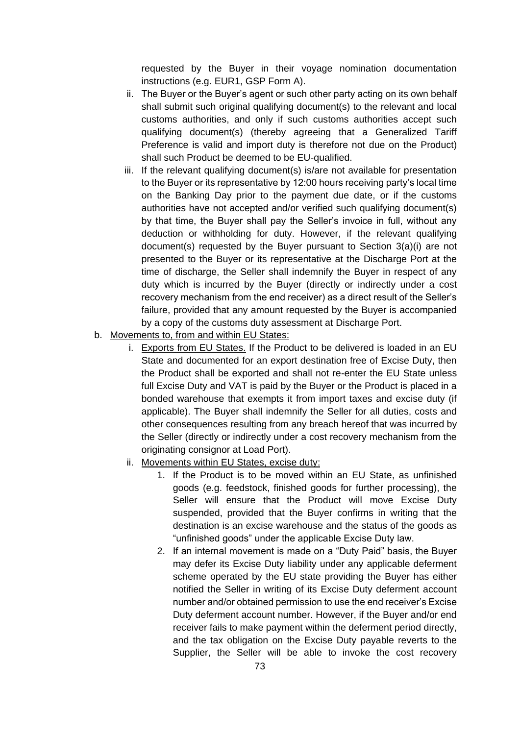requested by the Buyer in their voyage nomination documentation instructions (e.g. EUR1, GSP Form A).

ii. The Buyer or the Buyer's agent or such other party acting on its own behalf shall submit such original qualifying document(s) to the relevant and local customs authorities, and only if such customs authorities accept such qualifying document(s) (thereby agreeing that a Generalized Tariff Preference is valid and import duty is therefore not due on the Product) shall such Product be deemed to be EU-qualified.

iii. If the relevant qualifying document(s) is/are not available for presentation to the Buyer or its representative by 12:00 hours receiving party's local time on the Banking Day prior to the payment due date, or if the customs authorities have not accepted and/or verified such qualifying document(s) by that time, the Buyer shall pay the Seller's invoice in full, without any deduction or withholding for duty. However, if the relevant qualifying document(s) requested by the Buyer pursuant to Section 3(a)(i) are not presented to the Buyer or its representative at the Discharge Port at the time of discharge, the Seller shall indemnify the Buyer in respect of any duty which is incurred by the Buyer (directly or indirectly under a cost recovery mechanism from the end receiver) as a direct result of the Seller's failure, provided that any amount requested by the Buyer is accompanied by a copy of the customs duty assessment at Discharge Port.

b. <u>Movements to, from and within EU States:</u>

i. <u>Exports from EU States.</u> If the Product to be delivered is loaded in an EU State and documented for an export destination free of Excise Duty, then the Product shall be exported and shall not re-enter the EU State unless full Excise Duty and VAT is paid by the Buyer or the Product is placed in a bonded warehouse that exempts it from import taxes and excise duty (if applicable). The Buyer shall indemnify the Seller for all duties, costs and other consequences resulting from any breach hereof that was incurred by the Seller (directly or indirectly under a cost recovery mechanism from the originating consignor at Load Port).

ii. <u>Movements within EU States, excise duty:</u>

1. If the Product is to be moved within an EU State, as unfinished goods (e.g. feedstock, finished goods for further processing), the Seller will ensure that the Product will move Excise Duty suspended, provided that the Buyer confirms in writing that the destination is an excise warehouse and the status of the goods as "unfinished goods" under the applicable Excise Duty law.

2. If an internal movement is made on a "Duty Paid" basis, the Buyer may defer its Excise Duty liability under any applicable deferment scheme operated by the EU state providing the Buyer has either notified the Seller in writing of its Excise Duty deferment account number and/or obtained permission to use the end receiver's Excise Duty deferment account number. However, if the Buyer and/or end receiver fails to make payment within the deferment period directly, and the tax obligation on the Excise Duty payable reverts to the Supplier, the Seller will be able to invoke the cost recovery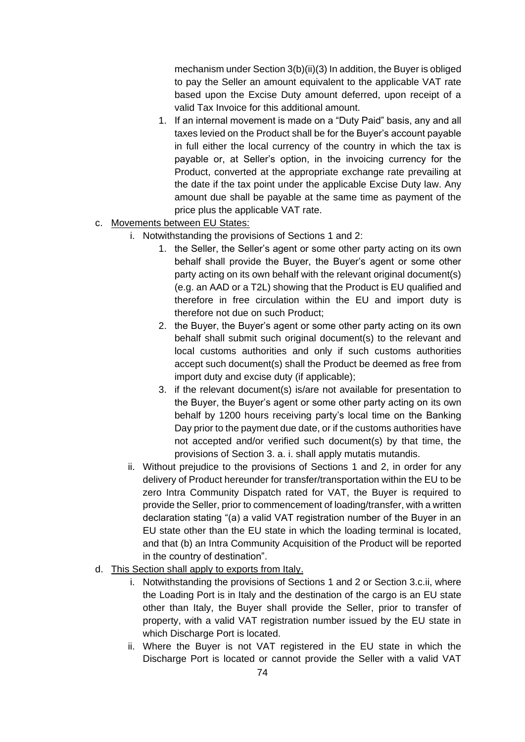mechanism under Section 3(b)(ii)(3) In addition, the Buyer is obliged to pay the Seller an amount equivalent to the applicable VAT rate based upon the Excise Duty amount deferred, upon receipt of a valid Tax Invoice for this additional amount.

1. If an internal movement is made on a "Duty Paid" basis, any and all taxes levied on the Product shall be for the Buyer's account payable in full either the local currency of the country in which the tax is payable or, at Seller's option, in the invoicing currency for the Product, converted at the appropriate exchange rate prevailing at the date if the tax point under the applicable Excise Duty law. Any amount due shall be payable at the same time as payment of the price plus the applicable VAT rate.

c. <u>Movements between EU States:</u>
   i. Notwithstanding the provisions of Sections 1 and 2:
      1. the Seller, the Seller's agent or some other party acting on its own behalf shall provide the Buyer, the Buyer's agent or some other party acting on its own behalf with the relevant original document(s) (e.g. an AAD or a T2L) showing that the Product is EU qualified and therefore in free circulation within the EU and import duty is therefore not due on such Product;
      2. the Buyer, the Buyer's agent or some other party acting on its own behalf shall submit such original document(s) to the relevant and local customs authorities and only if such customs authorities accept such document(s) shall the Product be deemed as free from import duty and excise duty (if applicable);
      3. if the relevant document(s) is/are not available for presentation to the Buyer, the Buyer's agent or some other party acting on its own behalf by 1200 hours receiving party's local time on the Banking Day prior to the payment due date, or if the customs authorities have not accepted and/or verified such document(s) by that time, the provisions of Section 3. a. i. shall apply mutatis mutandis.
   ii. Without prejudice to the provisions of Sections 1 and 2, in order for any delivery of Product hereunder for transfer/transportation within the EU to be zero Intra Community Dispatch rated for VAT, the Buyer is required to provide the Seller, prior to commencement of loading/transfer, with a written declaration stating "(a) a valid VAT registration number of the Buyer in an EU state other than the EU state in which the loading terminal is located, and that (b) an Intra Community Acquisition of the Product will be reported in the country of destination".

d. <u>This Section shall apply to exports from Italy.</u>
   i. Notwithstanding the provisions of Sections 1 and 2 or Section 3.c.ii, where the Loading Port is in Italy and the destination of the cargo is an EU state other than Italy, the Buyer shall provide the Seller, prior to transfer of property, with a valid VAT registration number issued by the EU state in which Discharge Port is located.
   ii. Where the Buyer is not VAT registered in the EU state in which the Discharge Port is located or cannot provide the Seller with a valid VAT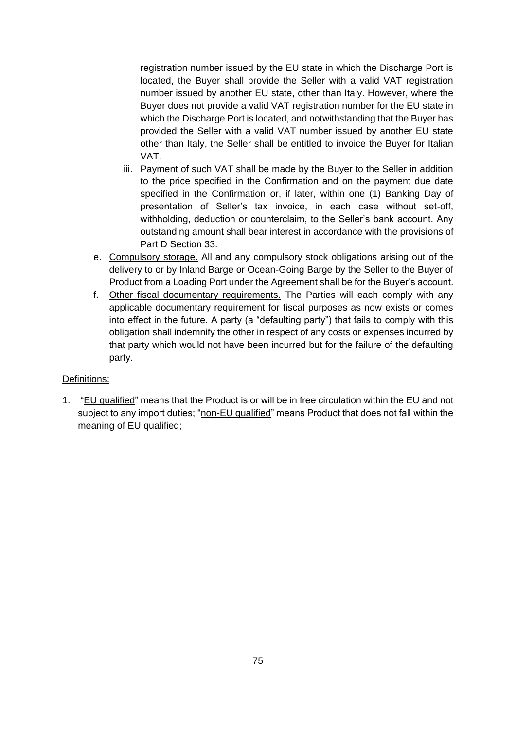registration number issued by the EU state in which the Discharge Port is located, the Buyer shall provide the Seller with a valid VAT registration number issued by another EU state, other than Italy. However, where the Buyer does not provide a valid VAT registration number for the EU state in which the Discharge Port is located, and notwithstanding that the Buyer has provided the Seller with a valid VAT number issued by another EU state other than Italy, the Seller shall be entitled to invoice the Buyer for Italian VAT.

   iii. Payment of such VAT shall be made by the Buyer to the Seller in addition to the price specified in the Confirmation and on the payment due date specified in the Confirmation or, if later, within one (1) Banking Day of presentation of Seller's tax invoice, in each case without set-off, withholding, deduction or counterclaim, to the Seller's bank account. Any outstanding amount shall bear interest in accordance with the provisions of Part D Section 33.

e. <u>Compulsory storage.</u> All and any compulsory stock obligations arising out of the delivery to or by Inland Barge or Ocean-Going Barge by the Seller to the Buyer of Product from a Loading Port under the Agreement shall be for the Buyer's account.

f. <u>Other fiscal documentary requirements.</u> The Parties will each comply with any applicable documentary requirement for fiscal purposes as now exists or comes into effect in the future. A party (a "defaulting party") that fails to comply with this obligation shall indemnify the other in respect of any costs or expenses incurred by that party which would not have been incurred but for the failure of the defaulting party.

<u>Definitions:</u>

1. "<u>EU qualified</u>" means that the Product is or will be in free circulation within the EU and not subject to any import duties; "<u>non-EU qualified</u>" means Product that does not fall within the meaning of EU qualified;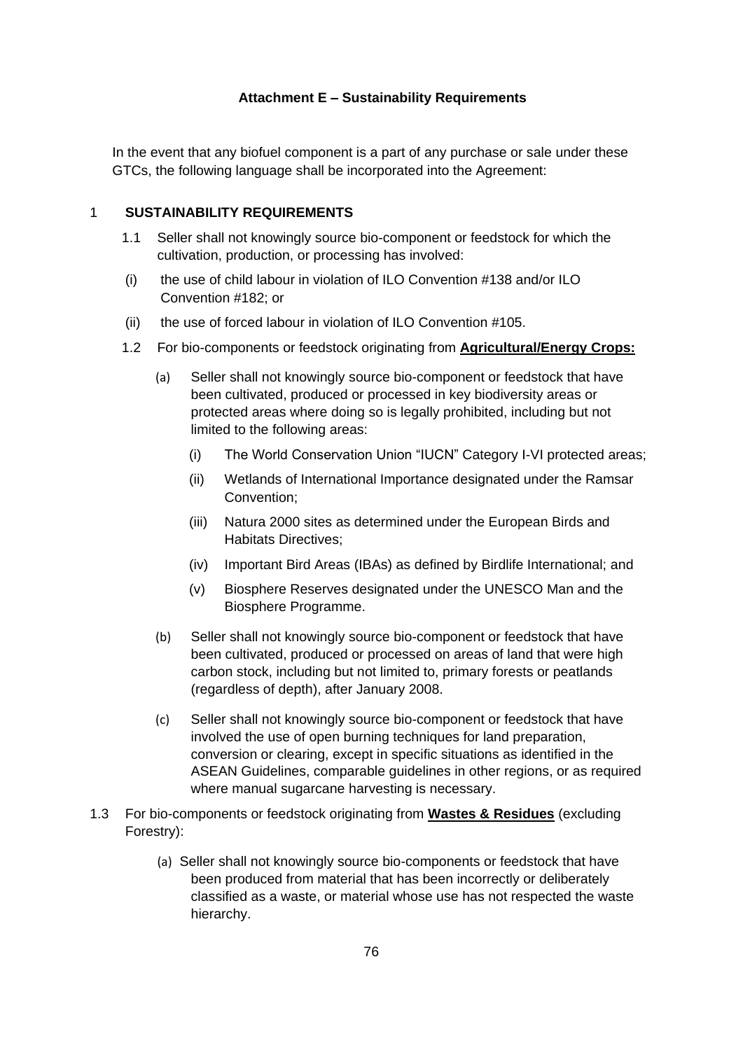## Attachment E – Sustainability Requirements

In the event that any biofuel component is a part of any purchase or sale under these GTCs, the following language shall be incorporated into the Agreement:

### 1 SUSTAINABILITY REQUIREMENTS

1.1 Seller shall not knowingly source bio-component or feedstock for which the cultivation, production, or processing has involved:

(i) the use of child labour in violation of ILO Convention #138 and/or ILO Convention #182; or

(ii) the use of forced labour in violation of ILO Convention #105.

1.2 For bio-components or feedstock originating from **Agricultural/Energy Crops:**

(a) Seller shall not knowingly source bio-component or feedstock that have been cultivated, produced or processed in key biodiversity areas or protected areas where doing so is legally prohibited, including but not limited to the following areas:

(i) The World Conservation Union "IUCN" Category I-VI protected areas;

(ii) Wetlands of International Importance designated under the Ramsar Convention;

(iii) Natura 2000 sites as determined under the European Birds and Habitats Directives;

(iv) Important Bird Areas (IBAs) as defined by Birdlife International; and

(v) Biosphere Reserves designated under the UNESCO Man and the Biosphere Programme.

(b) Seller shall not knowingly source bio-component or feedstock that have been cultivated, produced or processed on areas of land that were high carbon stock, including but not limited to, primary forests or peatlands (regardless of depth), after January 2008.

(c) Seller shall not knowingly source bio-component or feedstock that have involved the use of open burning techniques for land preparation, conversion or clearing, except in specific situations as identified in the ASEAN Guidelines, comparable guidelines in other regions, or as required where manual sugarcane harvesting is necessary.

1.3 For bio-components or feedstock originating from **Wastes & Residues** (excluding Forestry):

(a) Seller shall not knowingly source bio-components or feedstock that have been produced from material that has been incorrectly or deliberately classified as a waste, or material whose use has not respected the waste hierarchy.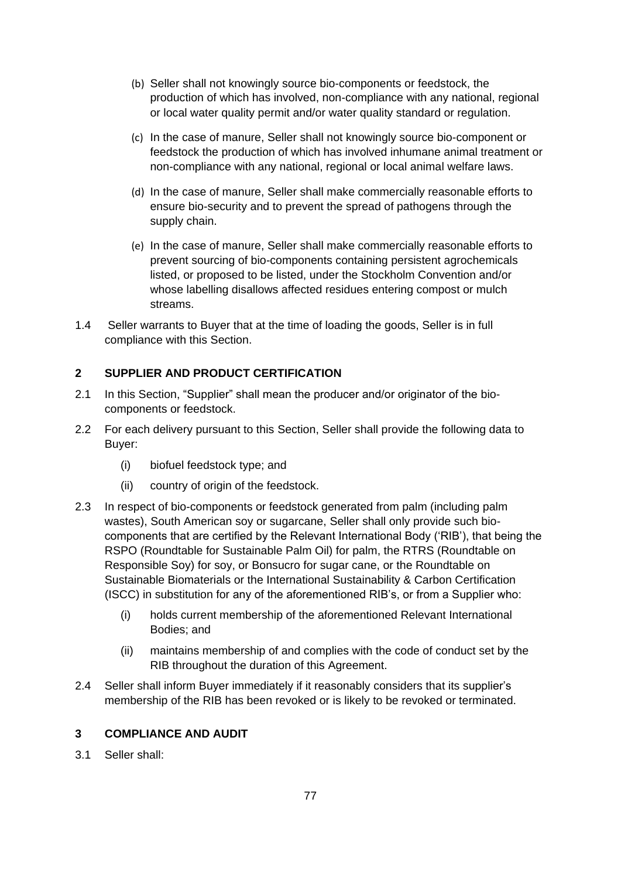(b) Seller shall not knowingly source bio-components or feedstock, the production of which has involved, non-compliance with any national, regional or local water quality permit and/or water quality standard or regulation.

(c) In the case of manure, Seller shall not knowingly source bio-component or feedstock the production of which has involved inhumane animal treatment or non-compliance with any national, regional or local animal welfare laws.

(d) In the case of manure, Seller shall make commercially reasonable efforts to ensure bio-security and to prevent the spread of pathogens through the supply chain.

(e) In the case of manure, Seller shall make commercially reasonable efforts to prevent sourcing of bio-components containing persistent agrochemicals listed, or proposed to be listed, under the Stockholm Convention and/or whose labelling disallows affected residues entering compost or mulch streams.

1.4 Seller warrants to Buyer that at the time of loading the goods, Seller is in full compliance with this Section.

## 2 SUPPLIER AND PRODUCT CERTIFICATION

2.1 In this Section, "Supplier" shall mean the producer and/or originator of the bio-components or feedstock.

2.2 For each delivery pursuant to this Section, Seller shall provide the following data to Buyer:

(i) biofuel feedstock type; and

(ii) country of origin of the feedstock.

2.3 In respect of bio-components or feedstock generated from palm (including palm wastes), South American soy or sugarcane, Seller shall only provide such bio-components that are certified by the Relevant International Body ('RIB'), that being the RSPO (Roundtable for Sustainable Palm Oil) for palm, the RTRS (Roundtable on Responsible Soy) for soy, or Bonsucro for sugar cane, or the Roundtable on Sustainable Biomaterials or the International Sustainability & Carbon Certification (ISCC) in substitution for any of the aforementioned RIB's, or from a Supplier who:

(i) holds current membership of the aforementioned Relevant International Bodies; and

(ii) maintains membership of and complies with the code of conduct set by the RIB throughout the duration of this Agreement.

2.4 Seller shall inform Buyer immediately if it reasonably considers that its supplier's membership of the RIB has been revoked or is likely to be revoked or terminated.

## 3 COMPLIANCE AND AUDIT

3.1 Seller shall: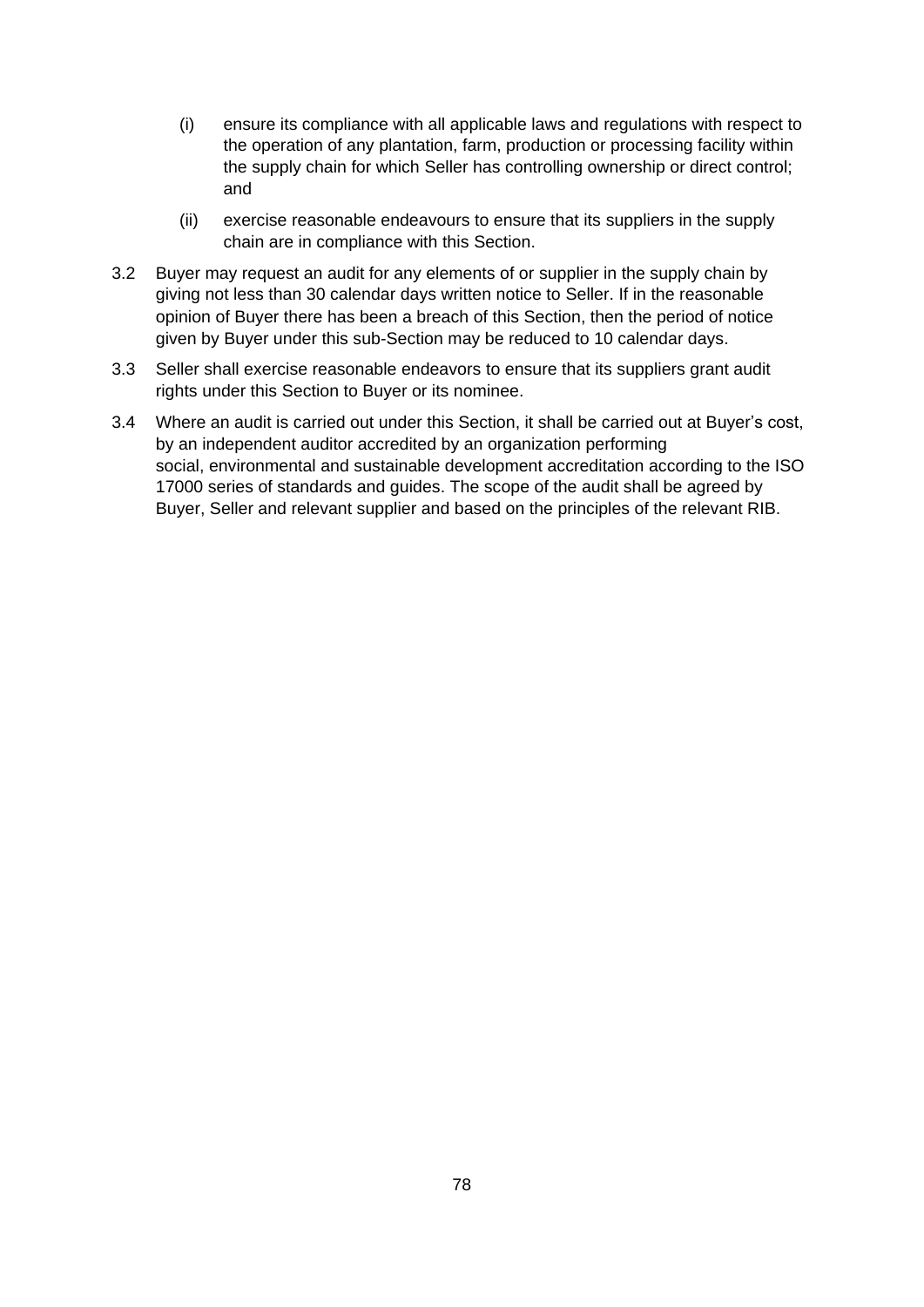(i) ensure its compliance with all applicable laws and regulations with respect to the operation of any plantation, farm, production or processing facility within the supply chain for which Seller has controlling ownership or direct control; and

(ii) exercise reasonable endeavours to ensure that its suppliers in the supply chain are in compliance with this Section.

3.2 Buyer may request an audit for any elements of or supplier in the supply chain by giving not less than 30 calendar days written notice to Seller. If in the reasonable opinion of Buyer there has been a breach of this Section, then the period of notice given by Buyer under this sub-Section may be reduced to 10 calendar days.

3.3 Seller shall exercise reasonable endeavors to ensure that its suppliers grant audit rights under this Section to Buyer or its nominee.

3.4 Where an audit is carried out under this Section, it shall be carried out at Buyer's cost, by an independent auditor accredited by an organization performing social, environmental and sustainable development accreditation according to the ISO 17000 series of standards and guides. The scope of the audit shall be agreed by Buyer, Seller and relevant supplier and based on the principles of the relevant RIB.